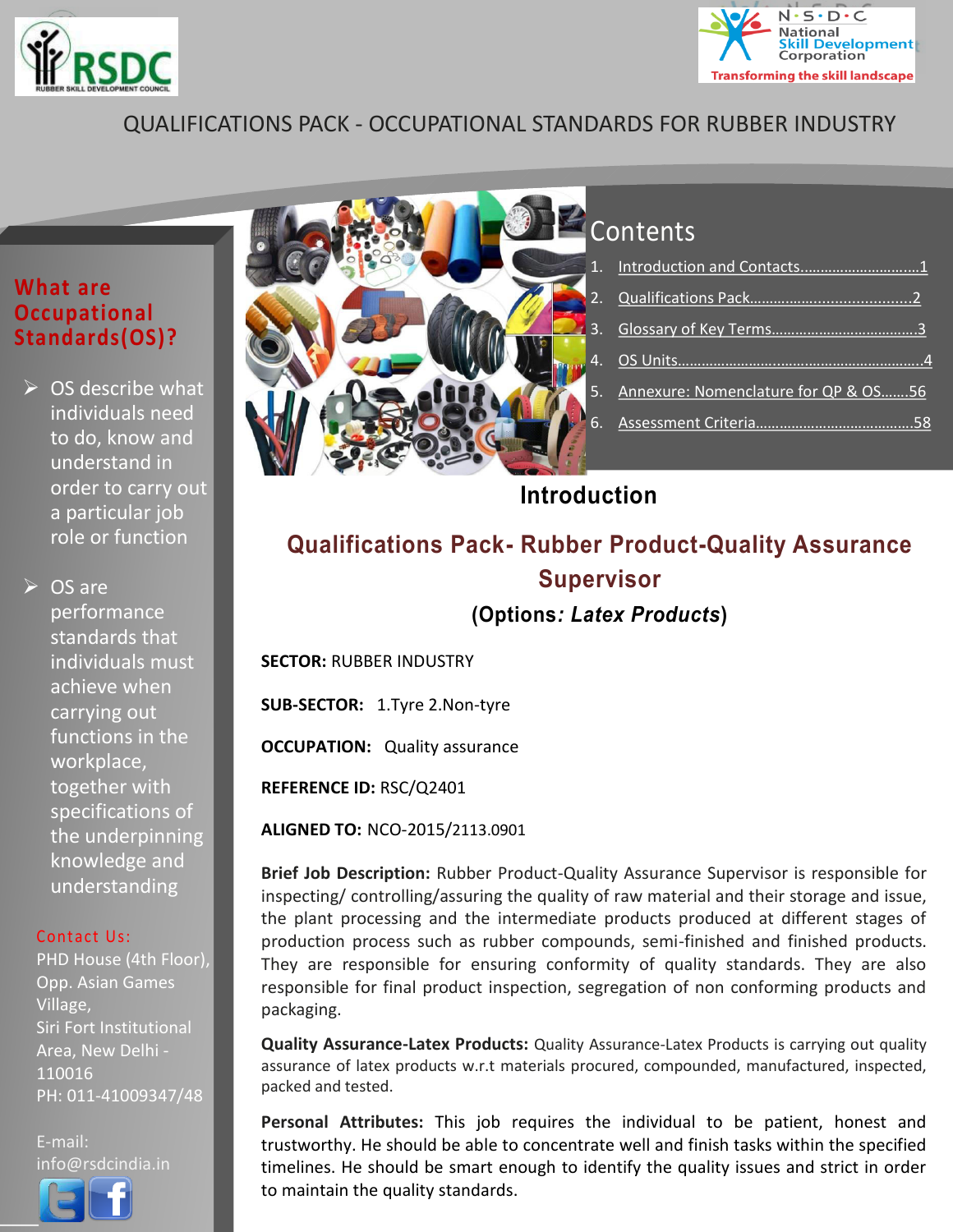QUALIFICATIONS PACK - OCCUPATIONAL STANDARDS FOR RUBBER INDUSTRY

## What are Occupational Standards(OS)?

- OS describe what individuals need to do, know and understand in order to carry out a particular job role or function
- OS are performance standards that individuals must achieve when carrying out functions in the workplace, together with specifications of the underpinning knowledge and understanding

**Contact Us:**
PHD House (4th Floor), Opp. Asian Games Village,
Siri Fort Institutional Area, New Delhi - 110016
PH: 011-41009347/48

E-mail: info@rsdcindia.in

## Contents

1. Introduction and Contacts..............................1
2. Qualifications Pack.......................................2
3. Glossary of Key Terms...................................3
4. OS Units.......................................................4
5. Annexure: Nomenclature for QP & OS.......56
6. Assessment Criteria.......................................58

# Introduction

## Qualifications Pack- Rubber Product-Quality Assurance Supervisor

### (Options*: Latex Products*)

**SECTOR:** RUBBER INDUSTRY

**SUB-SECTOR:** 1.Tyre 2.Non-tyre

**OCCUPATION:** Quality assurance

**REFERENCE ID:** RSC/Q2401

**ALIGNED TO:** NCO-2015/2113.0901

**Brief Job Description:** Rubber Product-Quality Assurance Supervisor is responsible for inspecting/ controlling/assuring the quality of raw material and their storage and issue, the plant processing and the intermediate products produced at different stages of production process such as rubber compounds, semi-finished and finished products. They are responsible for ensuring conformity of quality standards. They are also responsible for final product inspection, segregation of non conforming products and packaging.

**Quality Assurance-Latex Products:** Quality Assurance-Latex Products is carrying out quality assurance of latex products w.r.t materials procured, compounded, manufactured, inspected, packed and tested.

**Personal Attributes:** This job requires the individual to be patient, honest and trustworthy. He should be able to concentrate well and finish tasks within the specified timelines. He should be smart enough to identify the quality issues and strict in order to maintain the quality standards.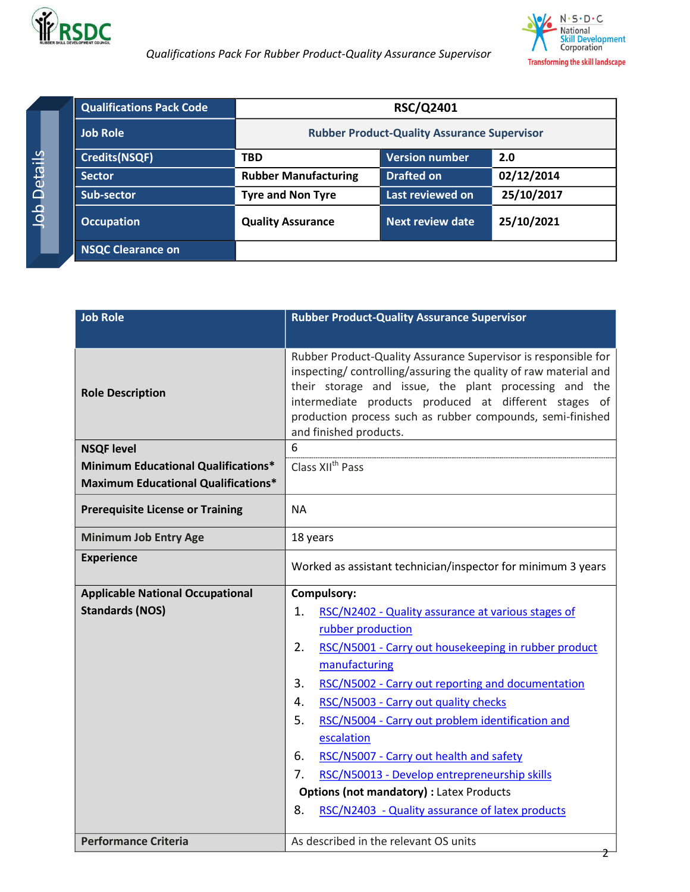Job Details

| Qualifications Pack Code | RSC/Q2401 | | |
|---|---|---|---|
| Job Role | Rubber Product-Quality Assurance Supervisor | | |
| Credits(NSQF) | TBD | Version number | 2.0 |
| Sector | Rubber Manufacturing | Drafted on | 02/12/2014 |
| Sub-sector | Tyre and Non Tyre | Last reviewed on | 25/10/2017 |
| Occupation | Quality Assurance | Next review date | 25/10/2021 |
| NSQC Clearance on | | | |

| Job Role | Rubber Product-Quality Assurance Supervisor |
|---|---|
| Role Description | Rubber Product-Quality Assurance Supervisor is responsible for inspecting/ controlling/assuring the quality of raw material and their storage and issue, the plant processing and the intermediate products produced at different stages of production process such as rubber compounds, semi-finished and finished products. |
| NSQF level | 6 |
| Minimum Educational Qualifications* <br> Maximum Educational Qualifications* | Class XII[th] Pass |
| Prerequisite License or Training | NA |
| Minimum Job Entry Age | 18 years |
| Experience | Worked as assistant technician/inspector for minimum 3 years |
| Applicable National Occupational Standards (NOS) | **Compulsory:** <br> 1. RSC/N2402 - Quality assurance at various stages of rubber production <br> 2. RSC/N5001 - Carry out housekeeping in rubber product manufacturing <br> 3. RSC/N5002 - Carry out reporting and documentation <br> 4. RSC/N5003 - Carry out quality checks <br> 5. RSC/N5004 - Carry out problem identification and escalation <br> 6. RSC/N5007 - Carry out health and safety <br> 7. RSC/N50013 - Develop entrepreneurship skills <br> **Options (not mandatory) :** Latex Products <br> 8. RSC/N2403 - Quality assurance of latex products |
| Performance Criteria | As described in the relevant OS units |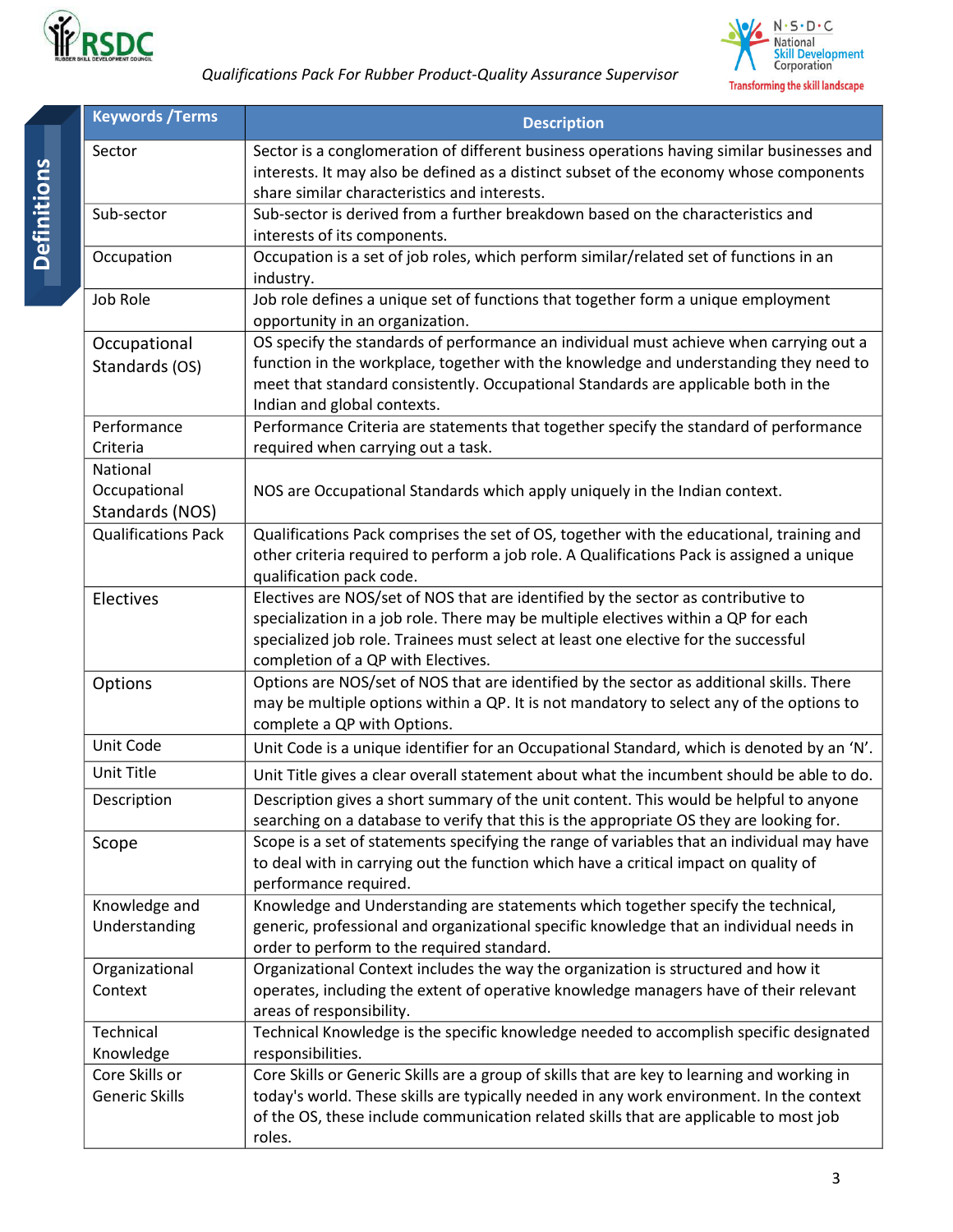## Definitions

| Keywords /Terms | Description |
|---|---|
| Sector | Sector is a conglomeration of different business operations having similar businesses and interests. It may also be defined as a distinct subset of the economy whose components share similar characteristics and interests. |
| Sub-sector | Sub-sector is derived from a further breakdown based on the characteristics and interests of its components. |
| Occupation | Occupation is a set of job roles, which perform similar/related set of functions in an industry. |
| Job Role | Job role defines a unique set of functions that together form a unique employment opportunity in an organization. |
| Occupational Standards (OS) | OS specify the standards of performance an individual must achieve when carrying out a function in the workplace, together with the knowledge and understanding they need to meet that standard consistently. Occupational Standards are applicable both in the Indian and global contexts. |
| Performance Criteria | Performance Criteria are statements that together specify the standard of performance required when carrying out a task. |
| National Occupational Standards (NOS) | NOS are Occupational Standards which apply uniquely in the Indian context. |
| Qualifications Pack | Qualifications Pack comprises the set of OS, together with the educational, training and other criteria required to perform a job role. A Qualifications Pack is assigned a unique qualification pack code. |
| Electives | Electives are NOS/set of NOS that are identified by the sector as contributive to specialization in a job role. There may be multiple electives within a QP for each specialized job role. Trainees must select at least one elective for the successful completion of a QP with Electives. |
| Options | Options are NOS/set of NOS that are identified by the sector as additional skills. There may be multiple options within a QP. It is not mandatory to select any of the options to complete a QP with Options. |
| Unit Code | Unit Code is a unique identifier for an Occupational Standard, which is denoted by an 'N'. |
| Unit Title | Unit Title gives a clear overall statement about what the incumbent should be able to do. |
| Description | Description gives a short summary of the unit content. This would be helpful to anyone searching on a database to verify that this is the appropriate OS they are looking for. |
| Scope | Scope is a set of statements specifying the range of variables that an individual may have to deal with in carrying out the function which have a critical impact on quality of performance required. |
| Knowledge and Understanding | Knowledge and Understanding are statements which together specify the technical, generic, professional and organizational specific knowledge that an individual needs in order to perform to the required standard. |
| Organizational Context | Organizational Context includes the way the organization is structured and how it operates, including the extent of operative knowledge managers have of their relevant areas of responsibility. |
| Technical Knowledge | Technical Knowledge is the specific knowledge needed to accomplish specific designated responsibilities. |
| Core Skills or Generic Skills | Core Skills or Generic Skills are a group of skills that are key to learning and working in today's world. These skills are typically needed in any work environment. In the context of the OS, these include communication related skills that are applicable to most job roles. |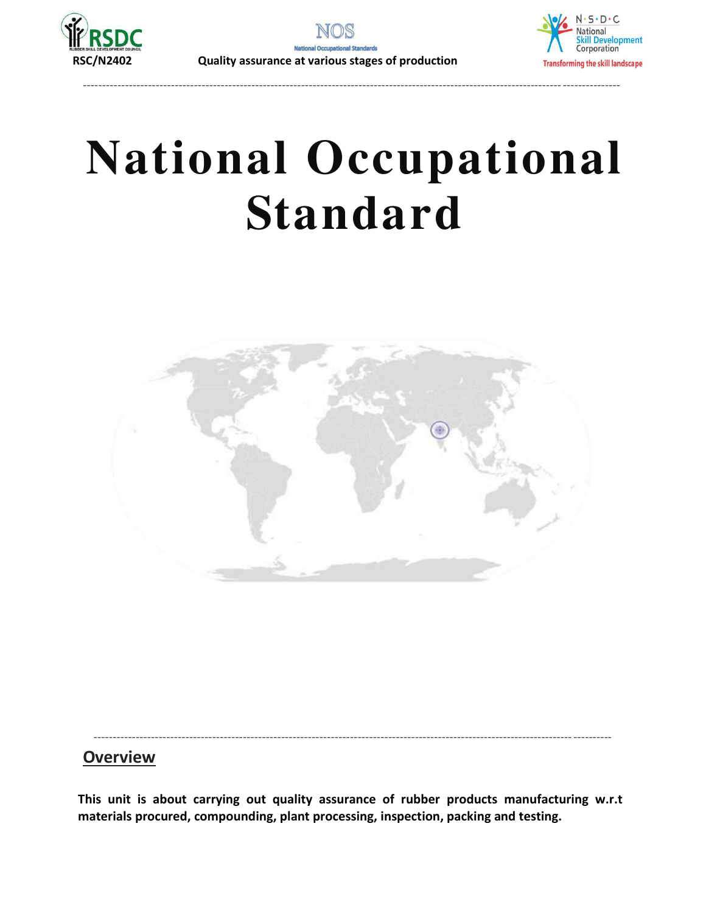# National Occupational Standard

## Overview

**This unit is about carrying out quality assurance of rubber products manufacturing w.r.t materials procured, compounding, plant processing, inspection, packing and testing.**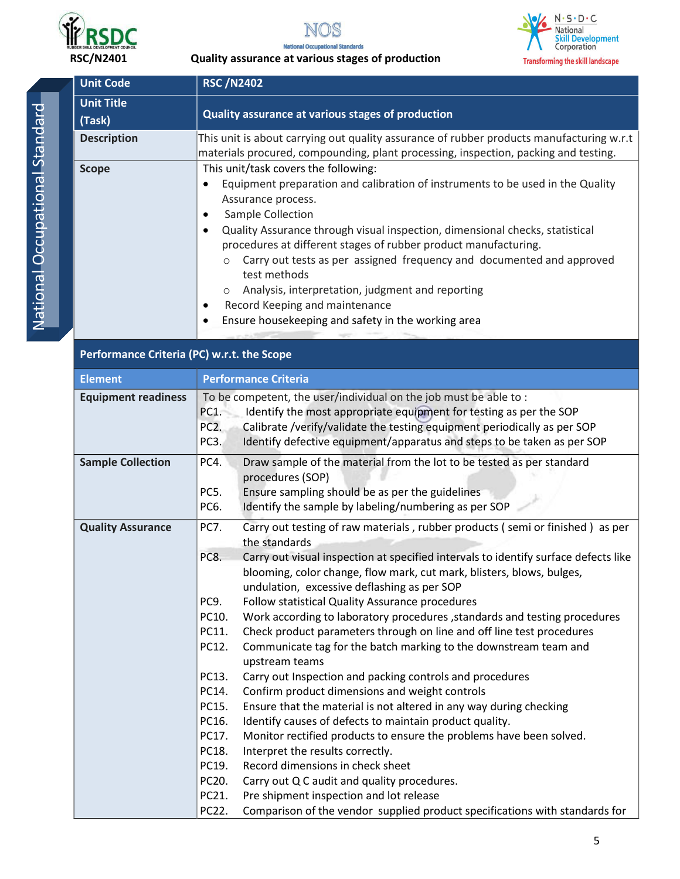| Unit Code | RSC /N2402 |
|---|---|
| Unit Title (Task) | Quality assurance at various stages of production |
| Description | This unit is about carrying out quality assurance of rubber products manufacturing w.r.t materials procured, compounding, plant processing, inspection, packing and testing. |
| Scope | This unit/task covers the following:<br>• Equipment preparation and calibration of instruments to be used in the Quality Assurance process.<br>• Sample Collection<br>• Quality Assurance through visual inspection, dimensional checks, statistical procedures at different stages of rubber product manufacturing.<br>  ○ Carry out tests as per assigned frequency and documented and approved test methods<br>  ○ Analysis, interpretation, judgment and reporting<br>• Record Keeping and maintenance<br>• Ensure housekeeping and safety in the working area |

**Performance Criteria (PC) w.r.t. the Scope**

| Element | Performance Criteria |
|---|---|
| Equipment readiness | To be competent, the user/individual on the job must be able to :<br>PC1. Identify the most appropriate equipment for testing as per the SOP<br>PC2. Calibrate /verify/validate the testing equipment periodically as per SOP<br>PC3. Identify defective equipment/apparatus and steps to be taken as per SOP |
| Sample Collection | PC4. Draw sample of the material from the lot to be tested as per standard procedures (SOP)<br>PC5. Ensure sampling should be as per the guidelines<br>PC6. Identify the sample by labeling/numbering as per SOP |
| Quality Assurance | PC7. Carry out testing of raw materials , rubber products ( semi or finished ) as per the standards<br>PC8. Carry out visual inspection at specified intervals to identify surface defects like blooming, color change, flow mark, cut mark, blisters, blows, bulges, undulation, excessive deflashing as per SOP<br>PC9. Follow statistical Quality Assurance procedures<br>PC10. Work according to laboratory procedures ,standards and testing procedures<br>PC11. Check product parameters through on line and off line test procedures<br>PC12. Communicate tag for the batch marking to the downstream team and upstream teams<br>PC13. Carry out Inspection and packing controls and procedures<br>PC14. Confirm product dimensions and weight controls<br>PC15. Ensure that the material is not altered in any way during checking<br>PC16. Identify causes of defects to maintain product quality.<br>PC17. Monitor rectified products to ensure the problems have been solved.<br>PC18. Interpret the results correctly.<br>PC19. Record dimensions in check sheet<br>PC20. Carry out Q C audit and quality procedures.<br>PC21. Pre shipment inspection and lot release<br>PC22. Comparison of the vendor supplied product specifications with standards for |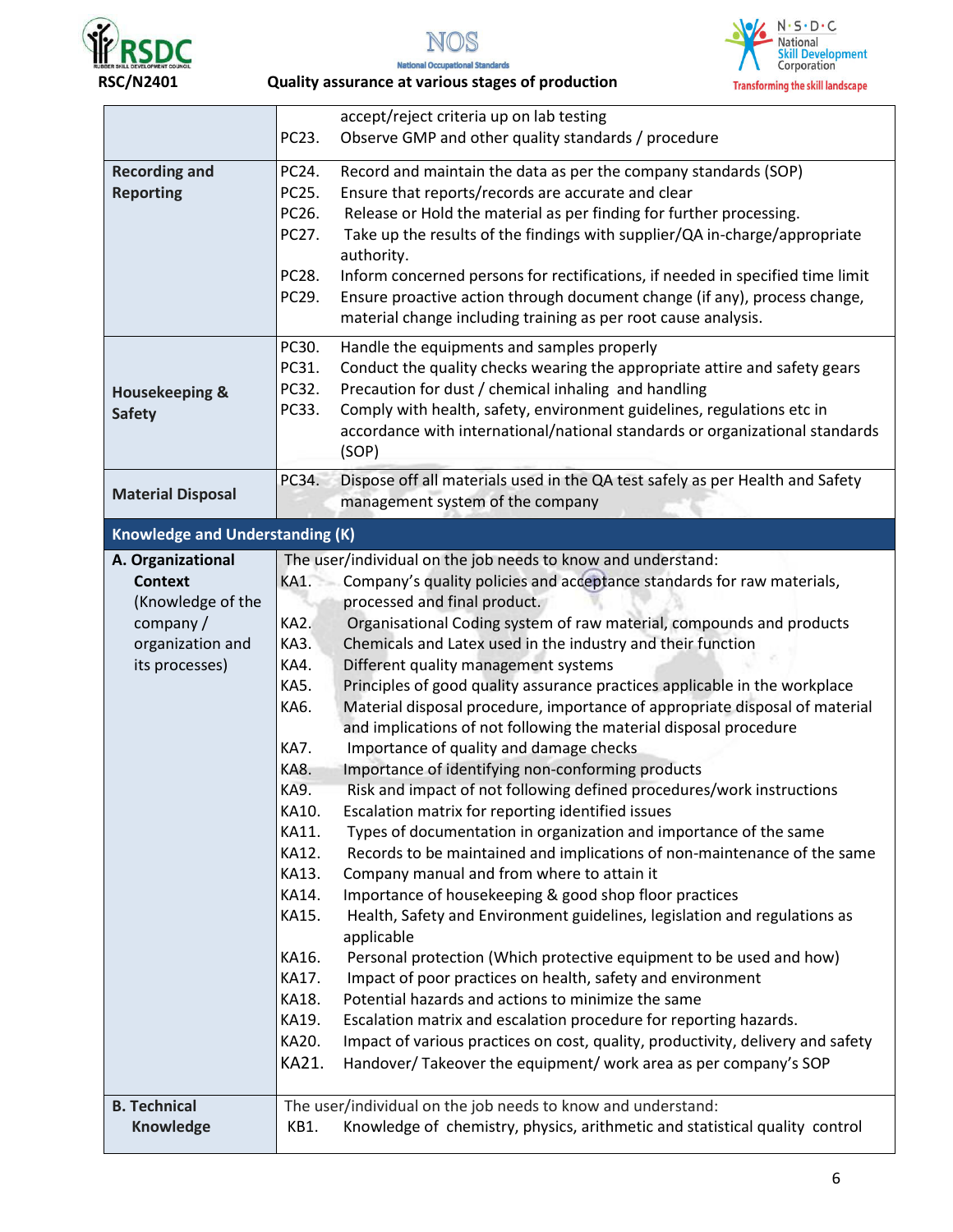| | |
|---|---|
| | accept/reject criteria up on lab testing<br>PC23. Observe GMP and other quality standards / procedure |
| **Recording and Reporting** | PC24. Record and maintain the data as per the company standards (SOP)<br>PC25. Ensure that reports/records are accurate and clear<br>PC26. Release or Hold the material as per finding for further processing.<br>PC27. Take up the results of the findings with supplier/QA in-charge/appropriate authority.<br>PC28. Inform concerned persons for rectifications, if needed in specified time limit<br>PC29. Ensure proactive action through document change (if any), process change, material change including training as per root cause analysis. |
| **Housekeeping & Safety** | PC30. Handle the equipments and samples properly<br>PC31. Conduct the quality checks wearing the appropriate attire and safety gears<br>PC32. Precaution for dust / chemical inhaling and handling<br>PC33. Comply with health, safety, environment guidelines, regulations etc in accordance with international/national standards or organizational standards (SOP) |
| **Material Disposal** | PC34. Dispose off all materials used in the QA test safely as per Health and Safety management system of the company |
| **Knowledge and Understanding (K)** | |
| **A. Organizational Context** (Knowledge of the company / organization and its processes) | The user/individual on the job needs to know and understand:<br>KA1. Company's quality policies and acceptance standards for raw materials, processed and final product.<br>KA2. Organisational Coding system of raw material, compounds and products<br>KA3. Chemicals and Latex used in the industry and their function<br>KA4. Different quality management systems<br>KA5. Principles of good quality assurance practices applicable in the workplace<br>KA6. Material disposal procedure, importance of appropriate disposal of material and implications of not following the material disposal procedure<br>KA7. Importance of quality and damage checks<br>KA8. Importance of identifying non-conforming products<br>KA9. Risk and impact of not following defined procedures/work instructions<br>KA10. Escalation matrix for reporting identified issues<br>KA11. Types of documentation in organization and importance of the same<br>KA12. Records to be maintained and implications of non-maintenance of the same<br>KA13. Company manual and from where to attain it<br>KA14. Importance of housekeeping & good shop floor practices<br>KA15. Health, Safety and Environment guidelines, legislation and regulations as applicable<br>KA16. Personal protection (Which protective equipment to be used and how)<br>KA17. Impact of poor practices on health, safety and environment<br>KA18. Potential hazards and actions to minimize the same<br>KA19. Escalation matrix and escalation procedure for reporting hazards.<br>KA20. Impact of various practices on cost, quality, productivity, delivery and safety<br>KA21. Handover/ Takeover the equipment/ work area as per company's SOP |
| **B. Technical Knowledge** | The user/individual on the job needs to know and understand:<br>KB1. Knowledge of chemistry, physics, arithmetic and statistical quality control |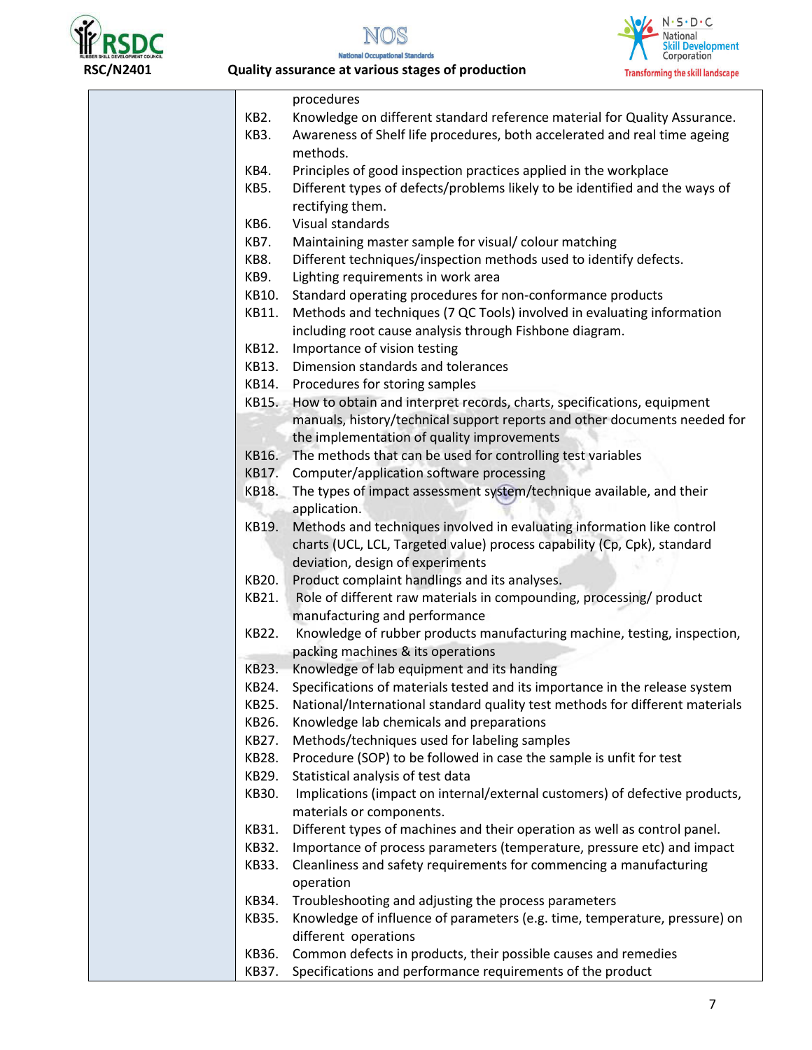| | |
|---|---|
| | procedures<br>KB2. Knowledge on different standard reference material for Quality Assurance.<br>KB3. Awareness of Shelf life procedures, both accelerated and real time ageing methods.<br>KB4. Principles of good inspection practices applied in the workplace<br>KB5. Different types of defects/problems likely to be identified and the ways of rectifying them.<br>KB6. Visual standards<br>KB7. Maintaining master sample for visual/ colour matching<br>KB8. Different techniques/inspection methods used to identify defects.<br>KB9. Lighting requirements in work area<br>KB10. Standard operating procedures for non-conformance products<br>KB11. Methods and techniques (7 QC Tools) involved in evaluating information including root cause analysis through Fishbone diagram.<br>KB12. Importance of vision testing<br>KB13. Dimension standards and tolerances<br>KB14. Procedures for storing samples<br>KB15. How to obtain and interpret records, charts, specifications, equipment manuals, history/technical support reports and other documents needed for the implementation of quality improvements<br>KB16. The methods that can be used for controlling test variables<br>KB17. Computer/application software processing<br>KB18. The types of impact assessment system/technique available, and their application.<br>KB19. Methods and techniques involved in evaluating information like control charts (UCL, LCL, Targeted value) process capability (Cp, Cpk), standard deviation, design of experiments<br>KB20. Product complaint handlings and its analyses.<br>KB21. Role of different raw materials in compounding, processing/ product manufacturing and performance<br>KB22. Knowledge of rubber products manufacturing machine, testing, inspection, packing machines & its operations<br>KB23. Knowledge of lab equipment and its handing<br>KB24. Specifications of materials tested and its importance in the release system<br>KB25. National/International standard quality test methods for different materials<br>KB26. Knowledge lab chemicals and preparations<br>KB27. Methods/techniques used for labeling samples<br>KB28. Procedure (SOP) to be followed in case the sample is unfit for test<br>KB29. Statistical analysis of test data<br>KB30. Implications (impact on internal/external customers) of defective products, materials or components.<br>KB31. Different types of machines and their operation as well as control panel.<br>KB32. Importance of process parameters (temperature, pressure etc) and impact<br>KB33. Cleanliness and safety requirements for commencing a manufacturing operation<br>KB34. Troubleshooting and adjusting the process parameters<br>KB35. Knowledge of influence of parameters (e.g. time, temperature, pressure) on different operations<br>KB36. Common defects in products, their possible causes and remedies<br>KB37. Specifications and performance requirements of the product |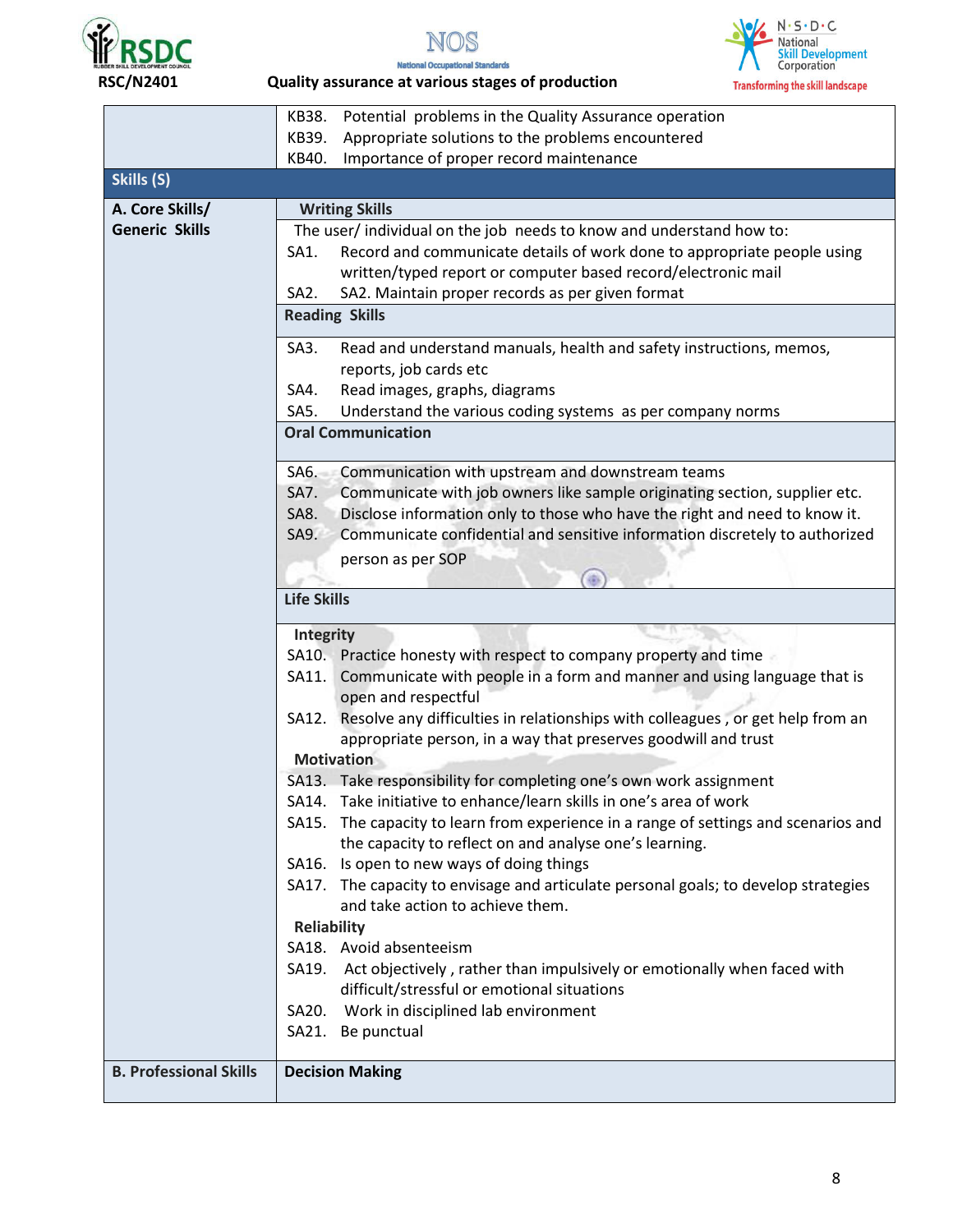| | |
|---|---|
| | KB38. Potential problems in the Quality Assurance operation<br>KB39. Appropriate solutions to the problems encountered<br>KB40. Importance of proper record maintenance |
| **Skills (S)** | |
| **A. Core Skills/ Generic Skills** | **Writing Skills** |
| | The user/ individual on the job needs to know and understand how to:<br>SA1. Record and communicate details of work done to appropriate people using written/typed report or computer based record/electronic mail<br>SA2. SA2. Maintain proper records as per given format |
| | **Reading Skills** |
| | SA3. Read and understand manuals, health and safety instructions, memos, reports, job cards etc<br>SA4. Read images, graphs, diagrams<br>SA5. Understand the various coding systems as per company norms |
| | **Oral Communication** |
| | SA6. Communication with upstream and downstream teams<br>SA7. Communicate with job owners like sample originating section, supplier etc.<br>SA8. Disclose information only to those who have the right and need to know it.<br>SA9. Communicate confidential and sensitive information discretely to authorized person as per SOP |
| | **Life Skills** |
| | **Integrity**<br>SA10. Practice honesty with respect to company property and time<br>SA11. Communicate with people in a form and manner and using language that is open and respectful<br>SA12. Resolve any difficulties in relationships with colleagues , or get help from an appropriate person, in a way that preserves goodwill and trust<br>**Motivation**<br>SA13. Take responsibility for completing one's own work assignment<br>SA14. Take initiative to enhance/learn skills in one's area of work<br>SA15. The capacity to learn from experience in a range of settings and scenarios and the capacity to reflect on and analyse one's learning.<br>SA16. Is open to new ways of doing things<br>SA17. The capacity to envisage and articulate personal goals; to develop strategies and take action to achieve them.<br>**Reliability**<br>SA18. Avoid absenteeism<br>SA19. Act objectively , rather than impulsively or emotionally when faced with difficult/stressful or emotional situations<br>SA20. Work in disciplined lab environment<br>SA21. Be punctual |
| **B. Professional Skills** | **Decision Making** |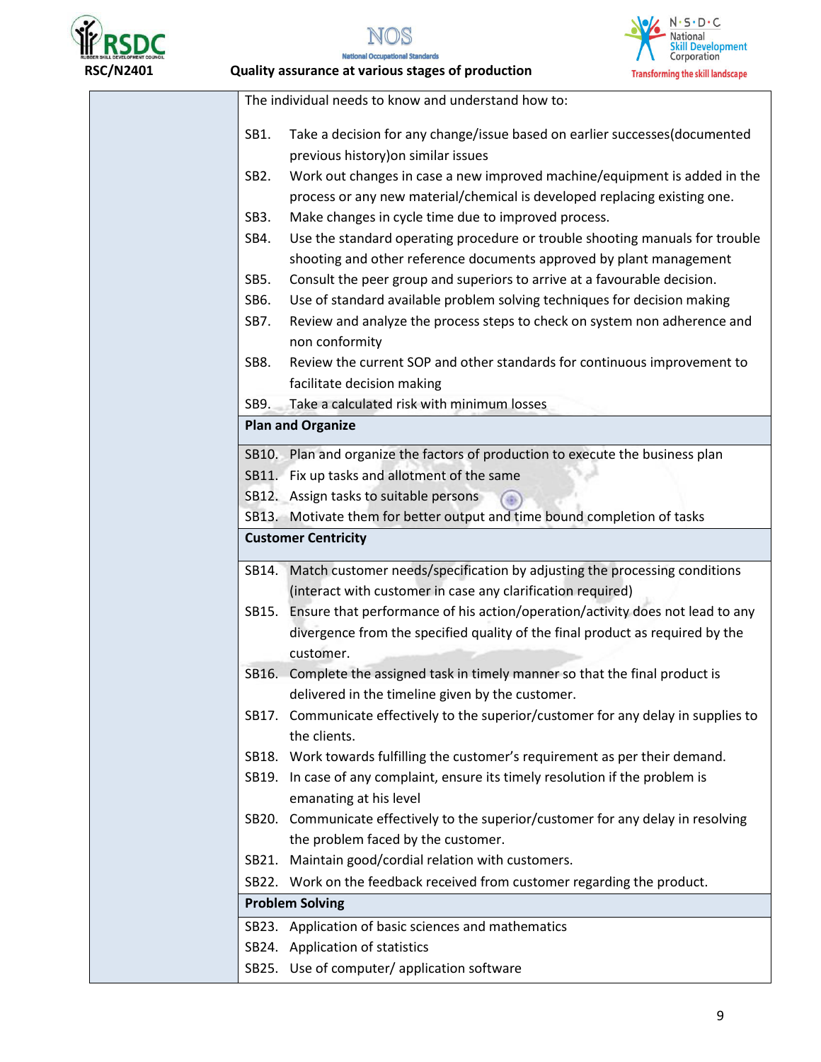| | The individual needs to know and understand how to: |
|---|---|
| | SB1. Take a decision for any change/issue based on earlier successes(documented previous history)on similar issues<br>SB2. Work out changes in case a new improved machine/equipment is added in the process or any new material/chemical is developed replacing existing one.<br>SB3. Make changes in cycle time due to improved process.<br>SB4. Use the standard operating procedure or trouble shooting manuals for trouble shooting and other reference documents approved by plant management<br>SB5. Consult the peer group and superiors to arrive at a favourable decision.<br>SB6. Use of standard available problem solving techniques for decision making<br>SB7. Review and analyze the process steps to check on system non adherence and non conformity<br>SB8. Review the current SOP and other standards for continuous improvement to facilitate decision making<br>SB9. Take a calculated risk with minimum losses |
| | **Plan and Organize** |
| | SB10. Plan and organize the factors of production to execute the business plan<br>SB11. Fix up tasks and allotment of the same<br>SB12. Assign tasks to suitable persons<br>SB13. Motivate them for better output and time bound completion of tasks |
| | **Customer Centricity** |
| | SB14. Match customer needs/specification by adjusting the processing conditions (interact with customer in case any clarification required)<br>SB15. Ensure that performance of his action/operation/activity does not lead to any divergence from the specified quality of the final product as required by the customer.<br>SB16. Complete the assigned task in timely manner so that the final product is delivered in the timeline given by the customer.<br>SB17. Communicate effectively to the superior/customer for any delay in supplies to the clients.<br>SB18. Work towards fulfilling the customer's requirement as per their demand.<br>SB19. In case of any complaint, ensure its timely resolution if the problem is emanating at his level<br>SB20. Communicate effectively to the superior/customer for any delay in resolving the problem faced by the customer.<br>SB21. Maintain good/cordial relation with customers.<br>SB22. Work on the feedback received from customer regarding the product. |
| | **Problem Solving** |
| | SB23. Application of basic sciences and mathematics<br>SB24. Application of statistics<br>SB25. Use of computer/ application software |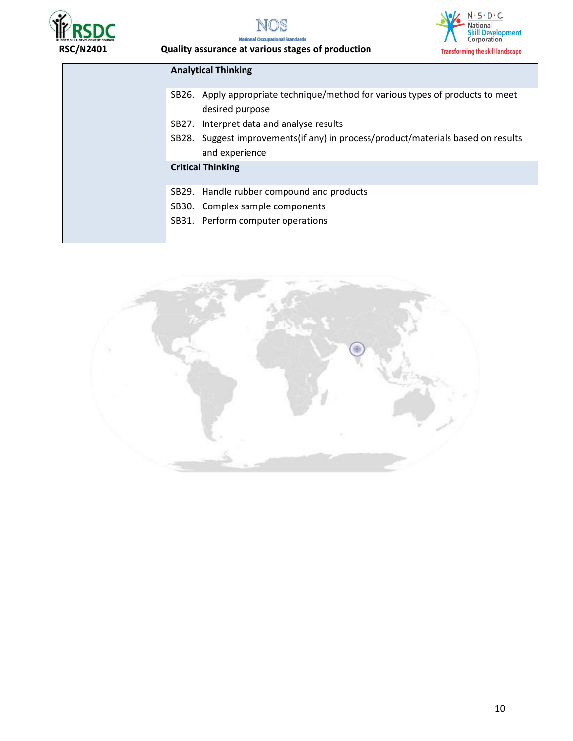| | |
|---|---|
| | **Analytical Thinking** |
| | SB26. Apply appropriate technique/method for various types of products to meet desired purpose<br>SB27. Interpret data and analyse results<br>SB28. Suggest improvements(if any) in process/product/materials based on results and experience |
| | **Critical Thinking** |
| | SB29. Handle rubber compound and products<br>SB30. Complex sample components<br>SB31. Perform computer operations |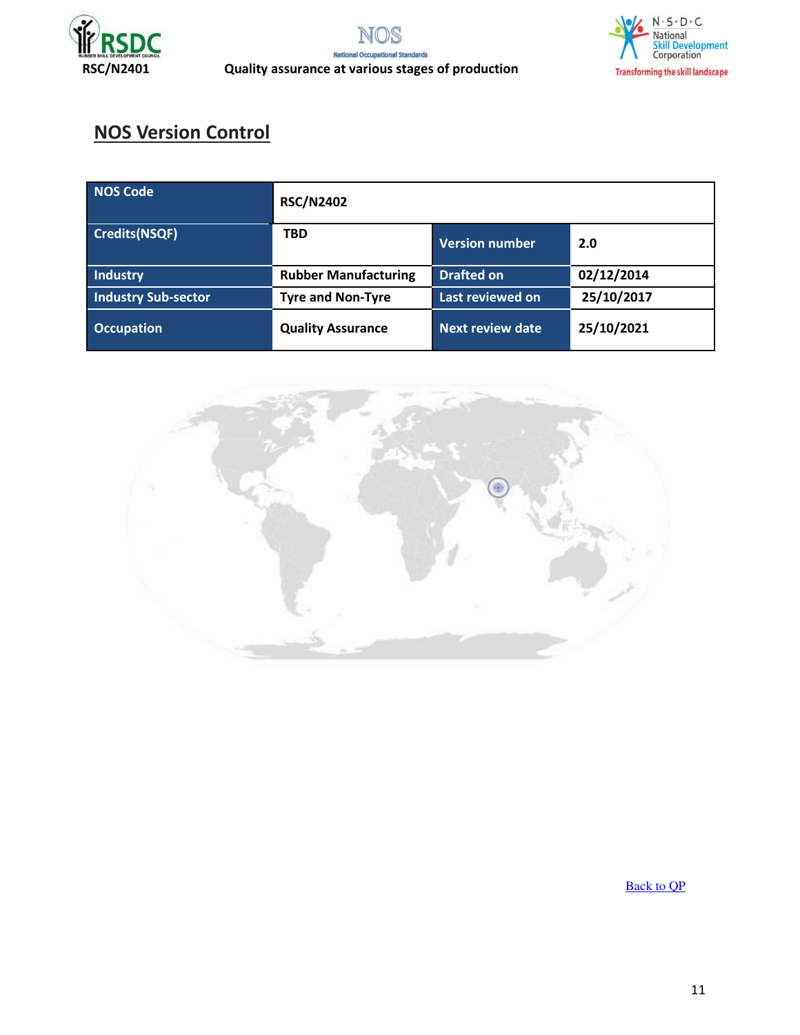## NOS Version Control

| NOS Code | RSC/N2402 | | |
|---|---|---|---|
| Credits(NSQF) | TBD | Version number | 2.0 |
| Industry | Rubber Manufacturing | Drafted on | 02/12/2014 |
| Industry Sub-sector | Tyre and Non-Tyre | Last reviewed on | 25/10/2017 |
| Occupation | Quality Assurance | Next review date | 25/10/2021 |

Back to QP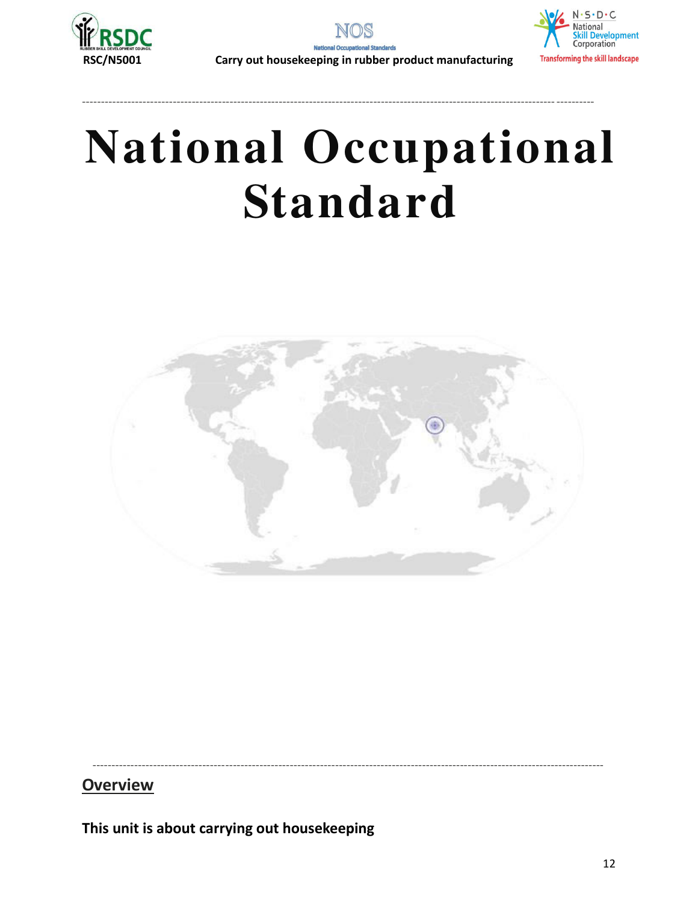# National Occupational Standard

## Overview

**This unit is about carrying out housekeeping**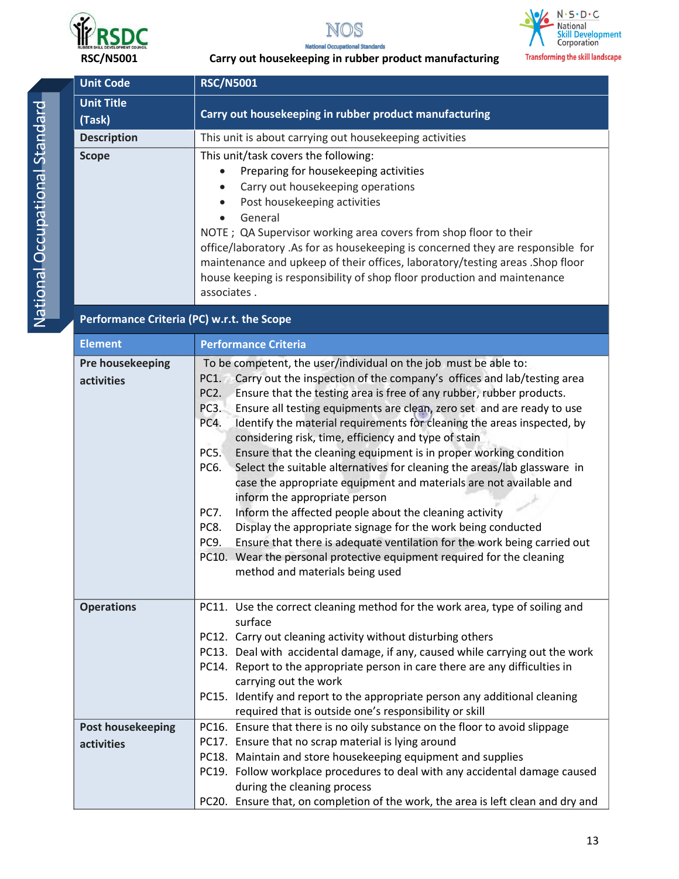| Unit Code | RSC/N5001 |
|---|---|
| Unit Title (Task) | Carry out housekeeping in rubber product manufacturing |
| Description | This unit is about carrying out housekeeping activities |
| Scope | This unit/task covers the following:<br>• Preparing for housekeeping activities<br>• Carry out housekeeping operations<br>• Post housekeeping activities<br>• General<br>NOTE ; QA Supervisor working area covers from shop floor to their office/laboratory .As for as housekeeping is concerned they are responsible for maintenance and upkeep of their offices, laboratory/testing areas .Shop floor house keeping is responsibility of shop floor production and maintenance associates . |

**Performance Criteria (PC) w.r.t. the Scope**

| Element | Performance Criteria |
|---|---|
| Pre housekeeping activities | To be competent, the user/individual on the job must be able to:<br>PC1. Carry out the inspection of the company's offices and lab/testing area<br>PC2. Ensure that the testing area is free of any rubber, rubber products.<br>PC3. Ensure all testing equipments are clean, zero set and are ready to use<br>PC4. Identify the material requirements for cleaning the areas inspected, by considering risk, time, efficiency and type of stain<br>PC5. Ensure that the cleaning equipment is in proper working condition<br>PC6. Select the suitable alternatives for cleaning the areas/lab glassware in case the appropriate equipment and materials are not available and inform the appropriate person<br>PC7. Inform the affected people about the cleaning activity<br>PC8. Display the appropriate signage for the work being conducted<br>PC9. Ensure that there is adequate ventilation for the work being carried out<br>PC10. Wear the personal protective equipment required for the cleaning method and materials being used |
| Operations | PC11. Use the correct cleaning method for the work area, type of soiling and surface<br>PC12. Carry out cleaning activity without disturbing others<br>PC13. Deal with accidental damage, if any, caused while carrying out the work<br>PC14. Report to the appropriate person in care there are any difficulties in carrying out the work<br>PC15. Identify and report to the appropriate person any additional cleaning required that is outside one's responsibility or skill |
| Post housekeeping activities | PC16. Ensure that there is no oily substance on the floor to avoid slippage<br>PC17. Ensure that no scrap material is lying around<br>PC18. Maintain and store housekeeping equipment and supplies<br>PC19. Follow workplace procedures to deal with any accidental damage caused during the cleaning process<br>PC20. Ensure that, on completion of the work, the area is left clean and dry and |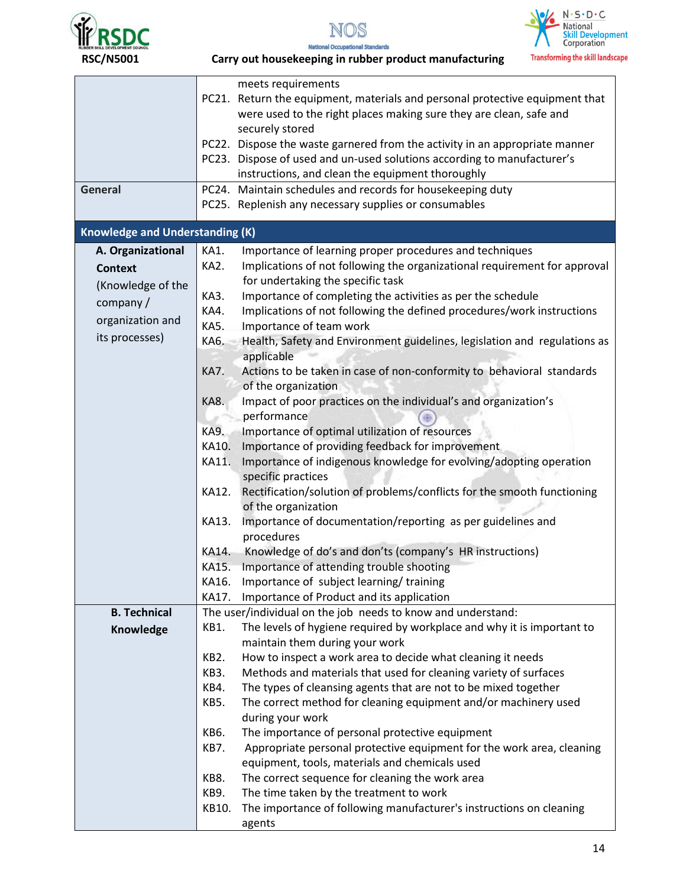| | |
|---|---|
| | meets requirements<br>PC21. Return the equipment, materials and personal protective equipment that were used to the right places making sure they are clean, safe and securely stored<br>PC22. Dispose the waste garnered from the activity in an appropriate manner<br>PC23. Dispose of used and un-used solutions according to manufacturer's instructions, and clean the equipment thoroughly |
| General | PC24. Maintain schedules and records for housekeeping duty<br>PC25. Replenish any necessary supplies or consumables |
| **Knowledge and Understanding (K)** | |
| **A. Organizational Context** (Knowledge of the company / organization and its processes) | KA1. Importance of learning proper procedures and techniques<br>KA2. Implications of not following the organizational requirement for approval for undertaking the specific task<br>KA3. Importance of completing the activities as per the schedule<br>KA4. Implications of not following the defined procedures/work instructions<br>KA5. Importance of team work<br>KA6. Health, Safety and Environment guidelines, legislation and regulations as applicable<br>KA7. Actions to be taken in case of non-conformity to behavioral standards of the organization<br>KA8. Impact of poor practices on the individual's and organization's performance<br>KA9. Importance of optimal utilization of resources<br>KA10. Importance of providing feedback for improvement<br>KA11. Importance of indigenous knowledge for evolving/adopting operation specific practices<br>KA12. Rectification/solution of problems/conflicts for the smooth functioning of the organization<br>KA13. Importance of documentation/reporting as per guidelines and procedures<br>KA14. Knowledge of do's and don'ts (company's HR instructions)<br>KA15. Importance of attending trouble shooting<br>KA16. Importance of subject learning/ training<br>KA17. Importance of Product and its application |
| **B. Technical Knowledge** | The user/individual on the job needs to know and understand:<br>KB1. The levels of hygiene required by workplace and why it is important to maintain them during your work<br>KB2. How to inspect a work area to decide what cleaning it needs<br>KB3. Methods and materials that used for cleaning variety of surfaces<br>KB4. The types of cleansing agents that are not to be mixed together<br>KB5. The correct method for cleaning equipment and/or machinery used during your work<br>KB6. The importance of personal protective equipment<br>KB7. Appropriate personal protective equipment for the work area, cleaning equipment, tools, materials and chemicals used<br>KB8. The correct sequence for cleaning the work area<br>KB9. The time taken by the treatment to work<br>KB10. The importance of following manufacturer's instructions on cleaning agents |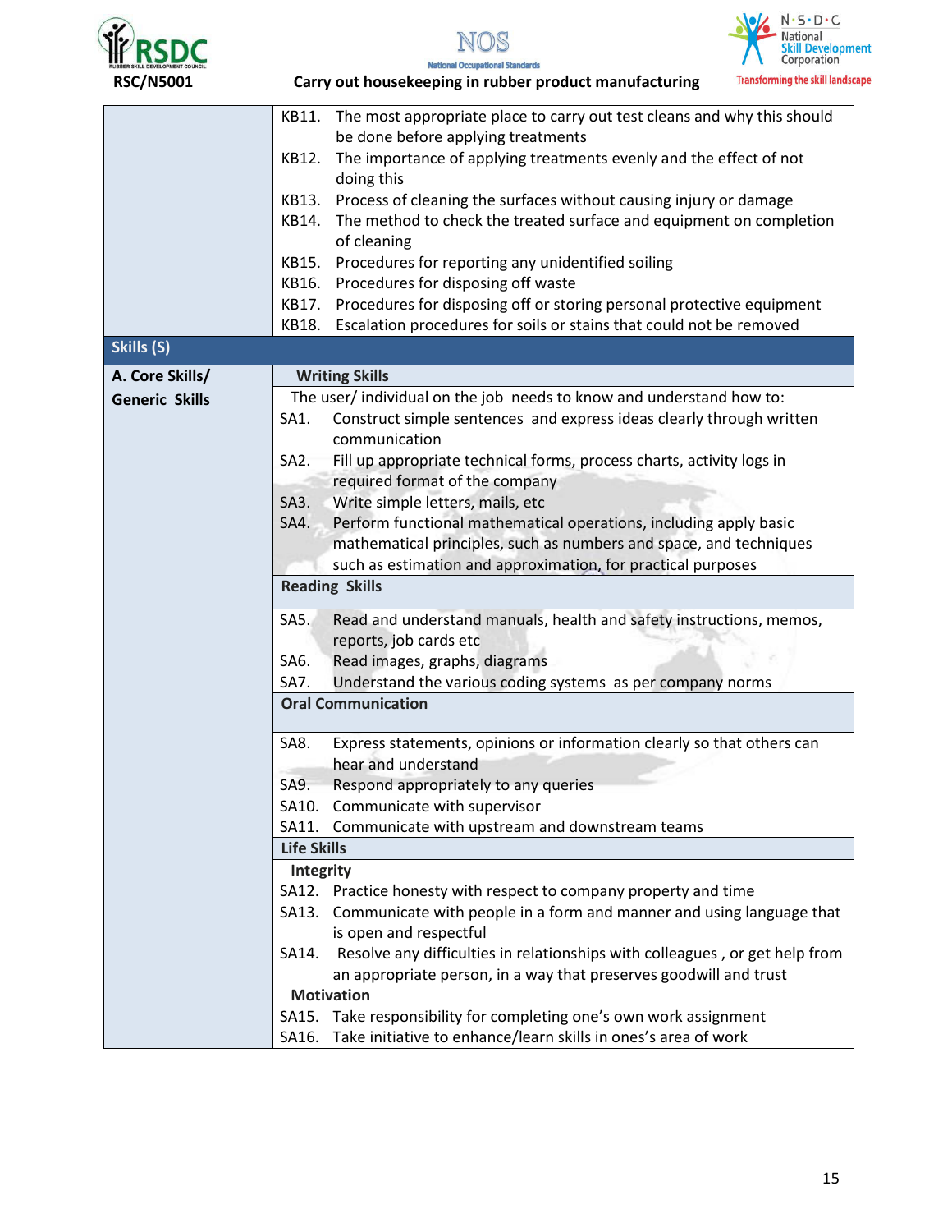|  |  |
|---|---|
|  | KB11. The most appropriate place to carry out test cleans and why this should be done before applying treatments<br>KB12. The importance of applying treatments evenly and the effect of not doing this<br>KB13. Process of cleaning the surfaces without causing injury or damage<br>KB14. The method to check the treated surface and equipment on completion of cleaning<br>KB15. Procedures for reporting any unidentified soiling<br>KB16. Procedures for disposing off waste<br>KB17. Procedures for disposing off or storing personal protective equipment<br>KB18. Escalation procedures for soils or stains that could not be removed |
| **Skills (S)** |  |
| **A. Core Skills/ Generic Skills** | **Writing Skills** |
|  | The user/ individual on the job needs to know and understand how to:<br>SA1. Construct simple sentences and express ideas clearly through written communication<br>SA2. Fill up appropriate technical forms, process charts, activity logs in required format of the company<br>SA3. Write simple letters, mails, etc<br>SA4. Perform functional mathematical operations, including apply basic mathematical principles, such as numbers and space, and techniques such as estimation and approximation, for practical purposes |
|  | **Reading Skills** |
|  | SA5. Read and understand manuals, health and safety instructions, memos, reports, job cards etc<br>SA6. Read images, graphs, diagrams<br>SA7. Understand the various coding systems as per company norms |
|  | **Oral Communication** |
|  | SA8. Express statements, opinions or information clearly so that others can hear and understand<br>SA9. Respond appropriately to any queries<br>SA10. Communicate with supervisor<br>SA11. Communicate with upstream and downstream teams |
|  | **Life Skills** |
|  | **Integrity**<br>SA12. Practice honesty with respect to company property and time<br>SA13. Communicate with people in a form and manner and using language that is open and respectful<br>SA14. Resolve any difficulties in relationships with colleagues , or get help from an appropriate person, in a way that preserves goodwill and trust<br>**Motivation**<br>SA15. Take responsibility for completing one's own work assignment<br>SA16. Take initiative to enhance/learn skills in ones's area of work |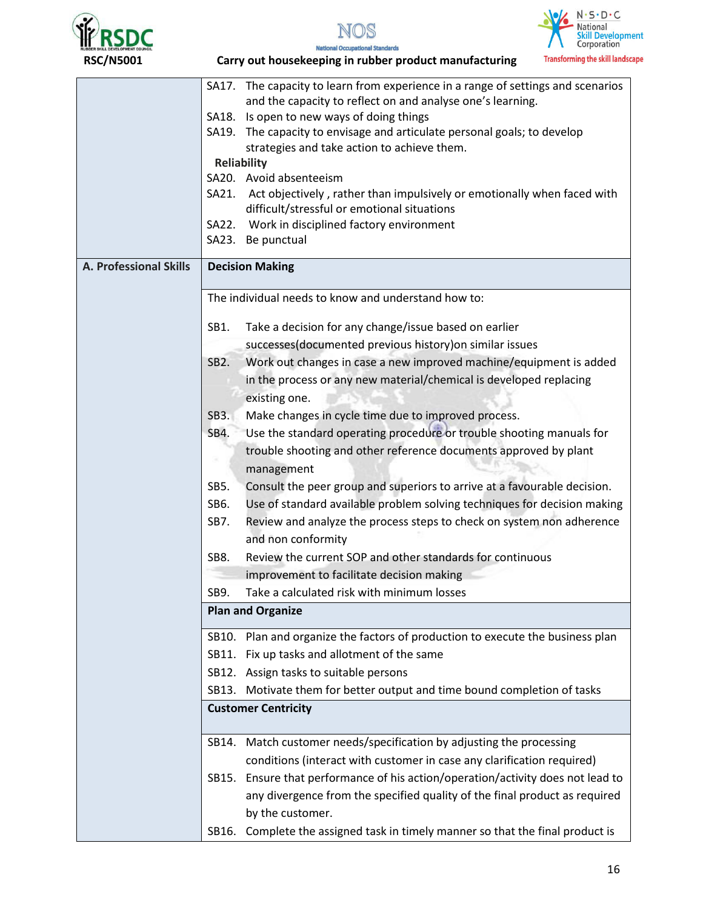| | |
|---|---|
| | SA17. The capacity to learn from experience in a range of settings and scenarios and the capacity to reflect on and analyse one's learning.<br>SA18. Is open to new ways of doing things<br>SA19. The capacity to envisage and articulate personal goals; to develop strategies and take action to achieve them.<br>**Reliability**<br>SA20. Avoid absenteeism<br>SA21. Act objectively , rather than impulsively or emotionally when faced with difficult/stressful or emotional situations<br>SA22. Work in disciplined factory environment<br>SA23. Be punctual |
| **A. Professional Skills** | **Decision Making** |
| | The individual needs to know and understand how to:<br><br>SB1. Take a decision for any change/issue based on earlier successes(documented previous history)on similar issues<br>SB2. Work out changes in case a new improved machine/equipment is added in the process or any new material/chemical is developed replacing existing one.<br>SB3. Make changes in cycle time due to improved process.<br>SB4. Use the standard operating procedure or trouble shooting manuals for trouble shooting and other reference documents approved by plant management<br>SB5. Consult the peer group and superiors to arrive at a favourable decision.<br>SB6. Use of standard available problem solving techniques for decision making<br>SB7. Review and analyze the process steps to check on system non adherence and non conformity<br>SB8. Review the current SOP and other standards for continuous improvement to facilitate decision making<br>SB9. Take a calculated risk with minimum losses |
| | **Plan and Organize** |
| | SB10. Plan and organize the factors of production to execute the business plan<br>SB11. Fix up tasks and allotment of the same<br>SB12. Assign tasks to suitable persons<br>SB13. Motivate them for better output and time bound completion of tasks |
| | **Customer Centricity** |
| | SB14. Match customer needs/specification by adjusting the processing conditions (interact with customer in case any clarification required)<br>SB15. Ensure that performance of his action/operation/activity does not lead to any divergence from the specified quality of the final product as required by the customer.<br>SB16. Complete the assigned task in timely manner so that the final product is |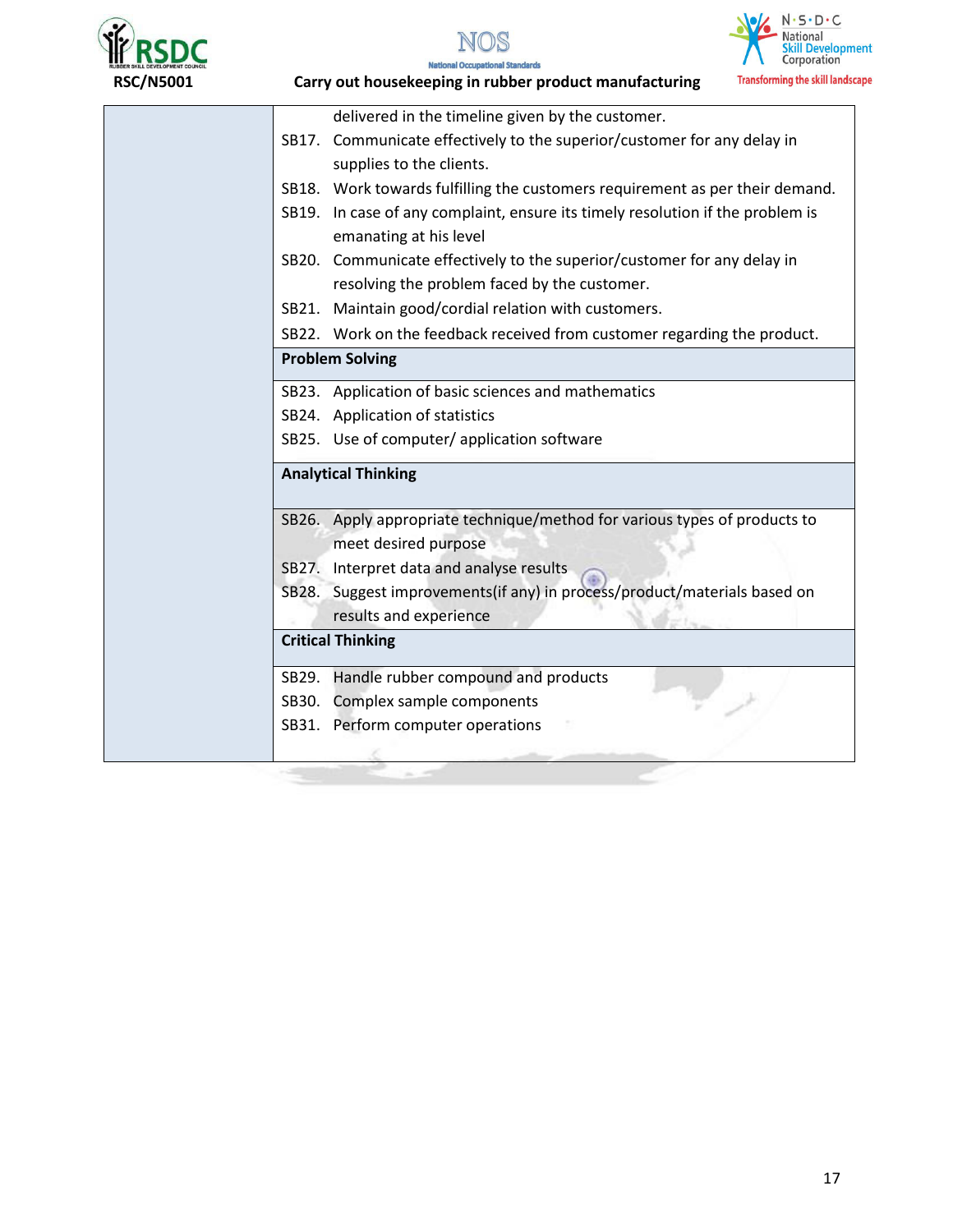| | |
|---|---|
| | delivered in the timeline given by the customer.<br>SB17. Communicate effectively to the superior/customer for any delay in supplies to the clients.<br>SB18. Work towards fulfilling the customers requirement as per their demand.<br>SB19. In case of any complaint, ensure its timely resolution if the problem is emanating at his level<br>SB20. Communicate effectively to the superior/customer for any delay in resolving the problem faced by the customer.<br>SB21. Maintain good/cordial relation with customers.<br>SB22. Work on the feedback received from customer regarding the product. |
| | **Problem Solving** |
| | SB23. Application of basic sciences and mathematics<br>SB24. Application of statistics<br>SB25. Use of computer/ application software |
| | **Analytical Thinking** |
| | SB26. Apply appropriate technique/method for various types of products to meet desired purpose<br>SB27. Interpret data and analyse results<br>SB28. Suggest improvements(if any) in process/product/materials based on results and experience |
| | **Critical Thinking** |
| | SB29. Handle rubber compound and products<br>SB30. Complex sample components<br>SB31. Perform computer operations |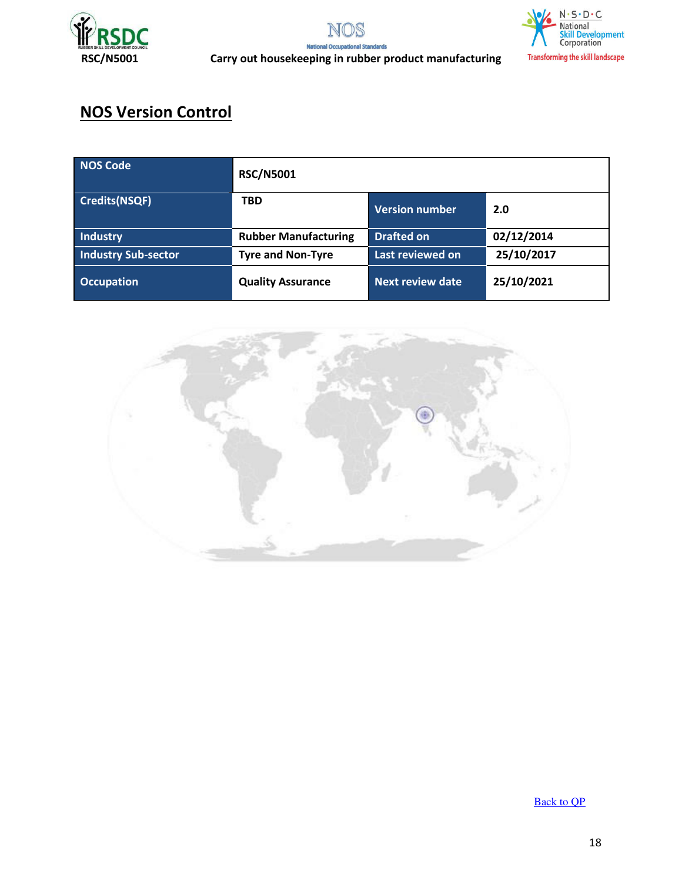## NOS Version Control

| NOS Code | RSC/N5001 | | |
|---|---|---|---|
| Credits(NSQF) | TBD | Version number | 2.0 |
| Industry | Rubber Manufacturing | Drafted on | 02/12/2014 |
| Industry Sub-sector | Tyre and Non-Tyre | Last reviewed on | 25/10/2017 |
| Occupation | Quality Assurance | Next review date | 25/10/2021 |

Back to QP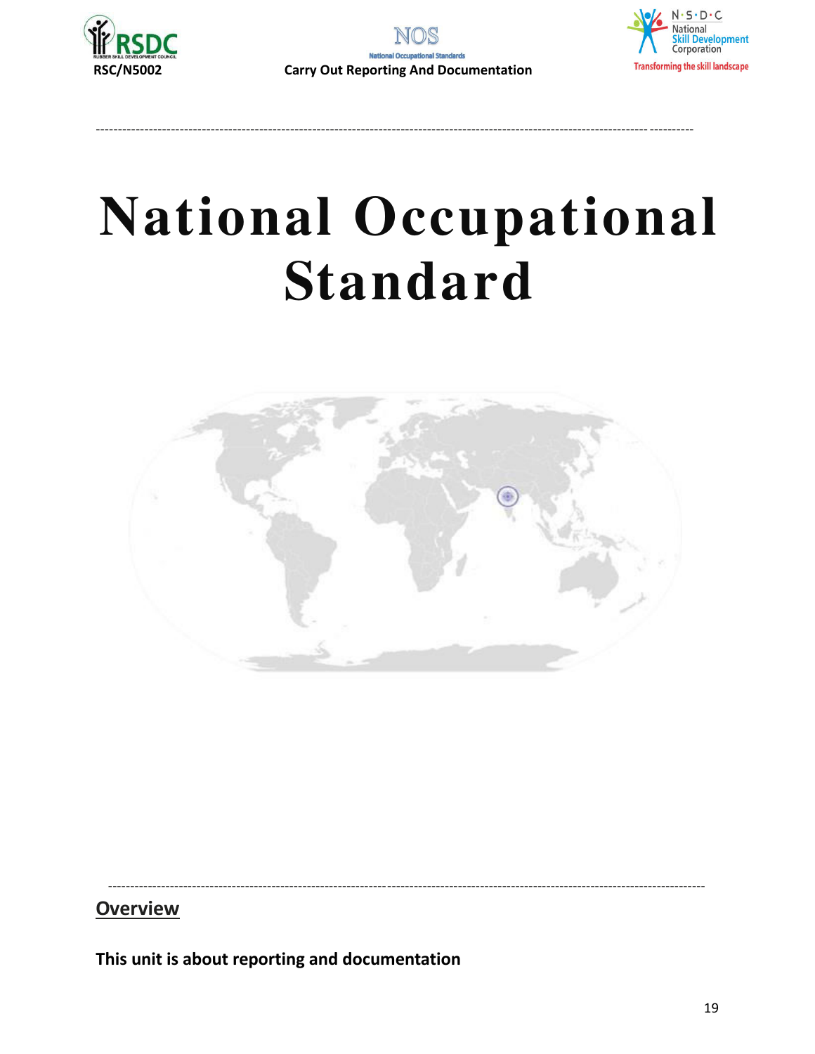# National Occupational Standard

## Overview

**This unit is about reporting and documentation**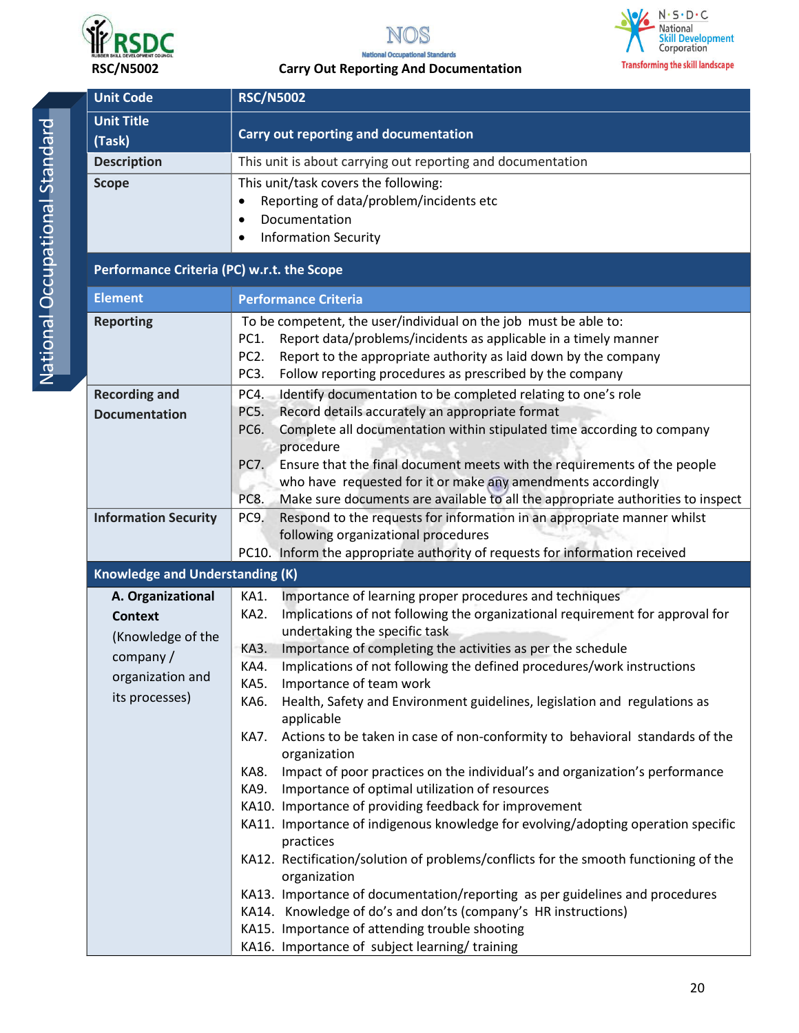RSC/N5002

**Carry Out Reporting And Documentation**

| Unit Code | RSC/N5002 |
|---|---|
| Unit Title (Task) | Carry out reporting and documentation |
| Description | This unit is about carrying out reporting and documentation |
| Scope | This unit/task covers the following:<br>• Reporting of data/problem/incidents etc<br>• Documentation<br>• Information Security |
| **Performance Criteria (PC) w.r.t. the Scope** | |
| **Element** | **Performance Criteria** |
| Reporting | To be competent, the user/individual on the job must be able to:<br>PC1. Report data/problems/incidents as applicable in a timely manner<br>PC2. Report to the appropriate authority as laid down by the company<br>PC3. Follow reporting procedures as prescribed by the company |
| Recording and Documentation | PC4. Identify documentation to be completed relating to one's role<br>PC5. Record details accurately an appropriate format<br>PC6. Complete all documentation within stipulated time according to company procedure<br>PC7. Ensure that the final document meets with the requirements of the people who have requested for it or make any amendments accordingly<br>PC8. Make sure documents are available to all the appropriate authorities to inspect |
| Information Security | PC9. Respond to the requests for information in an appropriate manner whilst following organizational procedures<br>PC10. Inform the appropriate authority of requests for information received |
| **Knowledge and Understanding (K)** | |
| **A. Organizational Context** (Knowledge of the company / organization and its processes) | KA1. Importance of learning proper procedures and techniques<br>KA2. Implications of not following the organizational requirement for approval for undertaking the specific task<br>KA3. Importance of completing the activities as per the schedule<br>KA4. Implications of not following the defined procedures/work instructions<br>KA5. Importance of team work<br>KA6. Health, Safety and Environment guidelines, legislation and regulations as applicable<br>KA7. Actions to be taken in case of non-conformity to behavioral standards of the organization<br>KA8. Impact of poor practices on the individual's and organization's performance<br>KA9. Importance of optimal utilization of resources<br>KA10. Importance of providing feedback for improvement<br>KA11. Importance of indigenous knowledge for evolving/adopting operation specific practices<br>KA12. Rectification/solution of problems/conflicts for the smooth functioning of the organization<br>KA13. Importance of documentation/reporting as per guidelines and procedures<br>KA14. Knowledge of do's and don'ts (company's HR instructions)<br>KA15. Importance of attending trouble shooting<br>KA16. Importance of subject learning/ training |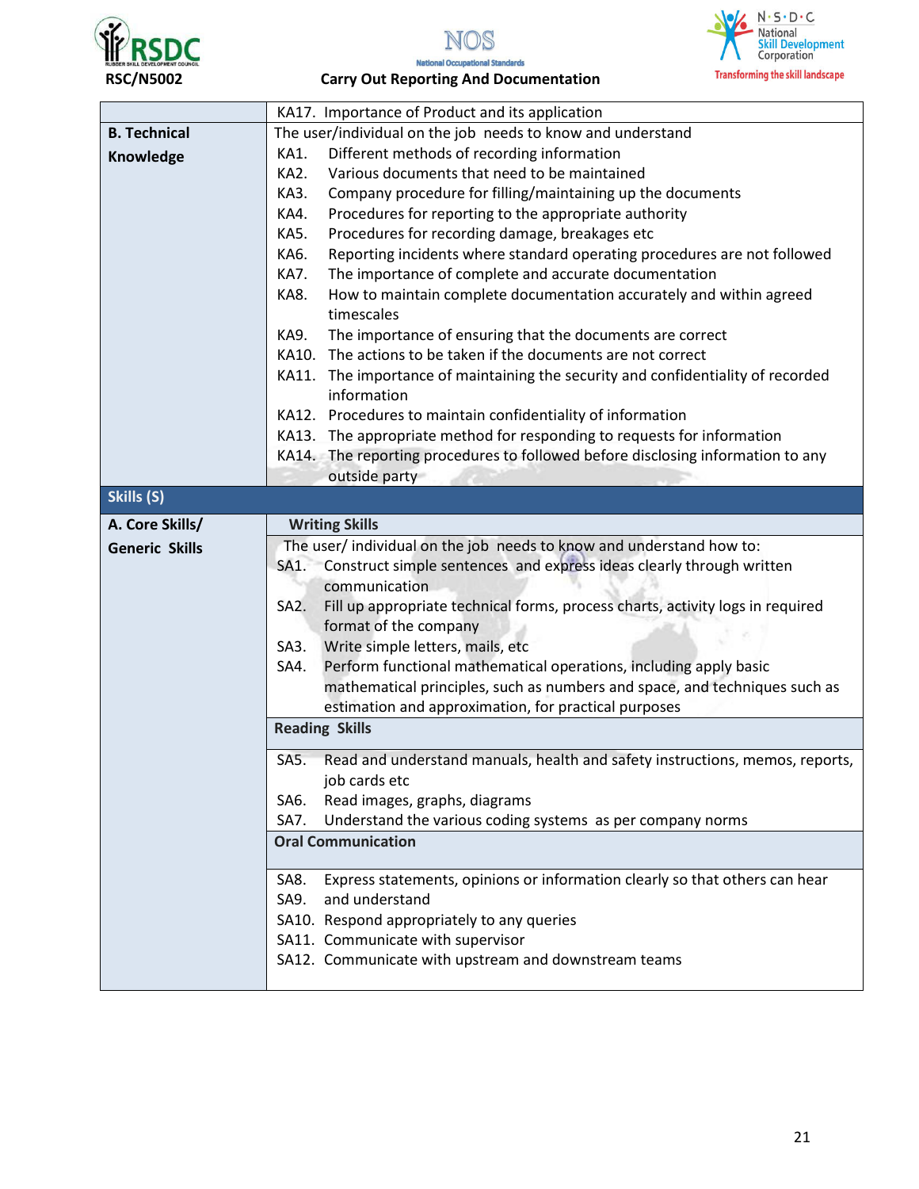| | |
|---|---|
| | KA17. Importance of Product and its application |
| **B. Technical Knowledge** | The user/individual on the job needs to know and understand<br>KA1. Different methods of recording information<br>KA2. Various documents that need to be maintained<br>KA3. Company procedure for filling/maintaining up the documents<br>KA4. Procedures for reporting to the appropriate authority<br>KA5. Procedures for recording damage, breakages etc<br>KA6. Reporting incidents where standard operating procedures are not followed<br>KA7. The importance of complete and accurate documentation<br>KA8. How to maintain complete documentation accurately and within agreed timescales<br>KA9. The importance of ensuring that the documents are correct<br>KA10. The actions to be taken if the documents are not correct<br>KA11. The importance of maintaining the security and confidentiality of recorded information<br>KA12. Procedures to maintain confidentiality of information<br>KA13. The appropriate method for responding to requests for information<br>KA14. The reporting procedures to followed before disclosing information to any outside party |
| **Skills (S)** | |
| **A. Core Skills/ Generic Skills** | **Writing Skills** |
| | The user/ individual on the job needs to know and understand how to:<br>SA1. Construct simple sentences and express ideas clearly through written communication<br>SA2. Fill up appropriate technical forms, process charts, activity logs in required format of the company<br>SA3. Write simple letters, mails, etc<br>SA4. Perform functional mathematical operations, including apply basic mathematical principles, such as numbers and space, and techniques such as estimation and approximation, for practical purposes |
| | **Reading Skills** |
| | SA5. Read and understand manuals, health and safety instructions, memos, reports, job cards etc<br>SA6. Read images, graphs, diagrams<br>SA7. Understand the various coding systems as per company norms |
| | **Oral Communication** |
| | SA8. Express statements, opinions or information clearly so that others can hear<br>SA9. and understand<br>SA10. Respond appropriately to any queries<br>SA11. Communicate with supervisor<br>SA12. Communicate with upstream and downstream teams |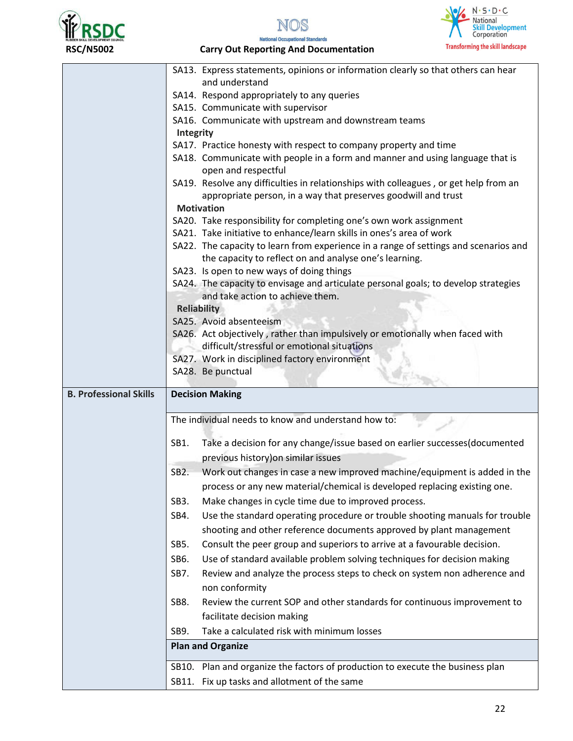| | |
|---|---|
| | SA13. Express statements, opinions or information clearly so that others can hear and understand<br>SA14. Respond appropriately to any queries<br>SA15. Communicate with supervisor<br>SA16. Communicate with upstream and downstream teams<br>**Integrity**<br>SA17. Practice honesty with respect to company property and time<br>SA18. Communicate with people in a form and manner and using language that is open and respectful<br>SA19. Resolve any difficulties in relationships with colleagues , or get help from an appropriate person, in a way that preserves goodwill and trust<br>**Motivation**<br>SA20. Take responsibility for completing one's own work assignment<br>SA21. Take initiative to enhance/learn skills in ones's area of work<br>SA22. The capacity to learn from experience in a range of settings and scenarios and the capacity to reflect on and analyse one's learning.<br>SA23. Is open to new ways of doing things<br>SA24. The capacity to envisage and articulate personal goals; to develop strategies and take action to achieve them.<br>**Reliability**<br>SA25. Avoid absenteeism<br>SA26. Act objectively , rather than impulsively or emotionally when faced with difficult/stressful or emotional situations<br>SA27. Work in disciplined factory environment<br>SA28. Be punctual |
| **B. Professional Skills** | **Decision Making** |
| | The individual needs to know and understand how to:<br><br>SB1. Take a decision for any change/issue based on earlier successes(documented previous history)on similar issues<br>SB2. Work out changes in case a new improved machine/equipment is added in the process or any new material/chemical is developed replacing existing one.<br>SB3. Make changes in cycle time due to improved process.<br>SB4. Use the standard operating procedure or trouble shooting manuals for trouble shooting and other reference documents approved by plant management<br>SB5. Consult the peer group and superiors to arrive at a favourable decision.<br>SB6. Use of standard available problem solving techniques for decision making<br>SB7. Review and analyze the process steps to check on system non adherence and non conformity<br>SB8. Review the current SOP and other standards for continuous improvement to facilitate decision making<br>SB9. Take a calculated risk with minimum losses |
| | **Plan and Organize** |
| | SB10. Plan and organize the factors of production to execute the business plan<br>SB11. Fix up tasks and allotment of the same |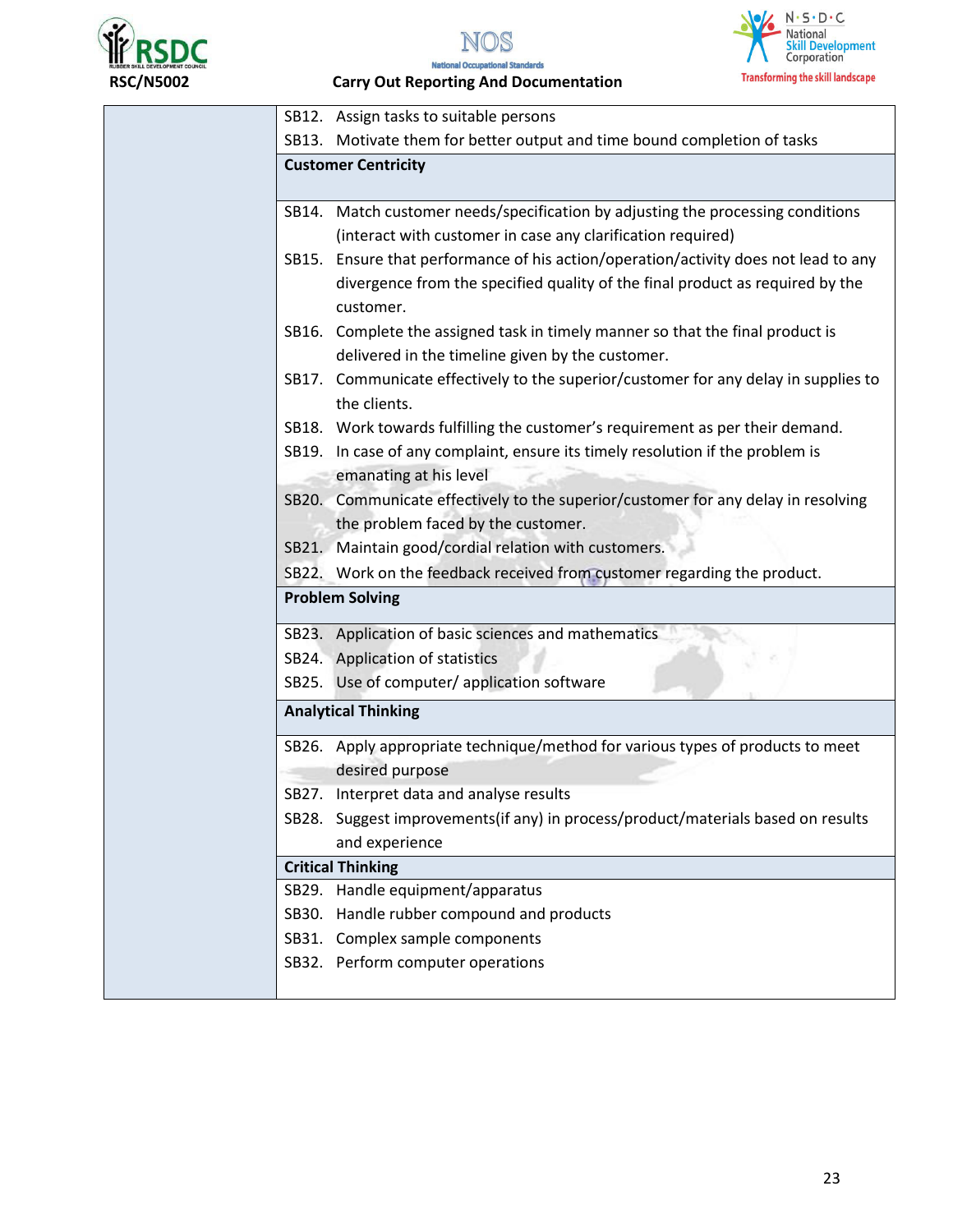| | |
|---|---|
| | SB12. Assign tasks to suitable persons<br>SB13. Motivate them for better output and time bound completion of tasks |
| | **Customer Centricity** |
| | SB14. Match customer needs/specification by adjusting the processing conditions (interact with customer in case any clarification required)<br>SB15. Ensure that performance of his action/operation/activity does not lead to any divergence from the specified quality of the final product as required by the customer.<br>SB16. Complete the assigned task in timely manner so that the final product is delivered in the timeline given by the customer.<br>SB17. Communicate effectively to the superior/customer for any delay in supplies to the clients.<br>SB18. Work towards fulfilling the customer's requirement as per their demand.<br>SB19. In case of any complaint, ensure its timely resolution if the problem is emanating at his level<br>SB20. Communicate effectively to the superior/customer for any delay in resolving the problem faced by the customer.<br>SB21. Maintain good/cordial relation with customers.<br>SB22. Work on the feedback received from customer regarding the product. |
| | **Problem Solving** |
| | SB23. Application of basic sciences and mathematics<br>SB24. Application of statistics<br>SB25. Use of computer/ application software |
| | **Analytical Thinking** |
| | SB26. Apply appropriate technique/method for various types of products to meet desired purpose<br>SB27. Interpret data and analyse results<br>SB28. Suggest improvements(if any) in process/product/materials based on results and experience |
| | **Critical Thinking** |
| | SB29. Handle equipment/apparatus<br>SB30. Handle rubber compound and products<br>SB31. Complex sample components<br>SB32. Perform computer operations |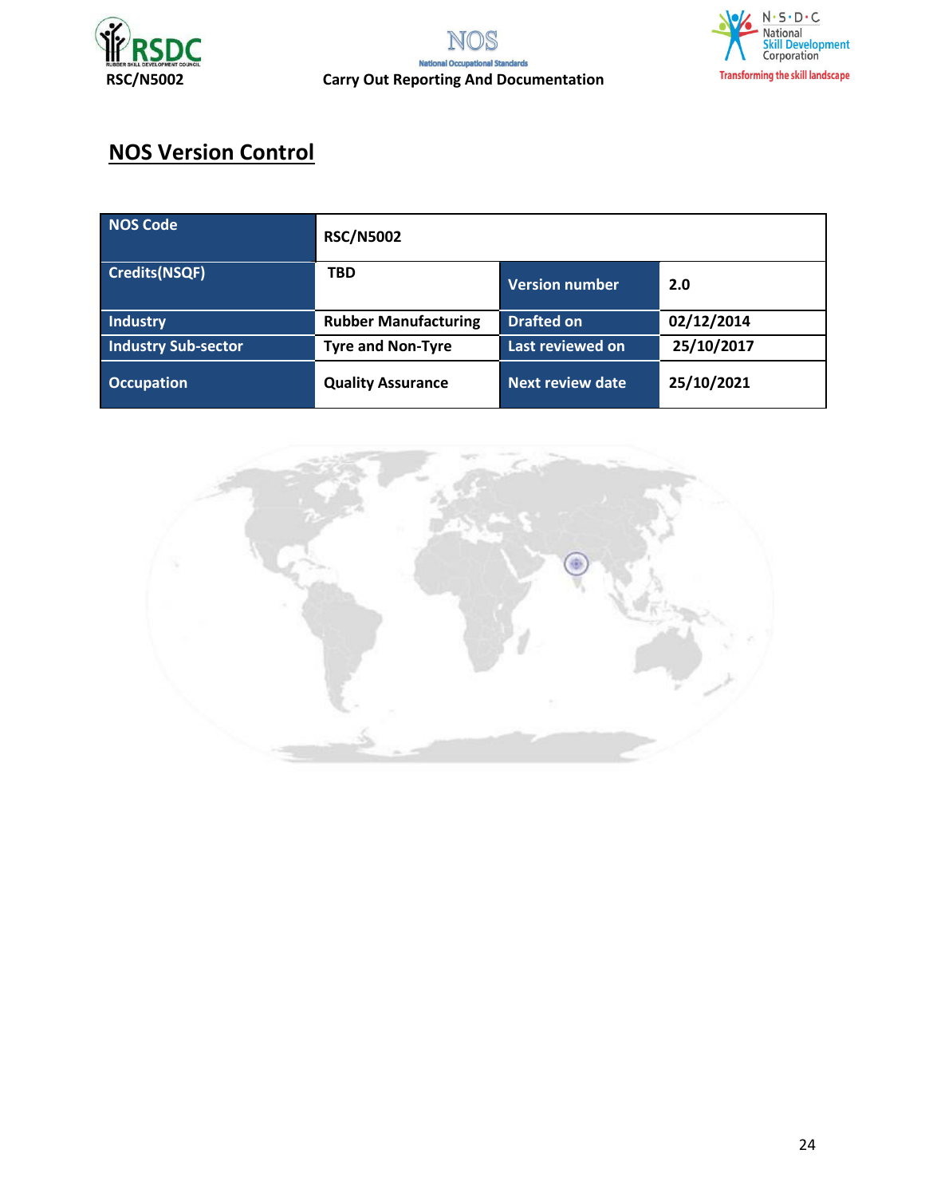## NOS Version Control

| NOS Code | RSC/N5002 | | |
|---|---|---|---|
| Credits(NSQF) | TBD | Version number | 2.0 |
| Industry | Rubber Manufacturing | Drafted on | 02/12/2014 |
| Industry Sub-sector | Tyre and Non-Tyre | Last reviewed on | 25/10/2017 |
| Occupation | Quality Assurance | Next review date | 25/10/2021 |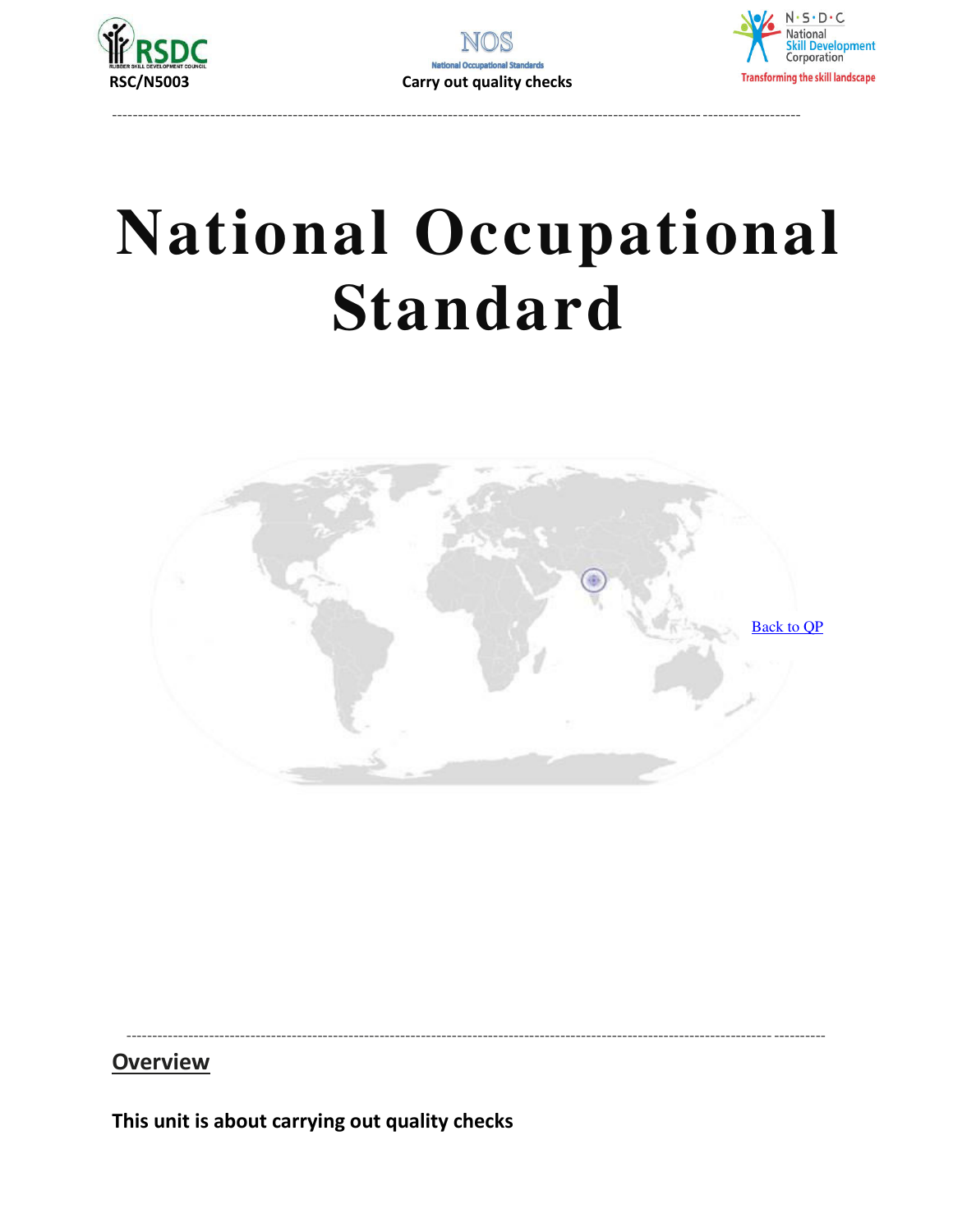# National Occupational Standard

Back to QP

## Overview

**This unit is about carrying out quality checks**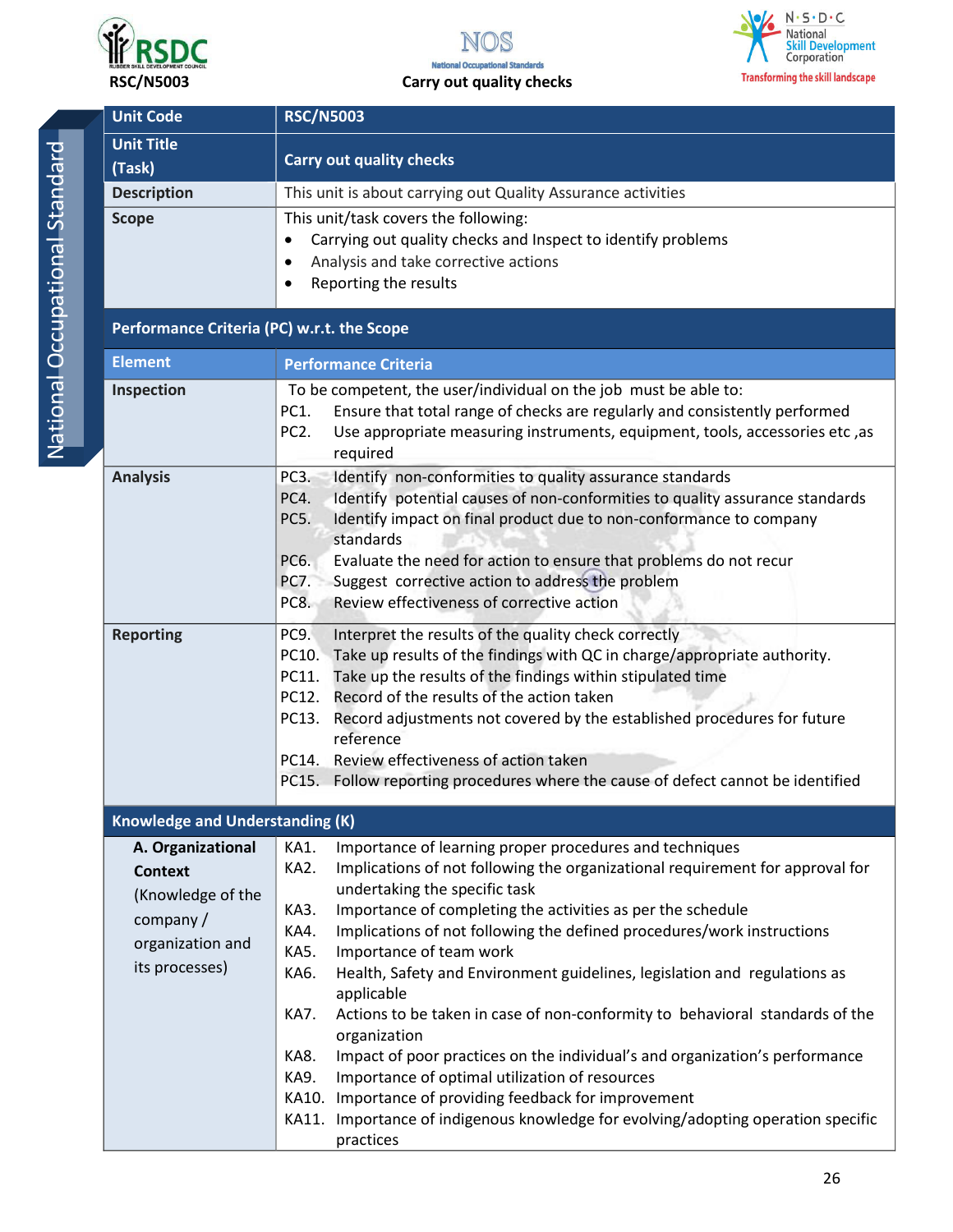| Unit Code | RSC/N5003 |
|---|---|
| Unit Title (Task) | Carry out quality checks |
| Description | This unit is about carrying out Quality Assurance activities |
| Scope | This unit/task covers the following:<br>• Carrying out quality checks and Inspect to identify problems<br>• Analysis and take corrective actions<br>• Reporting the results |
| **Performance Criteria (PC) w.r.t. the Scope** | |
| **Element** | **Performance Criteria** |
| **Inspection** | To be competent, the user/individual on the job must be able to:<br>PC1. Ensure that total range of checks are regularly and consistently performed<br>PC2. Use appropriate measuring instruments, equipment, tools, accessories etc ,as required |
| **Analysis** | PC3. Identify non-conformities to quality assurance standards<br>PC4. Identify potential causes of non-conformities to quality assurance standards<br>PC5. Identify impact on final product due to non-conformance to company standards<br>PC6. Evaluate the need for action to ensure that problems do not recur<br>PC7. Suggest corrective action to address the problem<br>PC8. Review effectiveness of corrective action |
| **Reporting** | PC9. Interpret the results of the quality check correctly<br>PC10. Take up results of the findings with QC in charge/appropriate authority.<br>PC11. Take up the results of the findings within stipulated time<br>PC12. Record of the results of the action taken<br>PC13. Record adjustments not covered by the established procedures for future reference<br>PC14. Review effectiveness of action taken<br>PC15. Follow reporting procedures where the cause of defect cannot be identified |
| **Knowledge and Understanding (K)** | |
| **A. Organizational Context** (Knowledge of the company / organization and its processes) | KA1. Importance of learning proper procedures and techniques<br>KA2. Implications of not following the organizational requirement for approval for undertaking the specific task<br>KA3. Importance of completing the activities as per the schedule<br>KA4. Implications of not following the defined procedures/work instructions<br>KA5. Importance of team work<br>KA6. Health, Safety and Environment guidelines, legislation and regulations as applicable<br>KA7. Actions to be taken in case of non-conformity to behavioral standards of the organization<br>KA8. Impact of poor practices on the individual's and organization's performance<br>KA9. Importance of optimal utilization of resources<br>KA10. Importance of providing feedback for improvement<br>KA11. Importance of indigenous knowledge for evolving/adopting operation specific practices |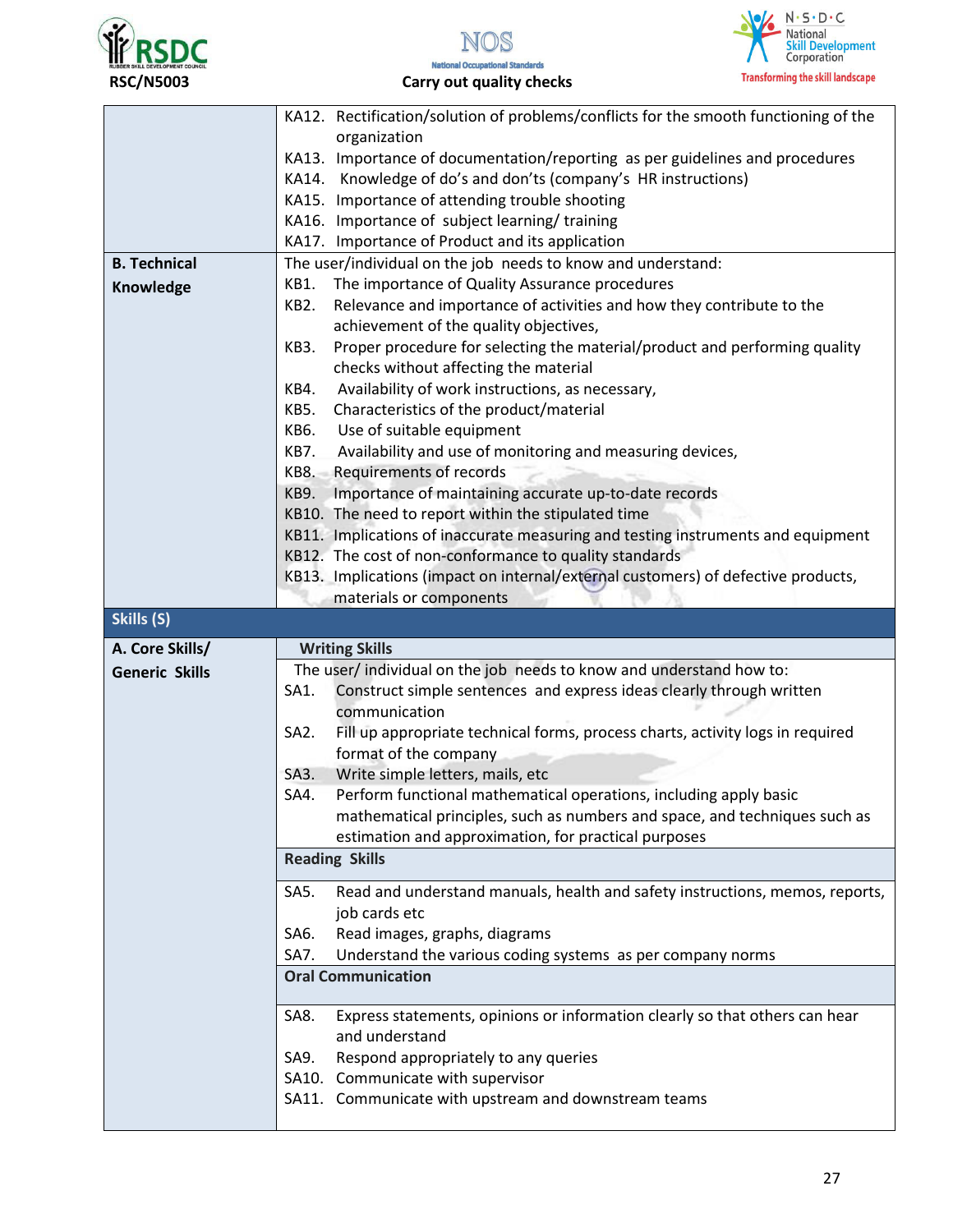| | |
|---|---|
| | KA12. Rectification/solution of problems/conflicts for the smooth functioning of the organization<br>KA13. Importance of documentation/reporting as per guidelines and procedures<br>KA14. Knowledge of do's and don'ts (company's HR instructions)<br>KA15. Importance of attending trouble shooting<br>KA16. Importance of subject learning/ training<br>KA17. Importance of Product and its application |
| **B. Technical Knowledge** | The user/individual on the job needs to know and understand:<br>KB1. The importance of Quality Assurance procedures<br>KB2. Relevance and importance of activities and how they contribute to the achievement of the quality objectives,<br>KB3. Proper procedure for selecting the material/product and performing quality checks without affecting the material<br>KB4. Availability of work instructions, as necessary,<br>KB5. Characteristics of the product/material<br>KB6. Use of suitable equipment<br>KB7. Availability and use of monitoring and measuring devices,<br>KB8. Requirements of records<br>KB9. Importance of maintaining accurate up-to-date records<br>KB10. The need to report within the stipulated time<br>KB11. Implications of inaccurate measuring and testing instruments and equipment<br>KB12. The cost of non-conformance to quality standards<br>KB13. Implications (impact on internal/external customers) of defective products, materials or components |
| **Skills (S)** | |
| **A. Core Skills/ Generic Skills** | **Writing Skills** |
| | The user/ individual on the job needs to know and understand how to:<br>SA1. Construct simple sentences and express ideas clearly through written communication<br>SA2. Fill up appropriate technical forms, process charts, activity logs in required format of the company<br>SA3. Write simple letters, mails, etc<br>SA4. Perform functional mathematical operations, including apply basic mathematical principles, such as numbers and space, and techniques such as estimation and approximation, for practical purposes |
| | **Reading Skills** |
| | SA5. Read and understand manuals, health and safety instructions, memos, reports, job cards etc<br>SA6. Read images, graphs, diagrams<br>SA7. Understand the various coding systems as per company norms |
| | **Oral Communication** |
| | SA8. Express statements, opinions or information clearly so that others can hear and understand<br>SA9. Respond appropriately to any queries<br>SA10. Communicate with supervisor<br>SA11. Communicate with upstream and downstream teams |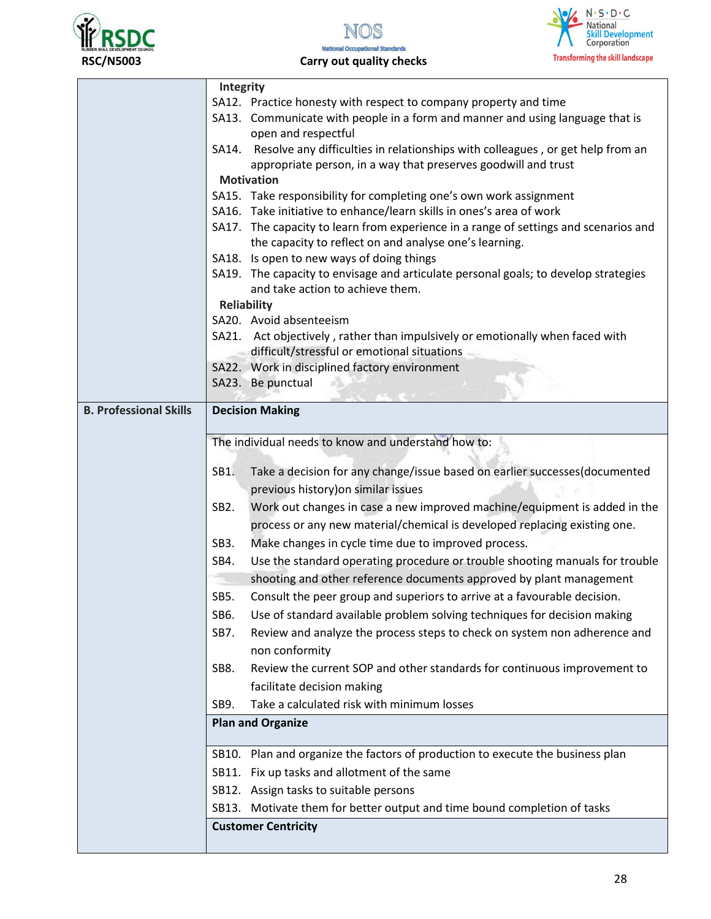| | |
|---|---|
| | **Integrity**<br>SA12. Practice honesty with respect to company property and time<br>SA13. Communicate with people in a form and manner and using language that is open and respectful<br>SA14. Resolve any difficulties in relationships with colleagues , or get help from an appropriate person, in a way that preserves goodwill and trust<br>**Motivation**<br>SA15. Take responsibility for completing one's own work assignment<br>SA16. Take initiative to enhance/learn skills in ones's area of work<br>SA17. The capacity to learn from experience in a range of settings and scenarios and the capacity to reflect on and analyse one's learning.<br>SA18. Is open to new ways of doing things<br>SA19. The capacity to envisage and articulate personal goals; to develop strategies and take action to achieve them.<br>**Reliability**<br>SA20. Avoid absenteeism<br>SA21. Act objectively , rather than impulsively or emotionally when faced with difficult/stressful or emotional situations<br>SA22. Work in disciplined factory environment<br>SA23. Be punctual |
| **B. Professional Skills** | **Decision Making** |
| | The individual needs to know and understand how to:<br><br>SB1. Take a decision for any change/issue based on earlier successes(documented previous history)on similar issues<br>SB2. Work out changes in case a new improved machine/equipment is added in the process or any new material/chemical is developed replacing existing one.<br>SB3. Make changes in cycle time due to improved process.<br>SB4. Use the standard operating procedure or trouble shooting manuals for trouble shooting and other reference documents approved by plant management<br>SB5. Consult the peer group and superiors to arrive at a favourable decision.<br>SB6. Use of standard available problem solving techniques for decision making<br>SB7. Review and analyze the process steps to check on system non adherence and non conformity<br>SB8. Review the current SOP and other standards for continuous improvement to facilitate decision making<br>SB9. Take a calculated risk with minimum losses |
| | **Plan and Organize** |
| | SB10. Plan and organize the factors of production to execute the business plan<br>SB11. Fix up tasks and allotment of the same<br>SB12. Assign tasks to suitable persons<br>SB13. Motivate them for better output and time bound completion of tasks |
| | **Customer Centricity** |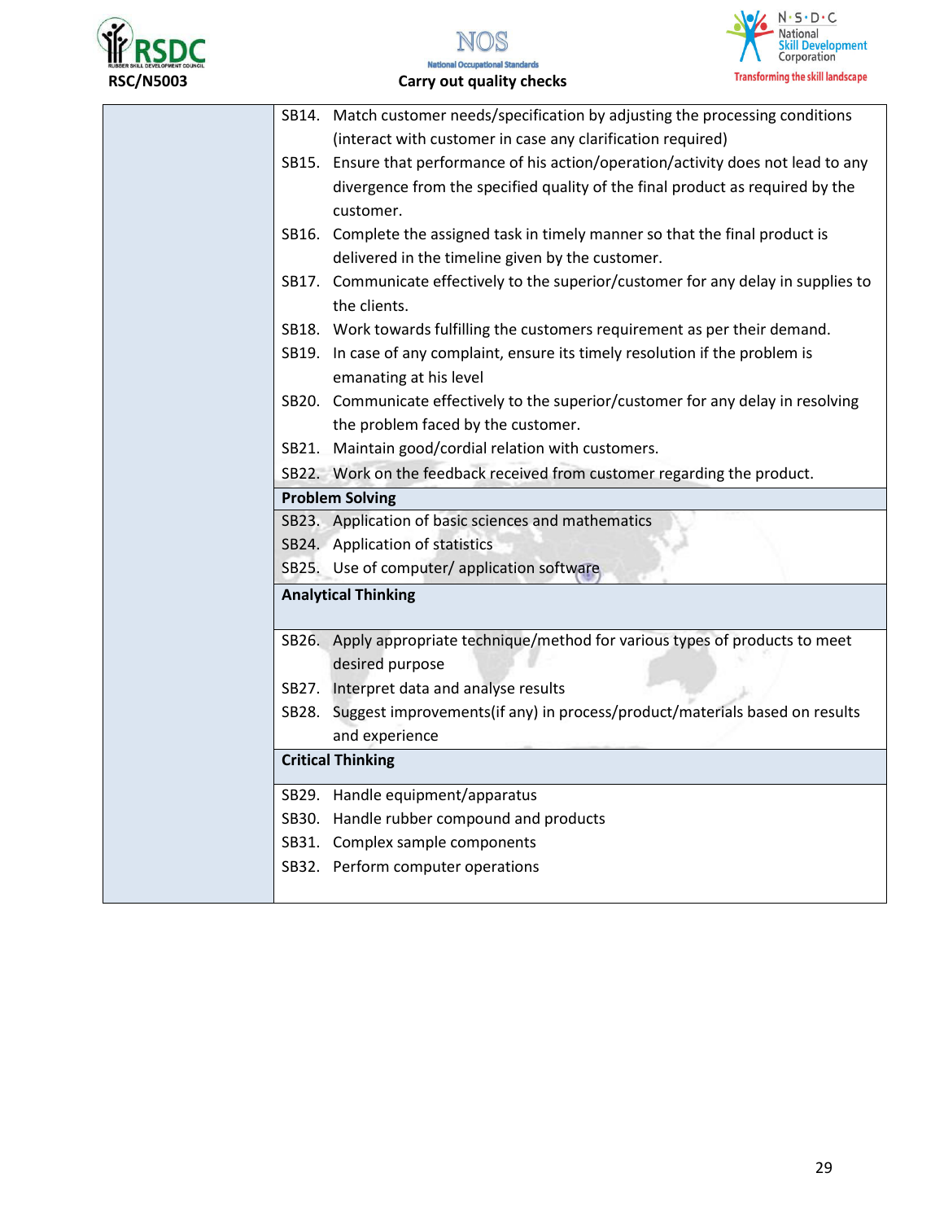| | |
|---|---|
| | SB14. Match customer needs/specification by adjusting the processing conditions (interact with customer in case any clarification required)<br>SB15. Ensure that performance of his action/operation/activity does not lead to any divergence from the specified quality of the final product as required by the customer.<br>SB16. Complete the assigned task in timely manner so that the final product is delivered in the timeline given by the customer.<br>SB17. Communicate effectively to the superior/customer for any delay in supplies to the clients.<br>SB18. Work towards fulfilling the customers requirement as per their demand.<br>SB19. In case of any complaint, ensure its timely resolution if the problem is emanating at his level<br>SB20. Communicate effectively to the superior/customer for any delay in resolving the problem faced by the customer.<br>SB21. Maintain good/cordial relation with customers.<br>SB22. Work on the feedback received from customer regarding the product. |
| | **Problem Solving** |
| | SB23. Application of basic sciences and mathematics<br>SB24. Application of statistics<br>SB25. Use of computer/ application software |
| | **Analytical Thinking** |
| | SB26. Apply appropriate technique/method for various types of products to meet desired purpose<br>SB27. Interpret data and analyse results<br>SB28. Suggest improvements(if any) in process/product/materials based on results and experience |
| | **Critical Thinking** |
| | SB29. Handle equipment/apparatus<br>SB30. Handle rubber compound and products<br>SB31. Complex sample components<br>SB32. Perform computer operations |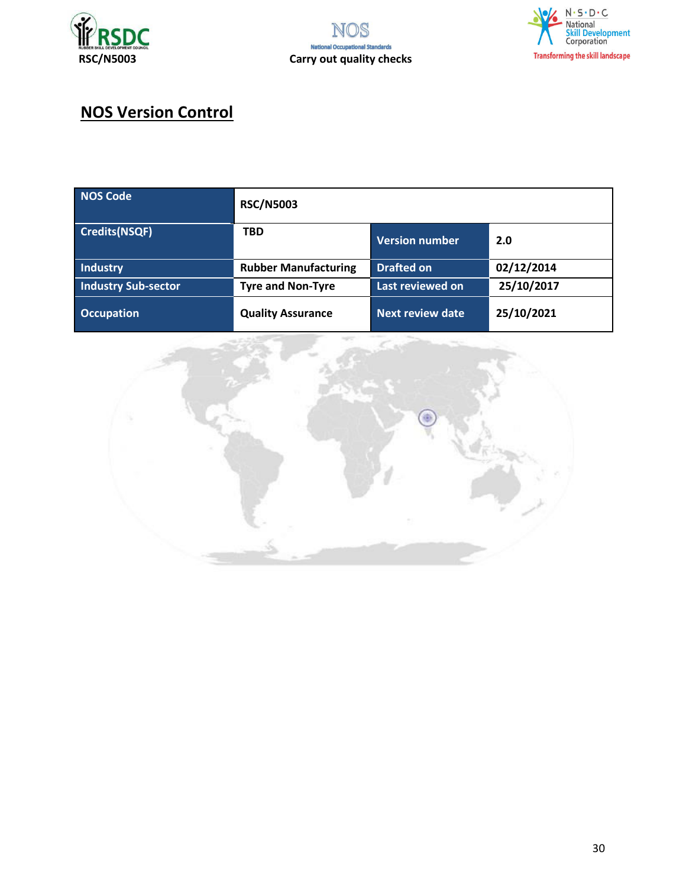## NOS Version Control

| NOS Code | RSC/N5003 | | |
|---|---|---|---|
| Credits(NSQF) | TBD | Version number | 2.0 |
| Industry | Rubber Manufacturing | Drafted on | 02/12/2014 |
| Industry Sub-sector | Tyre and Non-Tyre | Last reviewed on | 25/10/2017 |
| Occupation | Quality Assurance | Next review date | 25/10/2021 |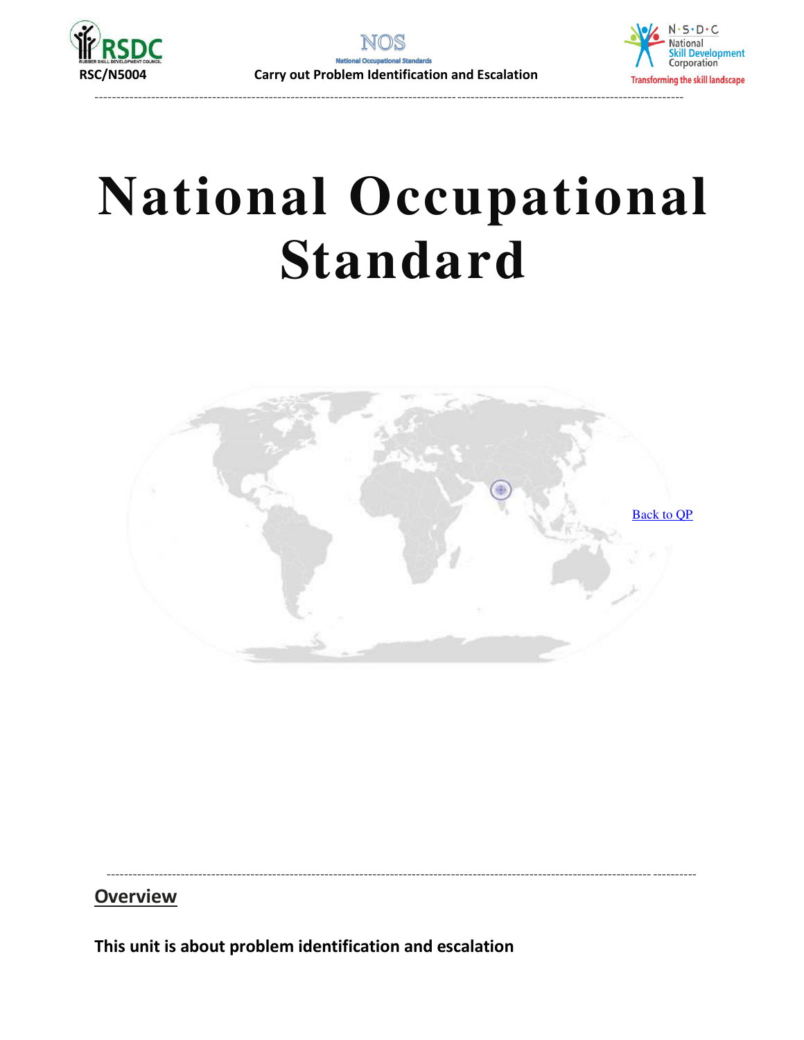# National Occupational Standard

Back to QP

## Overview

**This unit is about problem identification and escalation**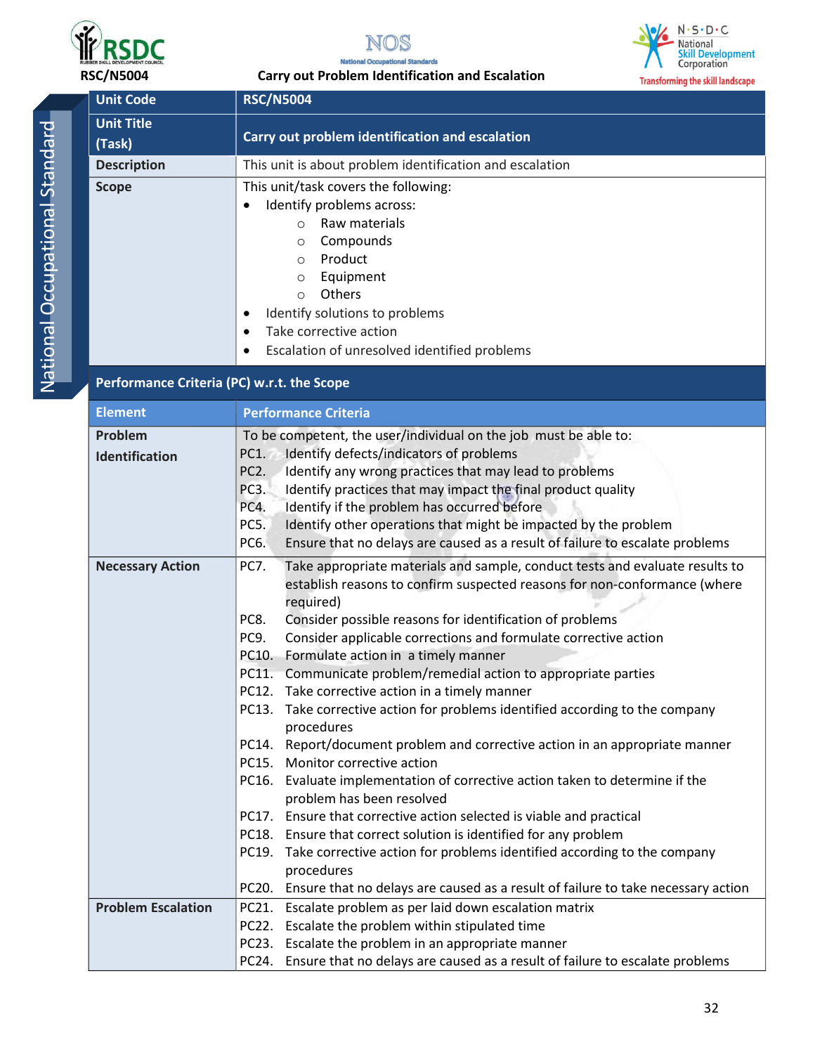| Unit Code | RSC/N5004 |
|---|---|
| Unit Title (Task) | Carry out problem identification and escalation |
| Description | This unit is about problem identification and escalation |
| Scope | This unit/task covers the following:<br>• Identify problems across:<br>&nbsp;&nbsp;&nbsp;&nbsp;○ Raw materials<br>&nbsp;&nbsp;&nbsp;&nbsp;○ Compounds<br>&nbsp;&nbsp;&nbsp;&nbsp;○ Product<br>&nbsp;&nbsp;&nbsp;&nbsp;○ Equipment<br>&nbsp;&nbsp;&nbsp;&nbsp;○ Others<br>• Identify solutions to problems<br>• Take corrective action<br>• Escalation of unresolved identified problems |
| **Performance Criteria (PC) w.r.t. the Scope** | |
| **Element** | **Performance Criteria** |
| **Problem Identification** | To be competent, the user/individual on the job must be able to:<br>PC1. Identify defects/indicators of problems<br>PC2. Identify any wrong practices that may lead to problems<br>PC3. Identify practices that may impact the final product quality<br>PC4. Identify if the problem has occurred before<br>PC5. Identify other operations that might be impacted by the problem<br>PC6. Ensure that no delays are caused as a result of failure to escalate problems |
| **Necessary Action** | PC7. Take appropriate materials and sample, conduct tests and evaluate results to establish reasons to confirm suspected reasons for non-conformance (where required)<br>PC8. Consider possible reasons for identification of problems<br>PC9. Consider applicable corrections and formulate corrective action<br>PC10. Formulate action in a timely manner<br>PC11. Communicate problem/remedial action to appropriate parties<br>PC12. Take corrective action in a timely manner<br>PC13. Take corrective action for problems identified according to the company procedures<br>PC14. Report/document problem and corrective action in an appropriate manner<br>PC15. Monitor corrective action<br>PC16. Evaluate implementation of corrective action taken to determine if the problem has been resolved<br>PC17. Ensure that corrective action selected is viable and practical<br>PC18. Ensure that correct solution is identified for any problem<br>PC19. Take corrective action for problems identified according to the company procedures<br>PC20. Ensure that no delays are caused as a result of failure to take necessary action |
| **Problem Escalation** | PC21. Escalate problem as per laid down escalation matrix<br>PC22. Escalate the problem within stipulated time<br>PC23. Escalate the problem in an appropriate manner<br>PC24. Ensure that no delays are caused as a result of failure to escalate problems |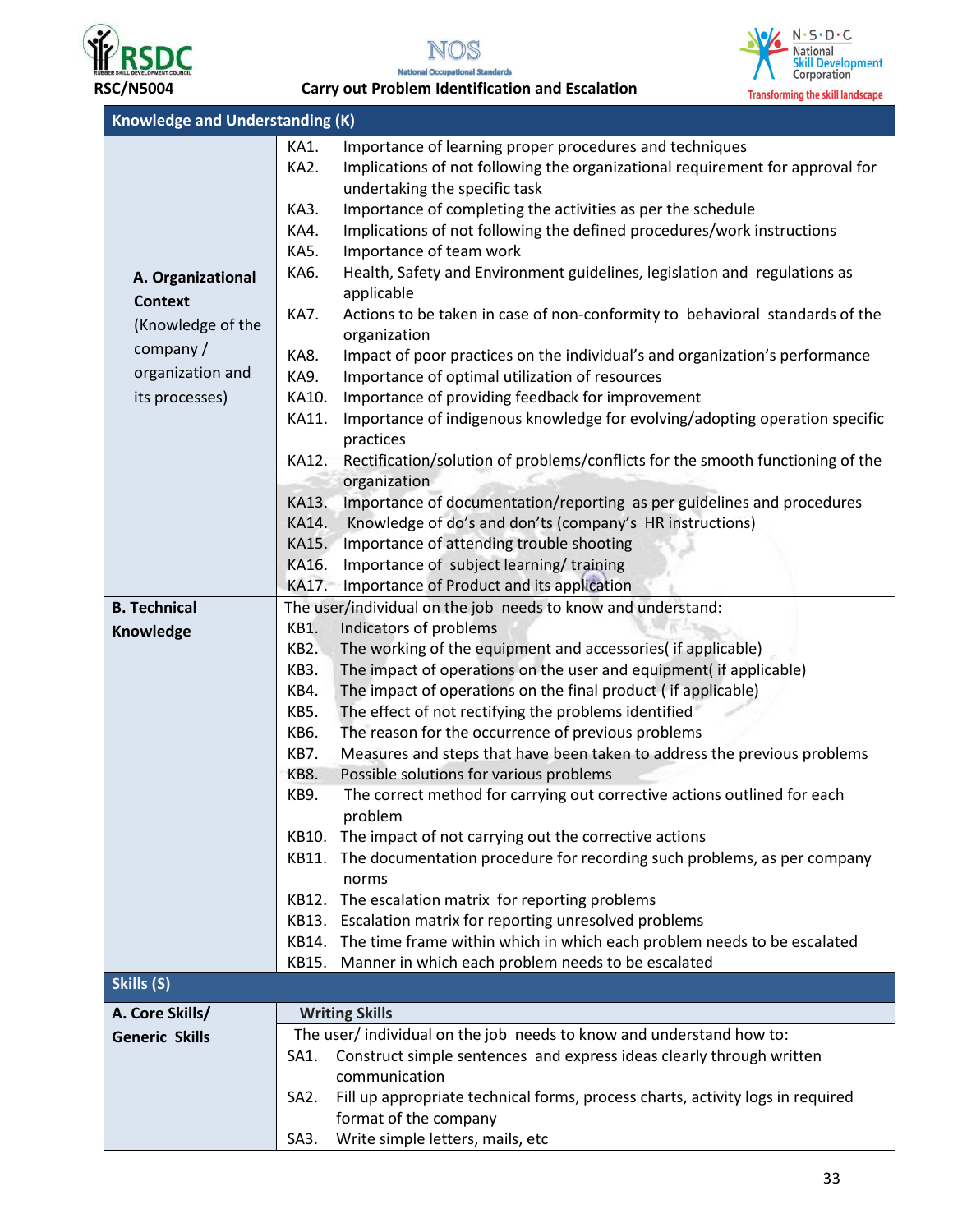| Knowledge and Understanding (K) | |
|---|---|
| **A. Organizational Context** (Knowledge of the company / organization and its processes) | KA1. Importance of learning proper procedures and techniques<br>KA2. Implications of not following the organizational requirement for approval for undertaking the specific task<br>KA3. Importance of completing the activities as per the schedule<br>KA4. Implications of not following the defined procedures/work instructions<br>KA5. Importance of team work<br>KA6. Health, Safety and Environment guidelines, legislation and regulations as applicable<br>KA7. Actions to be taken in case of non-conformity to behavioral standards of the organization<br>KA8. Impact of poor practices on the individual's and organization's performance<br>KA9. Importance of optimal utilization of resources<br>KA10. Importance of providing feedback for improvement<br>KA11. Importance of indigenous knowledge for evolving/adopting operation specific practices<br>KA12. Rectification/solution of problems/conflicts for the smooth functioning of the organization<br>KA13. Importance of documentation/reporting as per guidelines and procedures<br>KA14. Knowledge of do's and don'ts (company's HR instructions)<br>KA15. Importance of attending trouble shooting<br>KA16. Importance of subject learning/ training<br>KA17. Importance of Product and its application |
| **B. Technical Knowledge** | The user/individual on the job needs to know and understand:<br>KB1. Indicators of problems<br>KB2. The working of the equipment and accessories( if applicable)<br>KB3. The impact of operations on the user and equipment( if applicable)<br>KB4. The impact of operations on the final product ( if applicable)<br>KB5. The effect of not rectifying the problems identified<br>KB6. The reason for the occurrence of previous problems<br>KB7. Measures and steps that have been taken to address the previous problems<br>KB8. Possible solutions for various problems<br>KB9. The correct method for carrying out corrective actions outlined for each problem<br>KB10. The impact of not carrying out the corrective actions<br>KB11. The documentation procedure for recording such problems, as per company norms<br>KB12. The escalation matrix for reporting problems<br>KB13. Escalation matrix for reporting unresolved problems<br>KB14. The time frame within which in which each problem needs to be escalated<br>KB15. Manner in which each problem needs to be escalated |
| **Skills (S)** | |
| **A. Core Skills/ Generic Skills** | **Writing Skills**<br>The user/ individual on the job needs to know and understand how to:<br>SA1. Construct simple sentences and express ideas clearly through written communication<br>SA2. Fill up appropriate technical forms, process charts, activity logs in required format of the company<br>SA3. Write simple letters, mails, etc |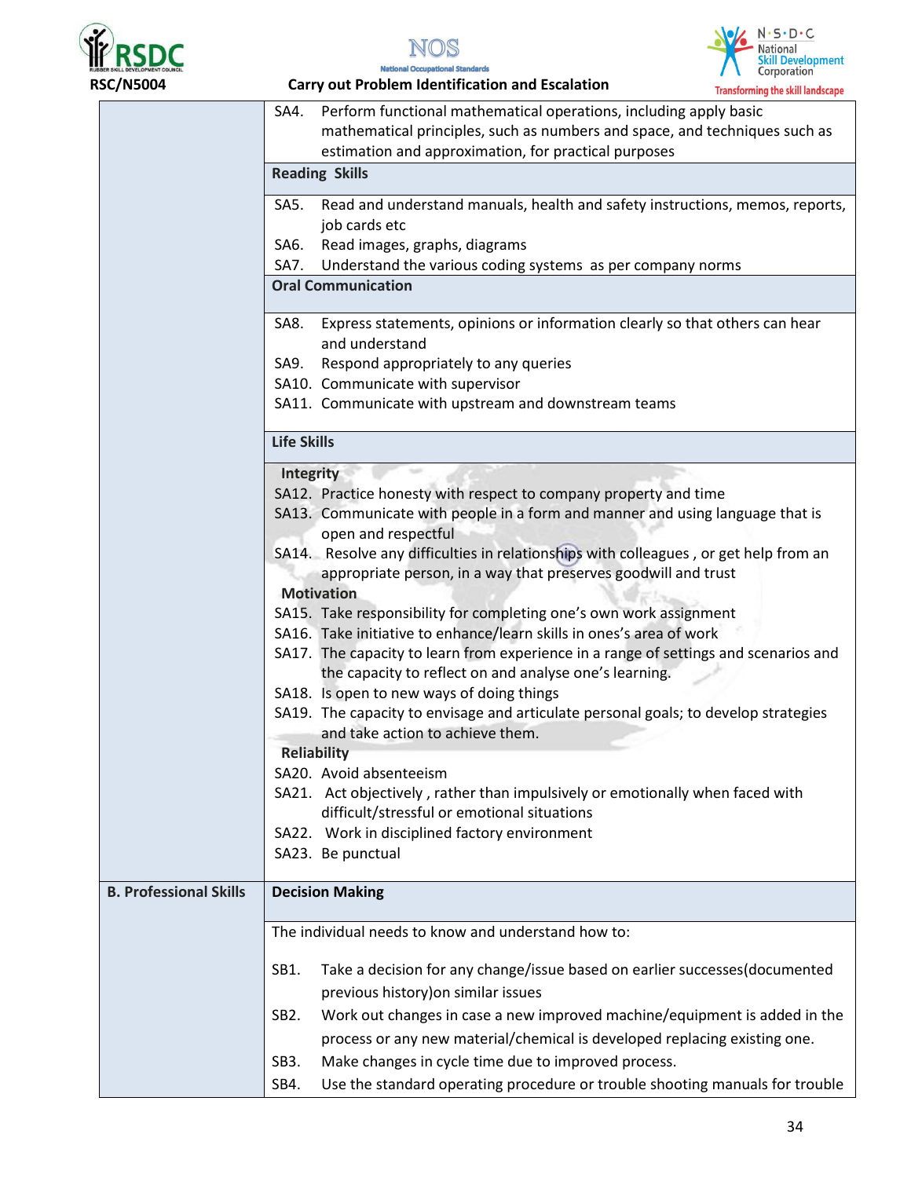| | |
|---|---|
| | SA4. Perform functional mathematical operations, including apply basic mathematical principles, such as numbers and space, and techniques such as estimation and approximation, for practical purposes |
| | **Reading Skills** |
| | SA5. Read and understand manuals, health and safety instructions, memos, reports, job cards etc<br>SA6. Read images, graphs, diagrams<br>SA7. Understand the various coding systems as per company norms |
| | **Oral Communication** |
| | SA8. Express statements, opinions or information clearly so that others can hear and understand<br>SA9. Respond appropriately to any queries<br>SA10. Communicate with supervisor<br>SA11. Communicate with upstream and downstream teams |
| | **Life Skills** |
| | **Integrity**<br>SA12. Practice honesty with respect to company property and time<br>SA13. Communicate with people in a form and manner and using language that is open and respectful<br>SA14. Resolve any difficulties in relationships with colleagues , or get help from an appropriate person, in a way that preserves goodwill and trust<br>**Motivation**<br>SA15. Take responsibility for completing one's own work assignment<br>SA16. Take initiative to enhance/learn skills in ones's area of work<br>SA17. The capacity to learn from experience in a range of settings and scenarios and the capacity to reflect on and analyse one's learning.<br>SA18. Is open to new ways of doing things<br>SA19. The capacity to envisage and articulate personal goals; to develop strategies and take action to achieve them.<br>**Reliability**<br>SA20. Avoid absenteeism<br>SA21. Act objectively , rather than impulsively or emotionally when faced with difficult/stressful or emotional situations<br>SA22. Work in disciplined factory environment<br>SA23. Be punctual |
| **B. Professional Skills** | **Decision Making** |
| | The individual needs to know and understand how to:<br><br>SB1. Take a decision for any change/issue based on earlier successes(documented previous history)on similar issues<br>SB2. Work out changes in case a new improved machine/equipment is added in the process or any new material/chemical is developed replacing existing one.<br>SB3. Make changes in cycle time due to improved process.<br>SB4. Use the standard operating procedure or trouble shooting manuals for trouble |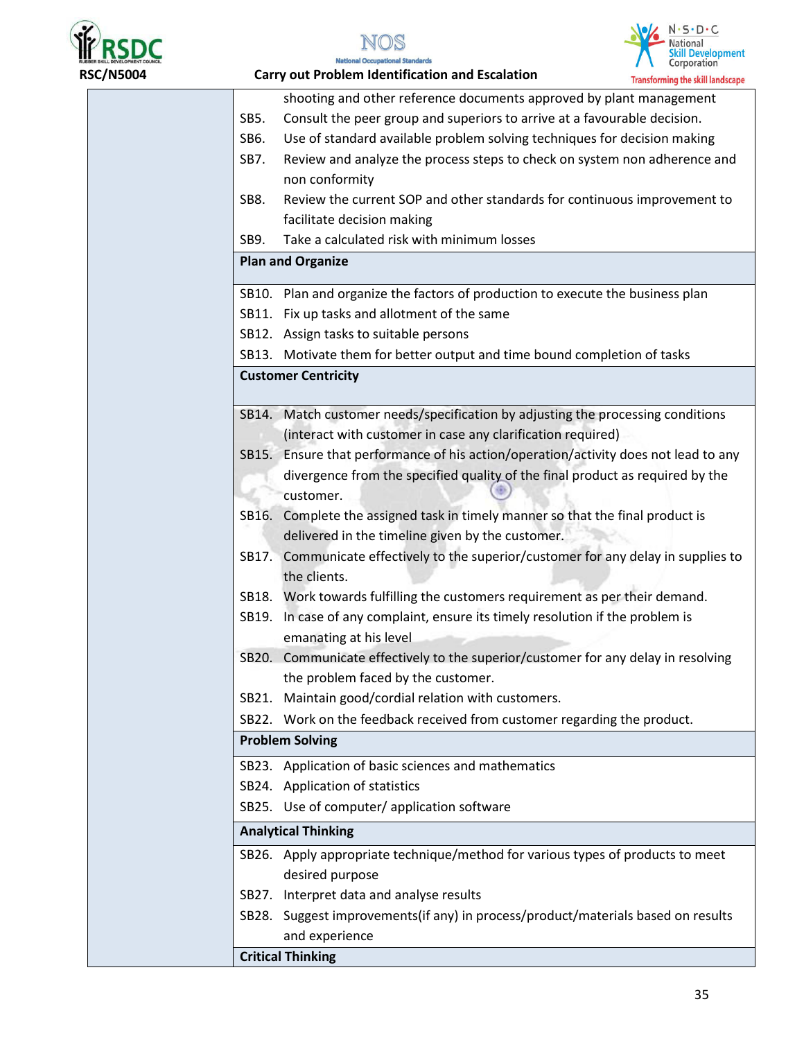| | |
|---|---|
| | shooting and other reference documents approved by plant management |
| | SB5. Consult the peer group and superiors to arrive at a favourable decision. |
| | SB6. Use of standard available problem solving techniques for decision making |
| | SB7. Review and analyze the process steps to check on system non adherence and non conformity |
| | SB8. Review the current SOP and other standards for continuous improvement to facilitate decision making |
| | SB9. Take a calculated risk with minimum losses |
| | **Plan and Organize** |
| | SB10. Plan and organize the factors of production to execute the business plan |
| | SB11. Fix up tasks and allotment of the same |
| | SB12. Assign tasks to suitable persons |
| | SB13. Motivate them for better output and time bound completion of tasks |
| | **Customer Centricity** |
| | SB14. Match customer needs/specification by adjusting the processing conditions (interact with customer in case any clarification required) |
| | SB15. Ensure that performance of his action/operation/activity does not lead to any divergence from the specified quality of the final product as required by the customer. |
| | SB16. Complete the assigned task in timely manner so that the final product is delivered in the timeline given by the customer. |
| | SB17. Communicate effectively to the superior/customer for any delay in supplies to the clients. |
| | SB18. Work towards fulfilling the customers requirement as per their demand. |
| | SB19. In case of any complaint, ensure its timely resolution if the problem is emanating at his level |
| | SB20. Communicate effectively to the superior/customer for any delay in resolving the problem faced by the customer. |
| | SB21. Maintain good/cordial relation with customers. |
| | SB22. Work on the feedback received from customer regarding the product. |
| | **Problem Solving** |
| | SB23. Application of basic sciences and mathematics |
| | SB24. Application of statistics |
| | SB25. Use of computer/ application software |
| | **Analytical Thinking** |
| | SB26. Apply appropriate technique/method for various types of products to meet desired purpose |
| | SB27. Interpret data and analyse results |
| | SB28. Suggest improvements(if any) in process/product/materials based on results and experience |
| | **Critical Thinking** |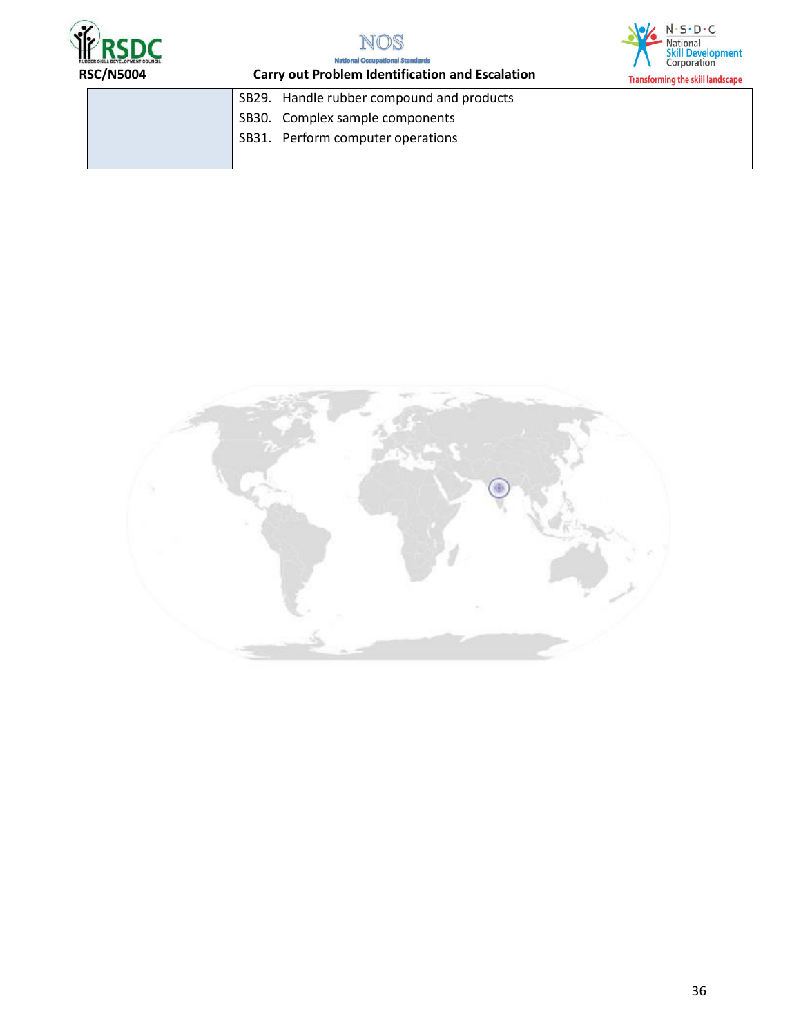|  |  |
| --- | --- |
|  | SB29. Handle rubber compound and products<br>SB30. Complex sample components<br>SB31. Perform computer operations |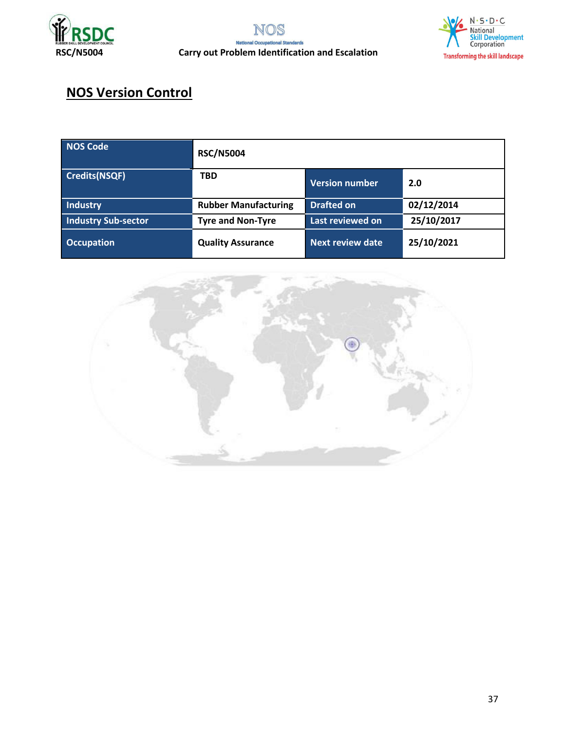## NOS Version Control

| NOS Code | RSC/N5004 | | |
|---|---|---|---|
| Credits(NSQF) | TBD | Version number | 2.0 |
| Industry | Rubber Manufacturing | Drafted on | 02/12/2014 |
| Industry Sub-sector | Tyre and Non-Tyre | Last reviewed on | 25/10/2017 |
| Occupation | Quality Assurance | Next review date | 25/10/2021 |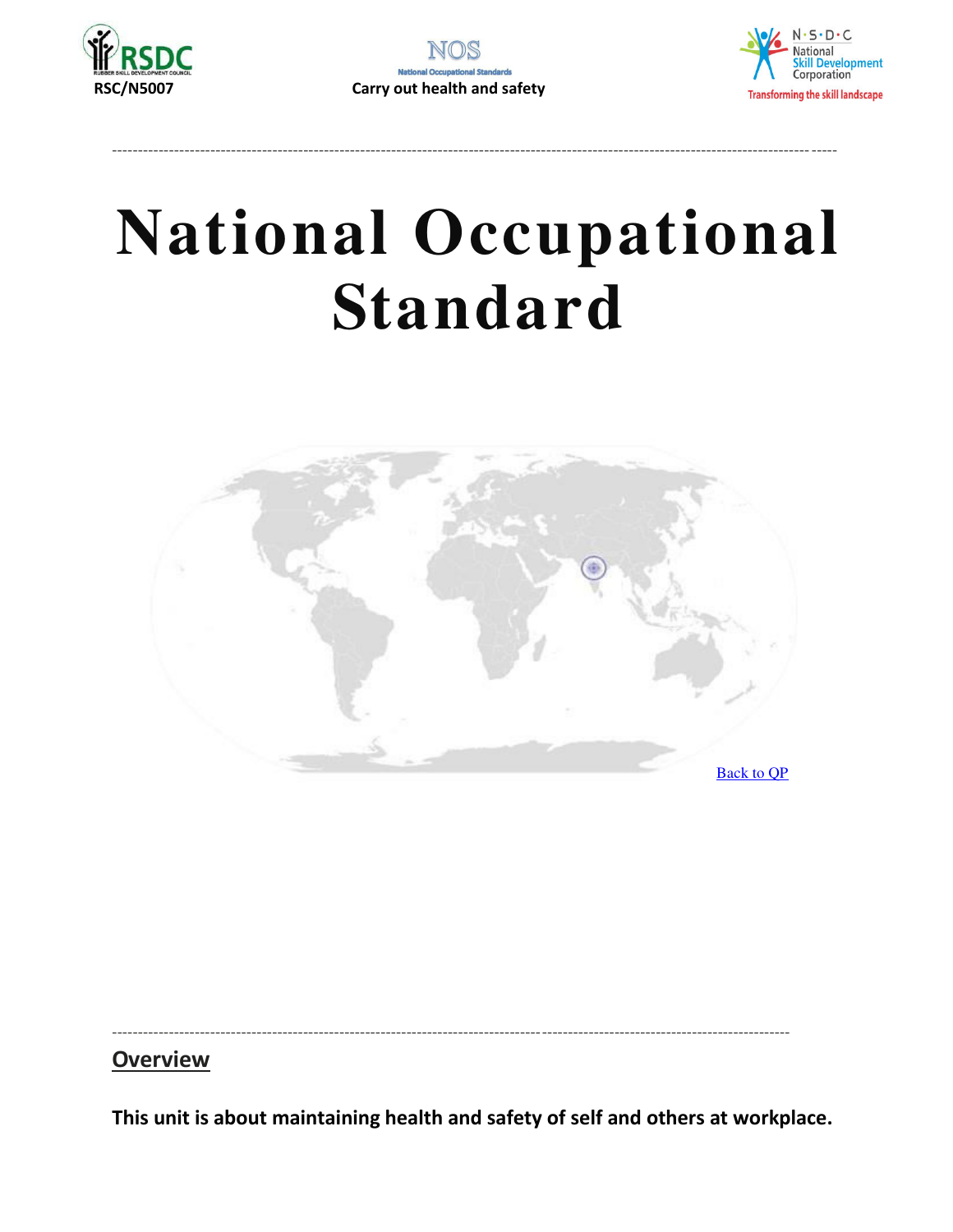# National Occupational Standard

Back to QP

## Overview

**This unit is about maintaining health and safety of self and others at workplace.**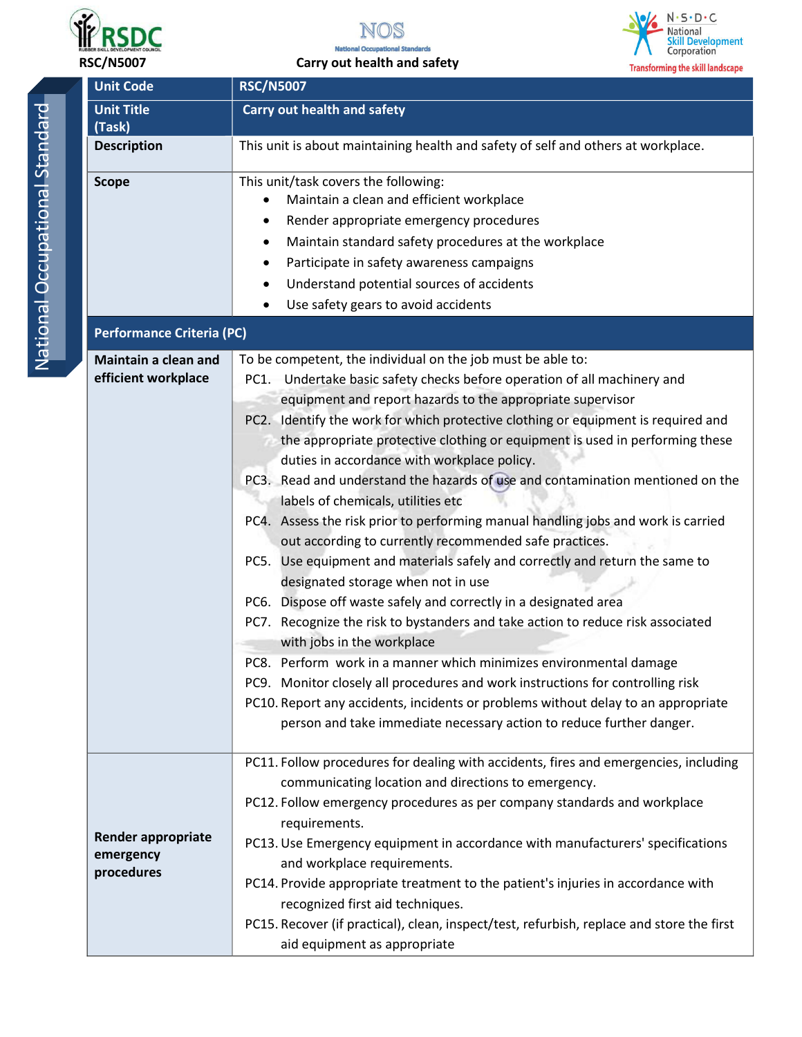| Unit Code | RSC/N5007 |
|---|---|
| Unit Title (Task) | Carry out health and safety |
| Description | This unit is about maintaining health and safety of self and others at workplace. |
| Scope | This unit/task covers the following:<br>• Maintain a clean and efficient workplace<br>• Render appropriate emergency procedures<br>• Maintain standard safety procedures at the workplace<br>• Participate in safety awareness campaigns<br>• Understand potential sources of accidents<br>• Use safety gears to avoid accidents |
| **Performance Criteria (PC)** | |
| Maintain a clean and efficient workplace | To be competent, the individual on the job must be able to:<br>PC1. Undertake basic safety checks before operation of all machinery and equipment and report hazards to the appropriate supervisor<br>PC2. Identify the work for which protective clothing or equipment is required and the appropriate protective clothing or equipment is used in performing these duties in accordance with workplace policy.<br>PC3. Read and understand the hazards of use and contamination mentioned on the labels of chemicals, utilities etc<br>PC4. Assess the risk prior to performing manual handling jobs and work is carried out according to currently recommended safe practices.<br>PC5. Use equipment and materials safely and correctly and return the same to designated storage when not in use<br>PC6. Dispose off waste safely and correctly in a designated area<br>PC7. Recognize the risk to bystanders and take action to reduce risk associated with jobs in the workplace<br>PC8. Perform work in a manner which minimizes environmental damage<br>PC9. Monitor closely all procedures and work instructions for controlling risk<br>PC10. Report any accidents, incidents or problems without delay to an appropriate person and take immediate necessary action to reduce further danger. |
| Render appropriate emergency procedures | PC11. Follow procedures for dealing with accidents, fires and emergencies, including communicating location and directions to emergency.<br>PC12. Follow emergency procedures as per company standards and workplace requirements.<br>PC13. Use Emergency equipment in accordance with manufacturers' specifications and workplace requirements.<br>PC14. Provide appropriate treatment to the patient's injuries in accordance with recognized first aid techniques.<br>PC15. Recover (if practical), clean, inspect/test, refurbish, replace and store the first aid equipment as appropriate |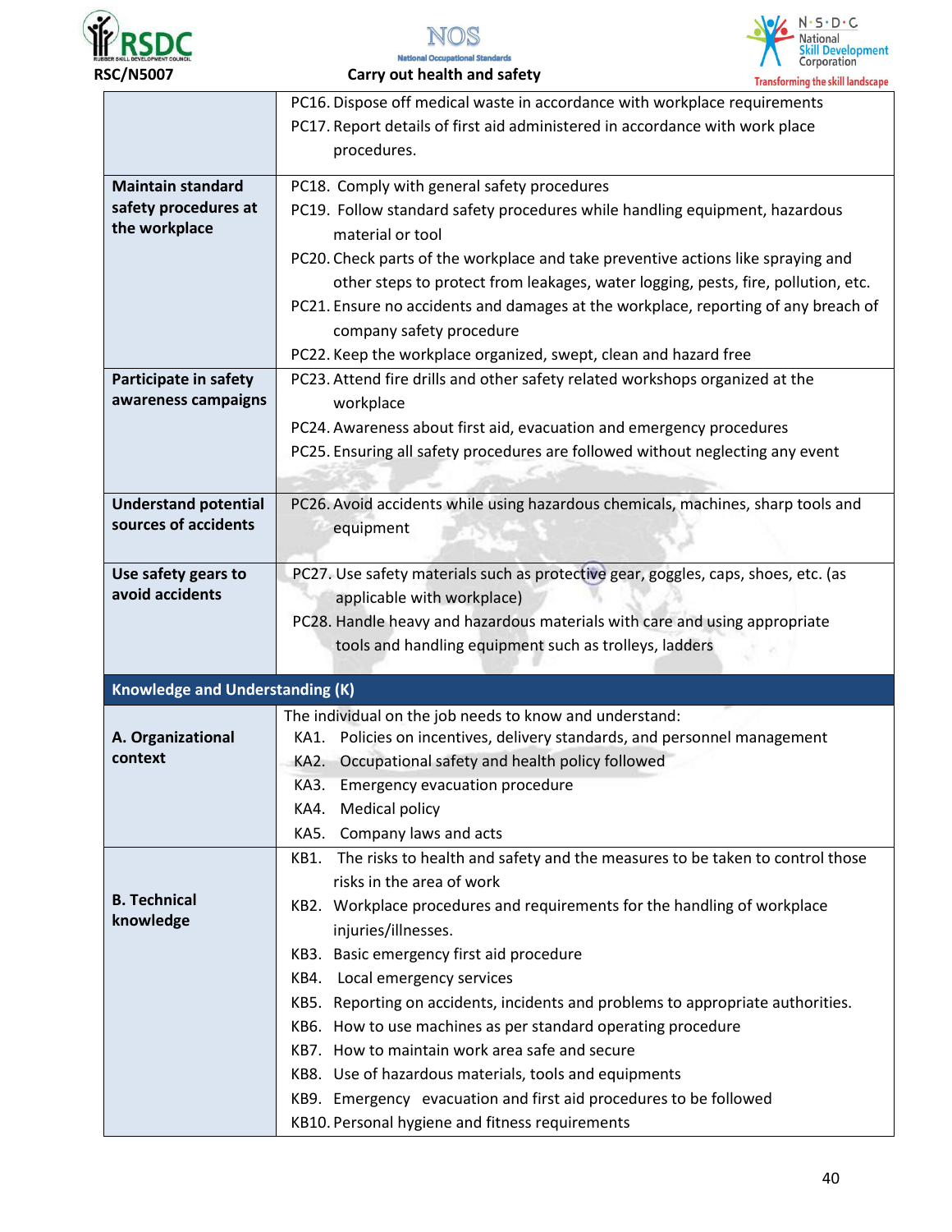| | |
|---|---|
| | PC16. Dispose off medical waste in accordance with workplace requirements<br>PC17. Report details of first aid administered in accordance with work place procedures. |
| **Maintain standard safety procedures at the workplace** | PC18. Comply with general safety procedures<br>PC19. Follow standard safety procedures while handling equipment, hazardous material or tool<br>PC20. Check parts of the workplace and take preventive actions like spraying and other steps to protect from leakages, water logging, pests, fire, pollution, etc.<br>PC21. Ensure no accidents and damages at the workplace, reporting of any breach of company safety procedure<br>PC22. Keep the workplace organized, swept, clean and hazard free |
| **Participate in safety awareness campaigns** | PC23. Attend fire drills and other safety related workshops organized at the workplace<br>PC24. Awareness about first aid, evacuation and emergency procedures<br>PC25. Ensuring all safety procedures are followed without neglecting any event |
| **Understand potential sources of accidents** | PC26. Avoid accidents while using hazardous chemicals, machines, sharp tools and equipment |
| **Use safety gears to avoid accidents** | PC27. Use safety materials such as protective gear, goggles, caps, shoes, etc. (as applicable with workplace)<br>PC28. Handle heavy and hazardous materials with care and using appropriate tools and handling equipment such as trolleys, ladders |
| **Knowledge and Understanding (K)** | |
| **A. Organizational context** | The individual on the job needs to know and understand:<br>KA1. Policies on incentives, delivery standards, and personnel management<br>KA2. Occupational safety and health policy followed<br>KA3. Emergency evacuation procedure<br>KA4. Medical policy<br>KA5. Company laws and acts |
| **B. Technical knowledge** | KB1. The risks to health and safety and the measures to be taken to control those risks in the area of work<br>KB2. Workplace procedures and requirements for the handling of workplace injuries/illnesses.<br>KB3. Basic emergency first aid procedure<br>KB4. Local emergency services<br>KB5. Reporting on accidents, incidents and problems to appropriate authorities.<br>KB6. How to use machines as per standard operating procedure<br>KB7. How to maintain work area safe and secure<br>KB8. Use of hazardous materials, tools and equipments<br>KB9. Emergency evacuation and first aid procedures to be followed<br>KB10. Personal hygiene and fitness requirements |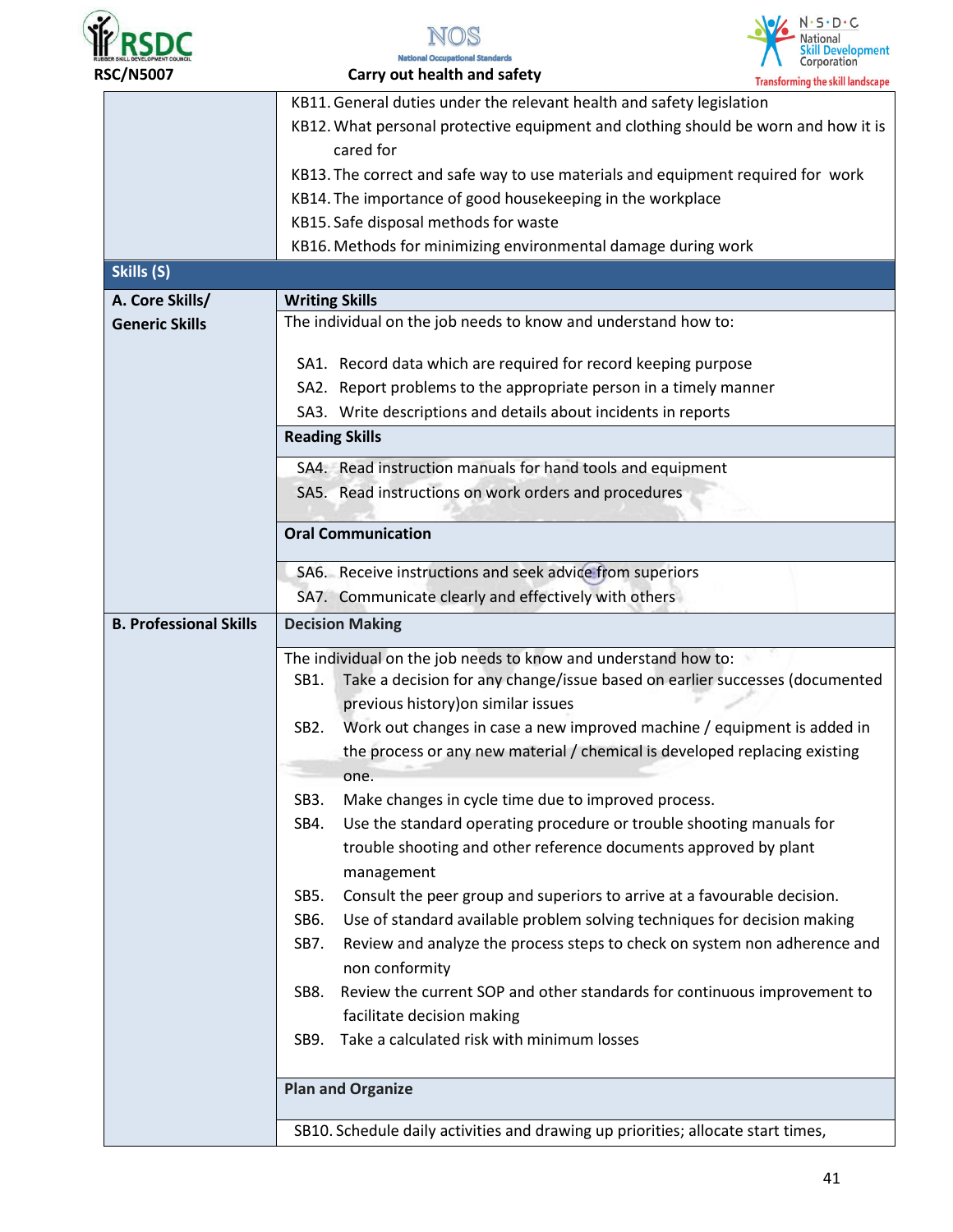| | |
|---|---|
| | KB11. General duties under the relevant health and safety legislation<br>KB12. What personal protective equipment and clothing should be worn and how it is cared for<br>KB13. The correct and safe way to use materials and equipment required for work<br>KB14. The importance of good housekeeping in the workplace<br>KB15. Safe disposal methods for waste<br>KB16. Methods for minimizing environmental damage during work |
| **Skills (S)** | |
| **A. Core Skills/ Generic Skills** | **Writing Skills** |
| | The individual on the job needs to know and understand how to:<br><br>SA1. Record data which are required for record keeping purpose<br>SA2. Report problems to the appropriate person in a timely manner<br>SA3. Write descriptions and details about incidents in reports |
| | **Reading Skills** |
| | SA4. Read instruction manuals for hand tools and equipment<br>SA5. Read instructions on work orders and procedures |
| | **Oral Communication** |
| | SA6. Receive instructions and seek advice from superiors<br>SA7. Communicate clearly and effectively with others |
| **B. Professional Skills** | **Decision Making** |
| | The individual on the job needs to know and understand how to:<br>SB1. Take a decision for any change/issue based on earlier successes (documented previous history)on similar issues<br>SB2. Work out changes in case a new improved machine / equipment is added in the process or any new material / chemical is developed replacing existing one.<br>SB3. Make changes in cycle time due to improved process.<br>SB4. Use the standard operating procedure or trouble shooting manuals for trouble shooting and other reference documents approved by plant management<br>SB5. Consult the peer group and superiors to arrive at a favourable decision.<br>SB6. Use of standard available problem solving techniques for decision making<br>SB7. Review and analyze the process steps to check on system non adherence and non conformity<br>SB8. Review the current SOP and other standards for continuous improvement to facilitate decision making<br>SB9. Take a calculated risk with minimum losses |
| | **Plan and Organize** |
| | SB10. Schedule daily activities and drawing up priorities; allocate start times, |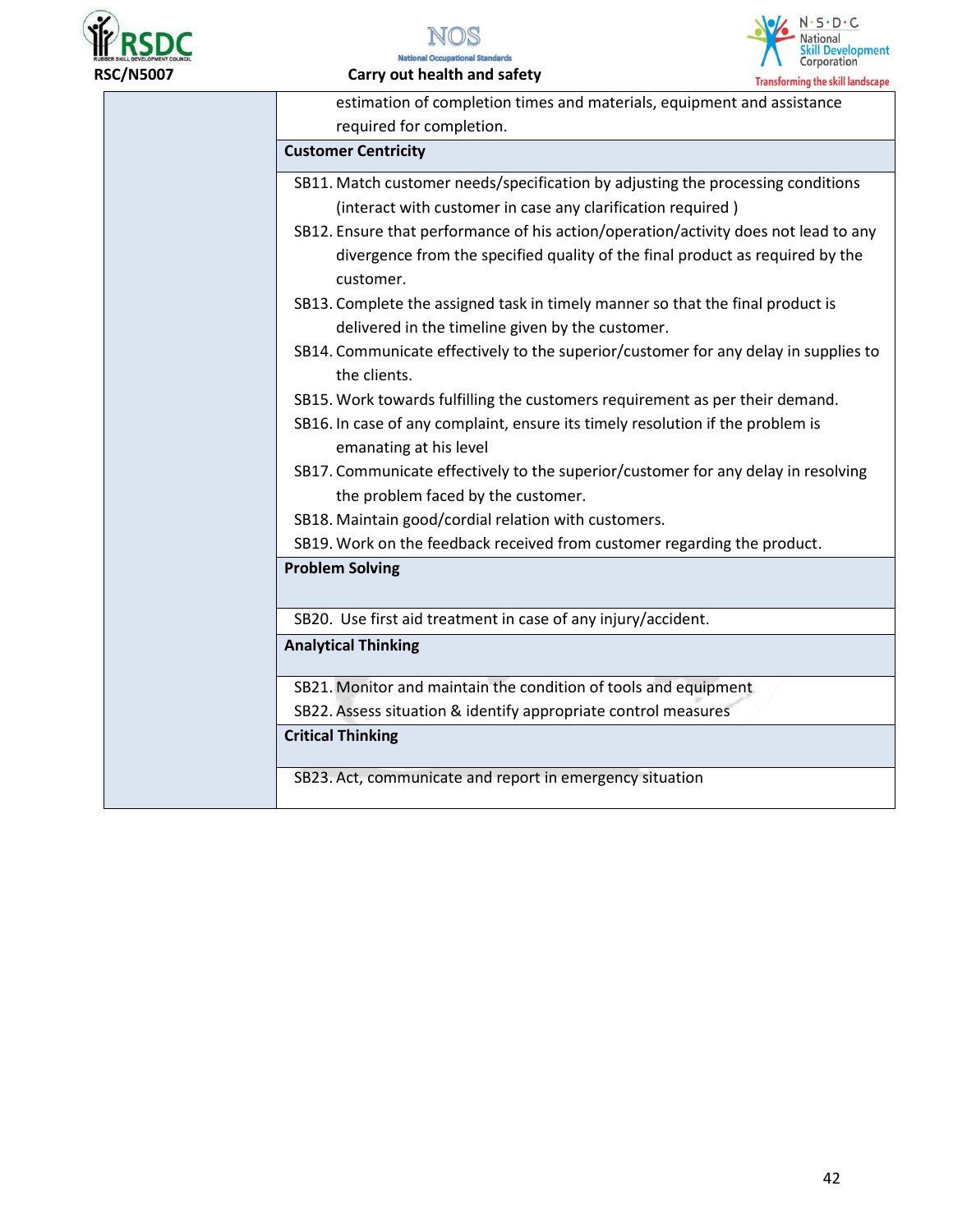| | |
|---|---|
| | estimation of completion times and materials, equipment and assistance required for completion. |
| | **Customer Centricity** |
| | SB11. Match customer needs/specification by adjusting the processing conditions (interact with customer in case any clarification required )<br>SB12. Ensure that performance of his action/operation/activity does not lead to any divergence from the specified quality of the final product as required by the customer.<br>SB13. Complete the assigned task in timely manner so that the final product is delivered in the timeline given by the customer.<br>SB14. Communicate effectively to the superior/customer for any delay in supplies to the clients.<br>SB15. Work towards fulfilling the customers requirement as per their demand.<br>SB16. In case of any complaint, ensure its timely resolution if the problem is emanating at his level<br>SB17. Communicate effectively to the superior/customer for any delay in resolving the problem faced by the customer.<br>SB18. Maintain good/cordial relation with customers.<br>SB19. Work on the feedback received from customer regarding the product. |
| | **Problem Solving** |
| | SB20. Use first aid treatment in case of any injury/accident. |
| | **Analytical Thinking** |
| | SB21. Monitor and maintain the condition of tools and equipment<br>SB22. Assess situation & identify appropriate control measures |
| | **Critical Thinking** |
| | SB23. Act, communicate and report in emergency situation |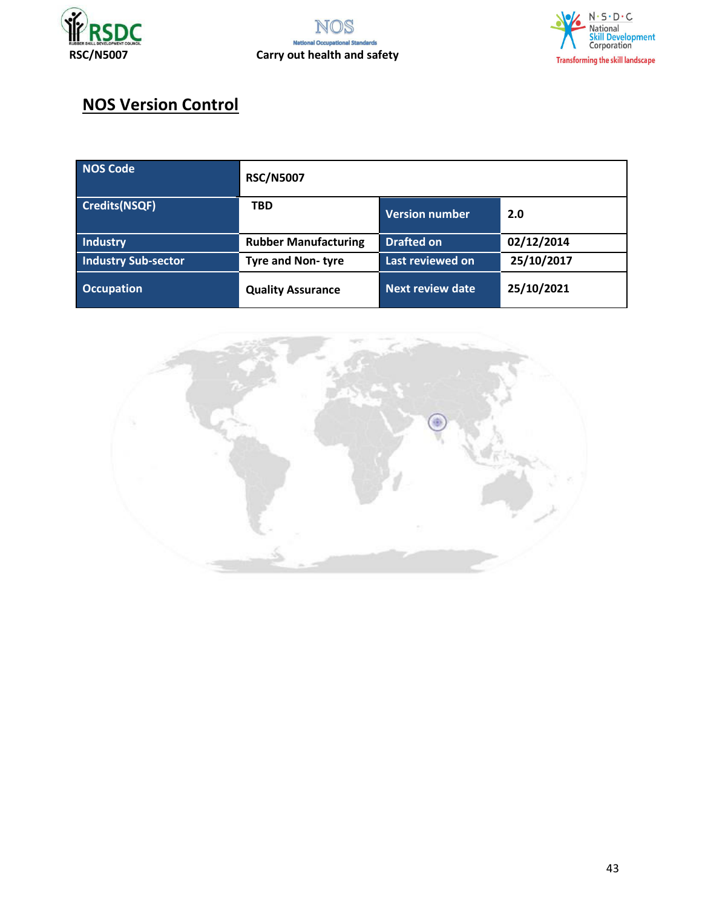## NOS Version Control

| NOS Code | RSC/N5007 | | |
|---|---|---|---|
| Credits(NSQF) | TBD | Version number | 2.0 |
| Industry | Rubber Manufacturing | Drafted on | 02/12/2014 |
| Industry Sub-sector | Tyre and Non- tyre | Last reviewed on | 25/10/2017 |
| Occupation | Quality Assurance | Next review date | 25/10/2021 |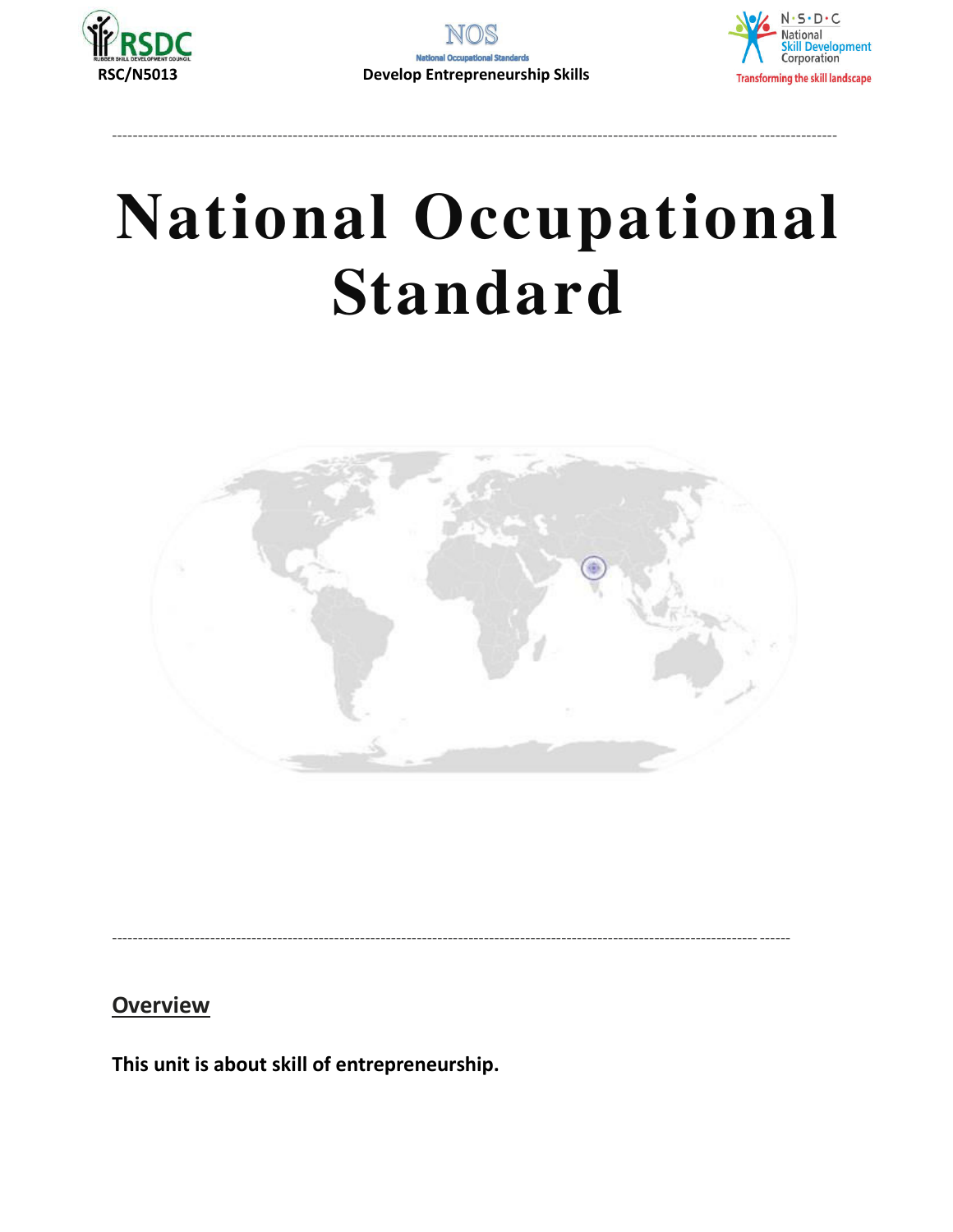# National Occupational Standard

## Overview

**This unit is about skill of entrepreneurship.**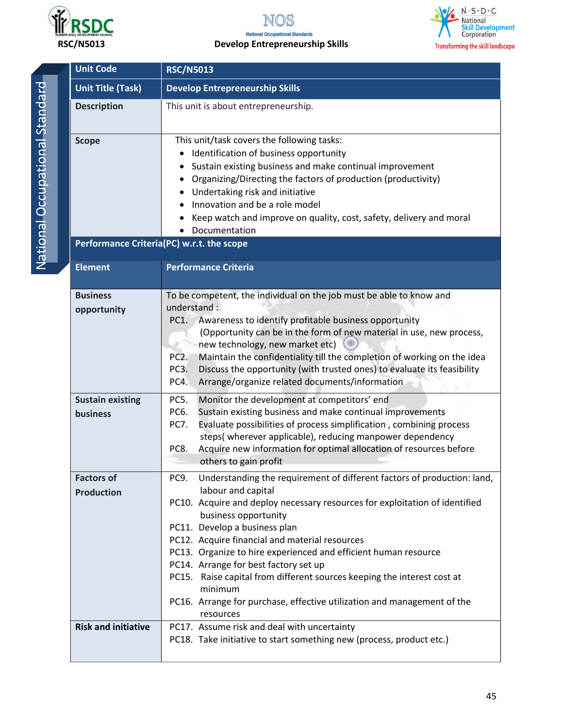| Unit Code | RSC/N5013 |
|---|---|
| **Unit Title (Task)** | **Develop Entrepreneurship Skills** |
| **Description** | This unit is about entrepreneurship. |
| **Scope** | This unit/task covers the following tasks:<br>• Identification of business opportunity<br>• Sustain existing business and make continual improvement<br>• Organizing/Directing the factors of production (productivity)<br>• Undertaking risk and initiative<br>• Innovation and be a role model<br>• Keep watch and improve on quality, cost, safety, delivery and moral<br>• Documentation |
| **Performance Criteria(PC) w.r.t. the scope** | |
| **Element** | **Performance Criteria** |
| **Business opportunity** | To be competent, the individual on the job must be able to know and understand :<br>PC1. Awareness to identify profitable business opportunity (Opportunity can be in the form of new material in use, new process, new technology, new market etc)<br>PC2. Maintain the confidentiality till the completion of working on the idea<br>PC3. Discuss the opportunity (with trusted ones) to evaluate its feasibility<br>PC4. Arrange/organize related documents/information |
| **Sustain existing business** | PC5. Monitor the development at competitors' end<br>PC6. Sustain existing business and make continual improvements<br>PC7. Evaluate possibilities of process simplification , combining process steps( wherever applicable), reducing manpower dependency<br>PC8. Acquire new information for optimal allocation of resources before others to gain profit |
| **Factors of Production** | PC9. Understanding the requirement of different factors of production: land, labour and capital<br>PC10. Acquire and deploy necessary resources for exploitation of identified business opportunity<br>PC11. Develop a business plan<br>PC12. Acquire financial and material resources<br>PC13. Organize to hire experienced and efficient human resource<br>PC14. Arrange for best factory set up<br>PC15. Raise capital from different sources keeping the interest cost at minimum<br>PC16. Arrange for purchase, effective utilization and management of the resources |
| **Risk and initiative** | PC17. Assume risk and deal with uncertainty<br>PC18. Take initiative to start something new (process, product etc.) |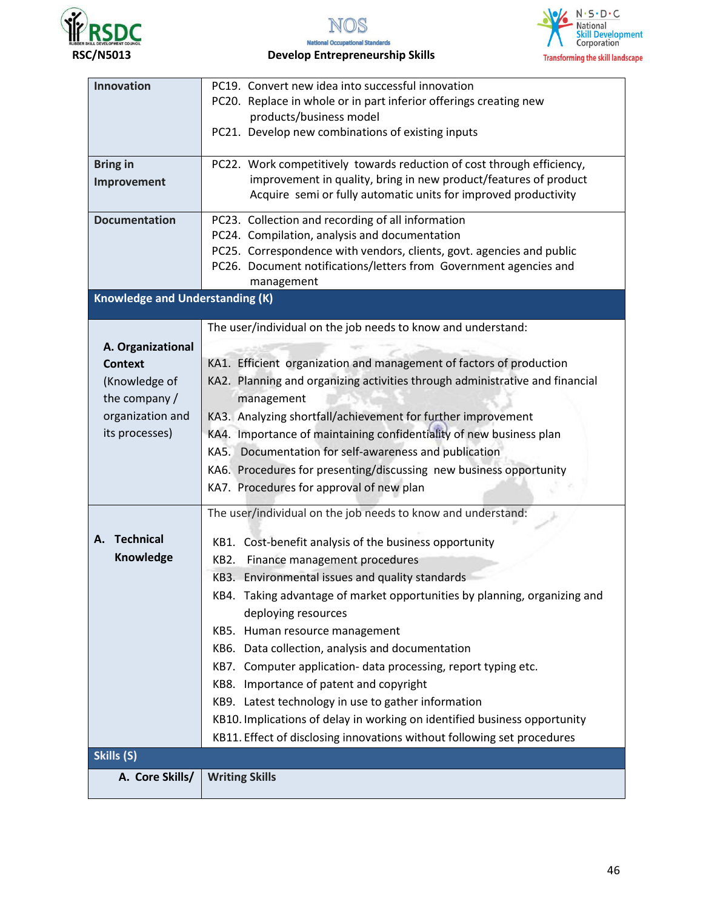| | |
|---|---|
| **Innovation** | PC19. Convert new idea into successful innovation<br>PC20. Replace in whole or in part inferior offerings creating new products/business model<br>PC21. Develop new combinations of existing inputs |
| **Bring in Improvement** | PC22. Work competitively towards reduction of cost through efficiency, improvement in quality, bring in new product/features of product Acquire semi or fully automatic units for improved productivity |
| **Documentation** | PC23. Collection and recording of all information<br>PC24. Compilation, analysis and documentation<br>PC25. Correspondence with vendors, clients, govt. agencies and public<br>PC26. Document notifications/letters from Government agencies and management |
| **Knowledge and Understanding (K)** | |
| **A. Organizational Context** (Knowledge of the company / organization and its processes) | The user/individual on the job needs to know and understand:<br><br>KA1. Efficient organization and management of factors of production<br>KA2. Planning and organizing activities through administrative and financial management<br>KA3. Analyzing shortfall/achievement for further improvement<br>KA4. Importance of maintaining confidentiality of new business plan<br>KA5. Documentation for self-awareness and publication<br>KA6. Procedures for presenting/discussing new business opportunity<br>KA7. Procedures for approval of new plan |
| **A. Technical Knowledge** | The user/individual on the job needs to know and understand:<br><br>KB1. Cost-benefit analysis of the business opportunity<br>KB2. Finance management procedures<br>KB3. Environmental issues and quality standards<br>KB4. Taking advantage of market opportunities by planning, organizing and deploying resources<br>KB5. Human resource management<br>KB6. Data collection, analysis and documentation<br>KB7. Computer application- data processing, report typing etc.<br>KB8. Importance of patent and copyright<br>KB9. Latest technology in use to gather information<br>KB10. Implications of delay in working on identified business opportunity<br>KB11. Effect of disclosing innovations without following set procedures |
| **Skills (S)** | |
| **A. Core Skills/** | **Writing Skills** |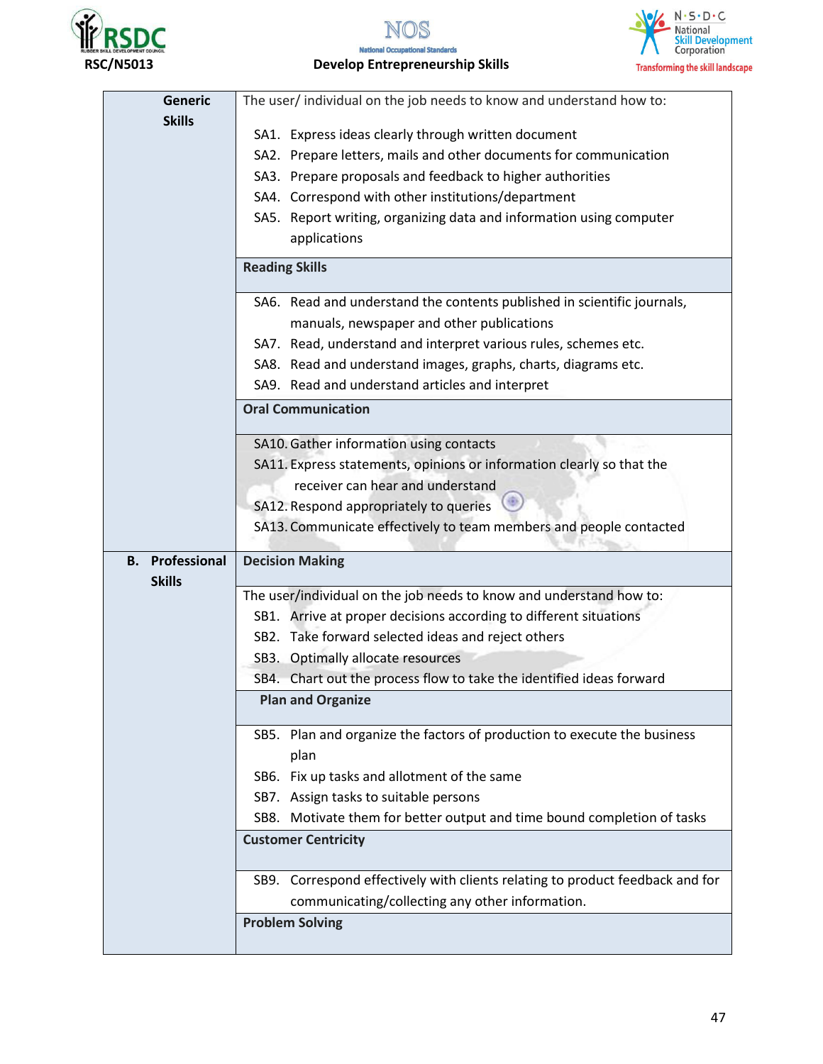| | |
|---|---|
| **Generic Skills** | The user/ individual on the job needs to know and understand how to:<br>SA1. Express ideas clearly through written document<br>SA2. Prepare letters, mails and other documents for communication<br>SA3. Prepare proposals and feedback to higher authorities<br>SA4. Correspond with other institutions/department<br>SA5. Report writing, organizing data and information using computer applications |
| | **Reading Skills** |
| | SA6. Read and understand the contents published in scientific journals, manuals, newspaper and other publications<br>SA7. Read, understand and interpret various rules, schemes etc.<br>SA8. Read and understand images, graphs, charts, diagrams etc.<br>SA9. Read and understand articles and interpret |
| | **Oral Communication** |
| | SA10. Gather information using contacts<br>SA11. Express statements, opinions or information clearly so that the receiver can hear and understand<br>SA12. Respond appropriately to queries<br>SA13. Communicate effectively to team members and people contacted |
| **B. Professional Skills** | **Decision Making** |
| | The user/individual on the job needs to know and understand how to:<br>SB1. Arrive at proper decisions according to different situations<br>SB2. Take forward selected ideas and reject others<br>SB3. Optimally allocate resources<br>SB4. Chart out the process flow to take the identified ideas forward |
| | **Plan and Organize** |
| | SB5. Plan and organize the factors of production to execute the business plan<br>SB6. Fix up tasks and allotment of the same<br>SB7. Assign tasks to suitable persons<br>SB8. Motivate them for better output and time bound completion of tasks |
| | **Customer Centricity** |
| | SB9. Correspond effectively with clients relating to product feedback and for communicating/collecting any other information. |
| | **Problem Solving** |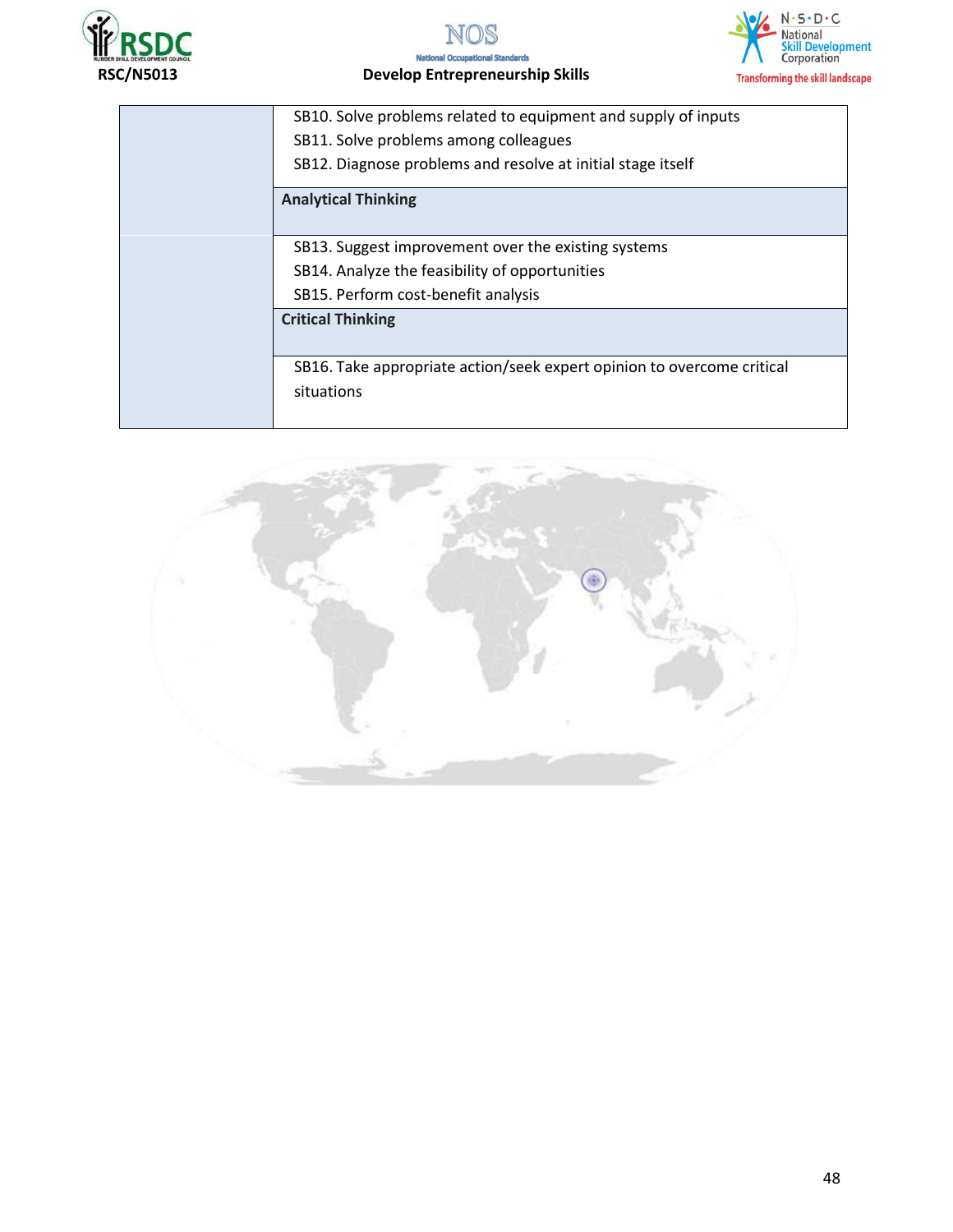| | |
|---|---|
| | SB10. Solve problems related to equipment and supply of inputs<br>SB11. Solve problems among colleagues<br>SB12. Diagnose problems and resolve at initial stage itself |
| | **Analytical Thinking** |
| | SB13. Suggest improvement over the existing systems<br>SB14. Analyze the feasibility of opportunities<br>SB15. Perform cost-benefit analysis |
| | **Critical Thinking** |
| | SB16. Take appropriate action/seek expert opinion to overcome critical situations |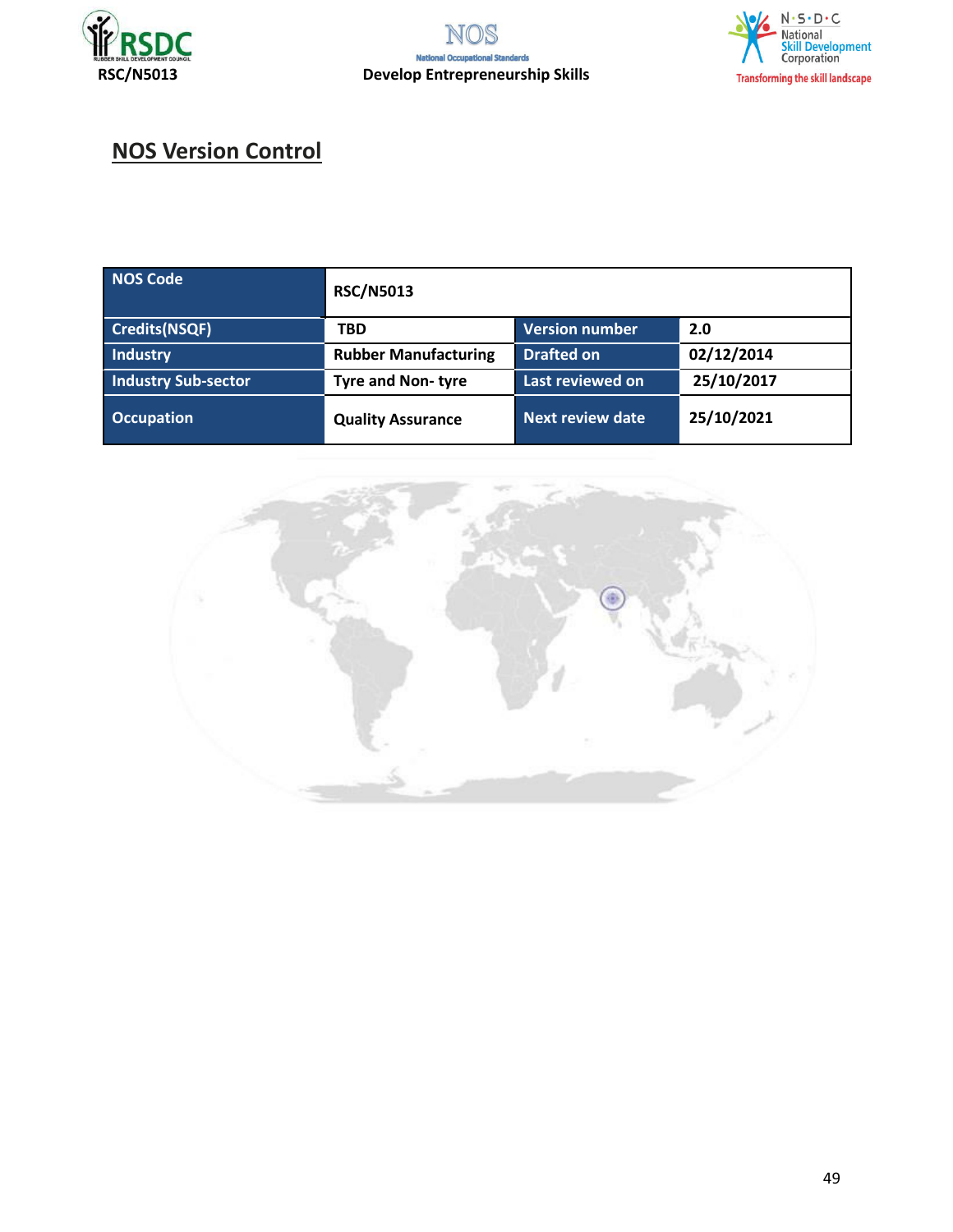## NOS Version Control

| NOS Code | RSC/N5013 | | |
|---|---|---|---|
| Credits(NSQF) | TBD | Version number | 2.0 |
| Industry | Rubber Manufacturing | Drafted on | 02/12/2014 |
| Industry Sub-sector | Tyre and Non- tyre | Last reviewed on | 25/10/2017 |
| Occupation | Quality Assurance | Next review date | 25/10/2021 |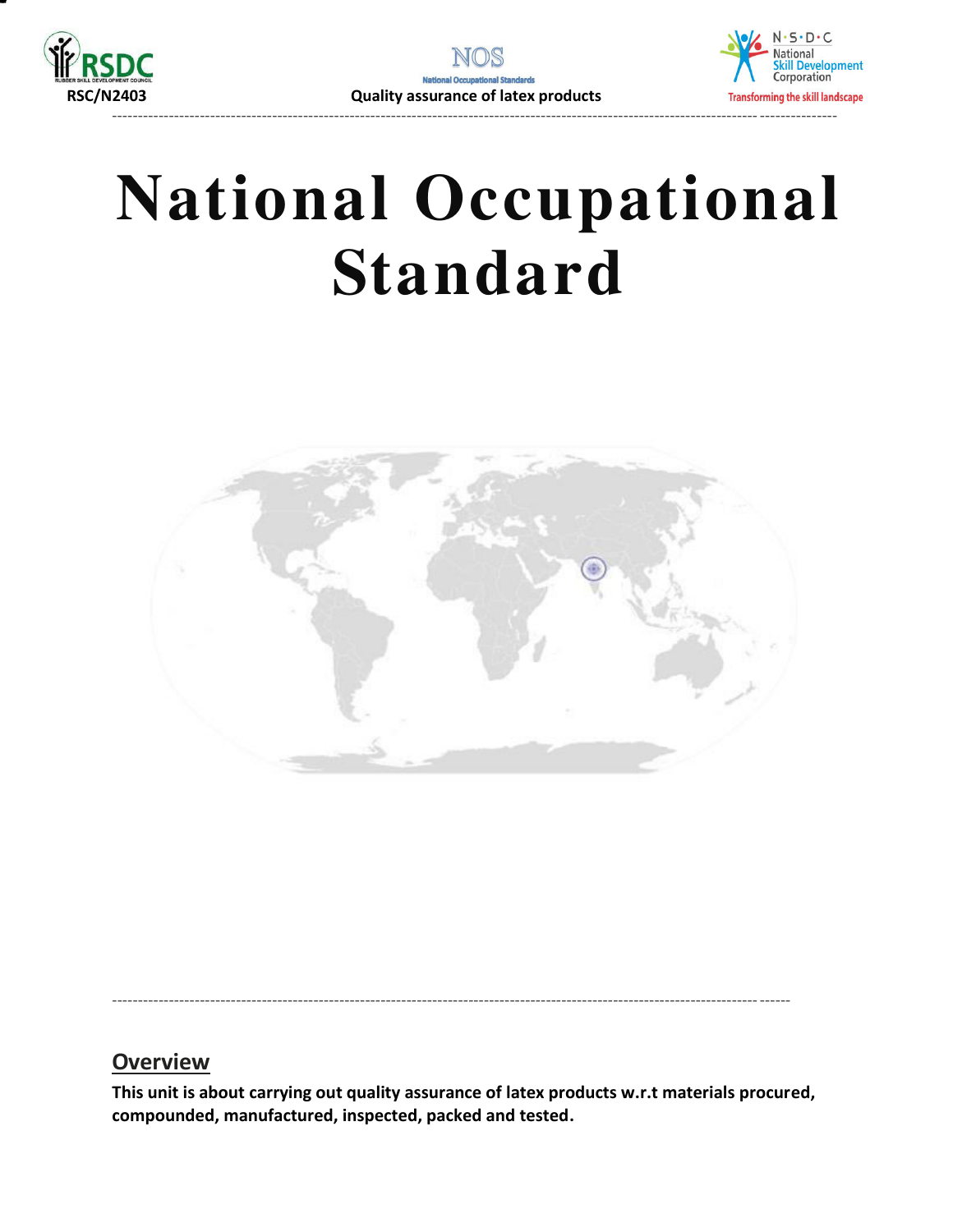# National Occupational Standard

## Overview

**This unit is about carrying out quality assurance of latex products w.r.t materials procured, compounded, manufactured, inspected, packed and tested.**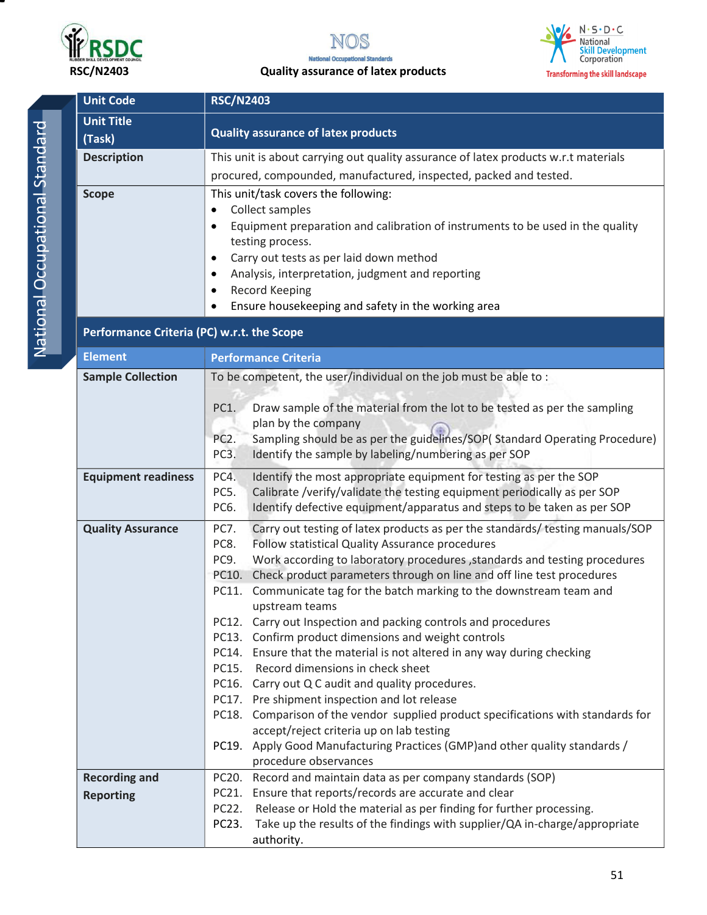| Unit Code | RSC/N2403 |
|---|---|
| Unit Title (Task) | **Quality assurance of latex products** |
| Description | This unit is about carrying out quality assurance of latex products w.r.t materials procured, compounded, manufactured, inspected, packed and tested. |
| Scope | This unit/task covers the following:<br>• Collect samples<br>• Equipment preparation and calibration of instruments to be used in the quality testing process.<br>• Carry out tests as per laid down method<br>• Analysis, interpretation, judgment and reporting<br>• Record Keeping<br>• Ensure housekeeping and safety in the working area |
| **Performance Criteria (PC) w.r.t. the Scope** | |
| **Element** | **Performance Criteria** |
| **Sample Collection** | To be competent, the user/individual on the job must be able to :<br>PC1. Draw sample of the material from the lot to be tested as per the sampling plan by the company<br>PC2. Sampling should be as per the guidelines/SOP( Standard Operating Procedure)<br>PC3. Identify the sample by labeling/numbering as per SOP |
| **Equipment readiness** | PC4. Identify the most appropriate equipment for testing as per the SOP<br>PC5. Calibrate /verify/validate the testing equipment periodically as per SOP<br>PC6. Identify defective equipment/apparatus and steps to be taken as per SOP |
| **Quality Assurance** | PC7. Carry out testing of latex products as per the standards/ testing manuals/SOP<br>PC8. Follow statistical Quality Assurance procedures<br>PC9. Work according to laboratory procedures ,standards and testing procedures<br>PC10. Check product parameters through on line and off line test procedures<br>PC11. Communicate tag for the batch marking to the downstream team and upstream teams<br>PC12. Carry out Inspection and packing controls and procedures<br>PC13. Confirm product dimensions and weight controls<br>PC14. Ensure that the material is not altered in any way during checking<br>PC15. Record dimensions in check sheet<br>PC16. Carry out Q C audit and quality procedures.<br>PC17. Pre shipment inspection and lot release<br>PC18. Comparison of the vendor supplied product specifications with standards for accept/reject criteria up on lab testing<br>PC19. Apply Good Manufacturing Practices (GMP)and other quality standards / procedure observances |
| **Recording and Reporting** | PC20. Record and maintain data as per company standards (SOP)<br>PC21. Ensure that reports/records are accurate and clear<br>PC22. Release or Hold the material as per finding for further processing.<br>PC23. Take up the results of the findings with supplier/QA in-charge/appropriate authority. |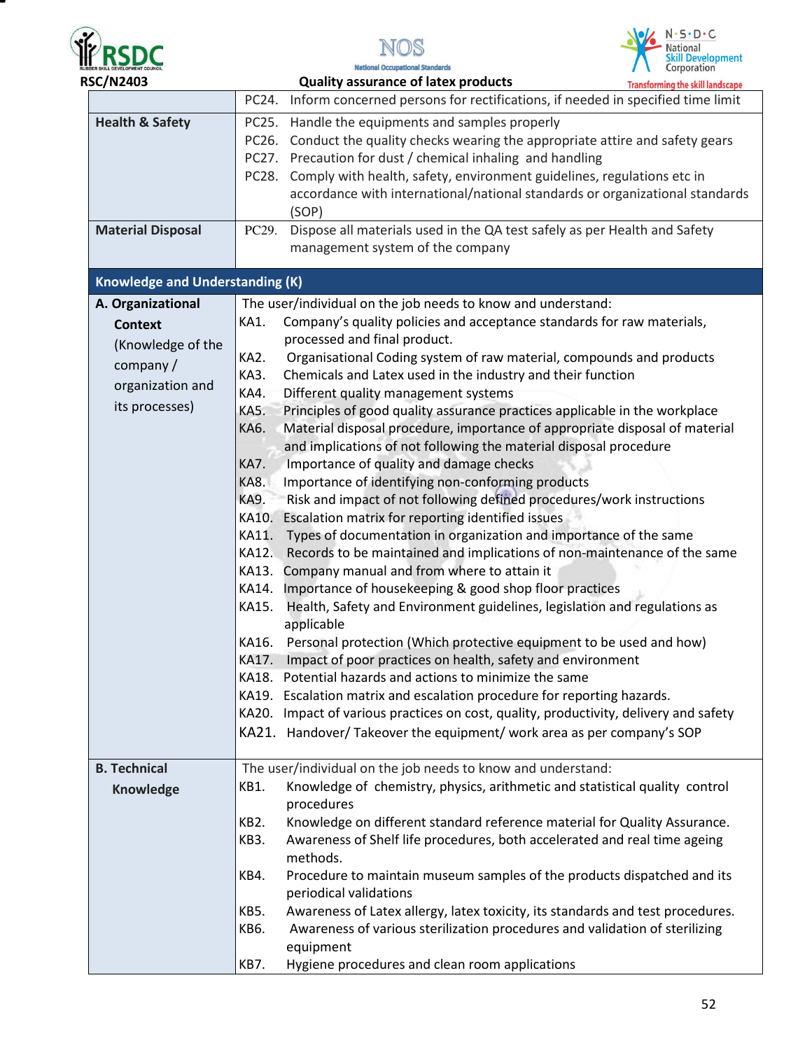| | |
|---|---|
| | PC24. Inform concerned persons for rectifications, if needed in specified time limit |
| **Health & Safety** | PC25. Handle the equipments and samples properly<br>PC26. Conduct the quality checks wearing the appropriate attire and safety gears<br>PC27. Precaution for dust / chemical inhaling and handling<br>PC28. Comply with health, safety, environment guidelines, regulations etc in accordance with international/national standards or organizational standards (SOP) |
| **Material Disposal** | PC29. Dispose all materials used in the QA test safely as per Health and Safety management system of the company |
| **Knowledge and Understanding (K)** | |
| **A. Organizational Context** (Knowledge of the company / organization and its processes) | The user/individual on the job needs to know and understand:<br>KA1. Company's quality policies and acceptance standards for raw materials, processed and final product.<br>KA2. Organisational Coding system of raw material, compounds and products<br>KA3. Chemicals and Latex used in the industry and their function<br>KA4. Different quality management systems<br>KA5. Principles of good quality assurance practices applicable in the workplace<br>KA6. Material disposal procedure, importance of appropriate disposal of material and implications of not following the material disposal procedure<br>KA7. Importance of quality and damage checks<br>KA8. Importance of identifying non-conforming products<br>KA9. Risk and impact of not following defined procedures/work instructions<br>KA10. Escalation matrix for reporting identified issues<br>KA11. Types of documentation in organization and importance of the same<br>KA12. Records to be maintained and implications of non-maintenance of the same<br>KA13. Company manual and from where to attain it<br>KA14. Importance of housekeeping & good shop floor practices<br>KA15. Health, Safety and Environment guidelines, legislation and regulations as applicable<br>KA16. Personal protection (Which protective equipment to be used and how)<br>KA17. Impact of poor practices on health, safety and environment<br>KA18. Potential hazards and actions to minimize the same<br>KA19. Escalation matrix and escalation procedure for reporting hazards.<br>KA20. Impact of various practices on cost, quality, productivity, delivery and safety<br>KA21. Handover/ Takeover the equipment/ work area as per company's SOP |
| **B. Technical Knowledge** | The user/individual on the job needs to know and understand:<br>KB1. Knowledge of chemistry, physics, arithmetic and statistical quality control procedures<br>KB2. Knowledge on different standard reference material for Quality Assurance.<br>KB3. Awareness of Shelf life procedures, both accelerated and real time ageing methods.<br>KB4. Procedure to maintain museum samples of the products dispatched and its periodical validations<br>KB5. Awareness of Latex allergy, latex toxicity, its standards and test procedures.<br>KB6. Awareness of various sterilization procedures and validation of sterilizing equipment<br>KB7. Hygiene procedures and clean room applications |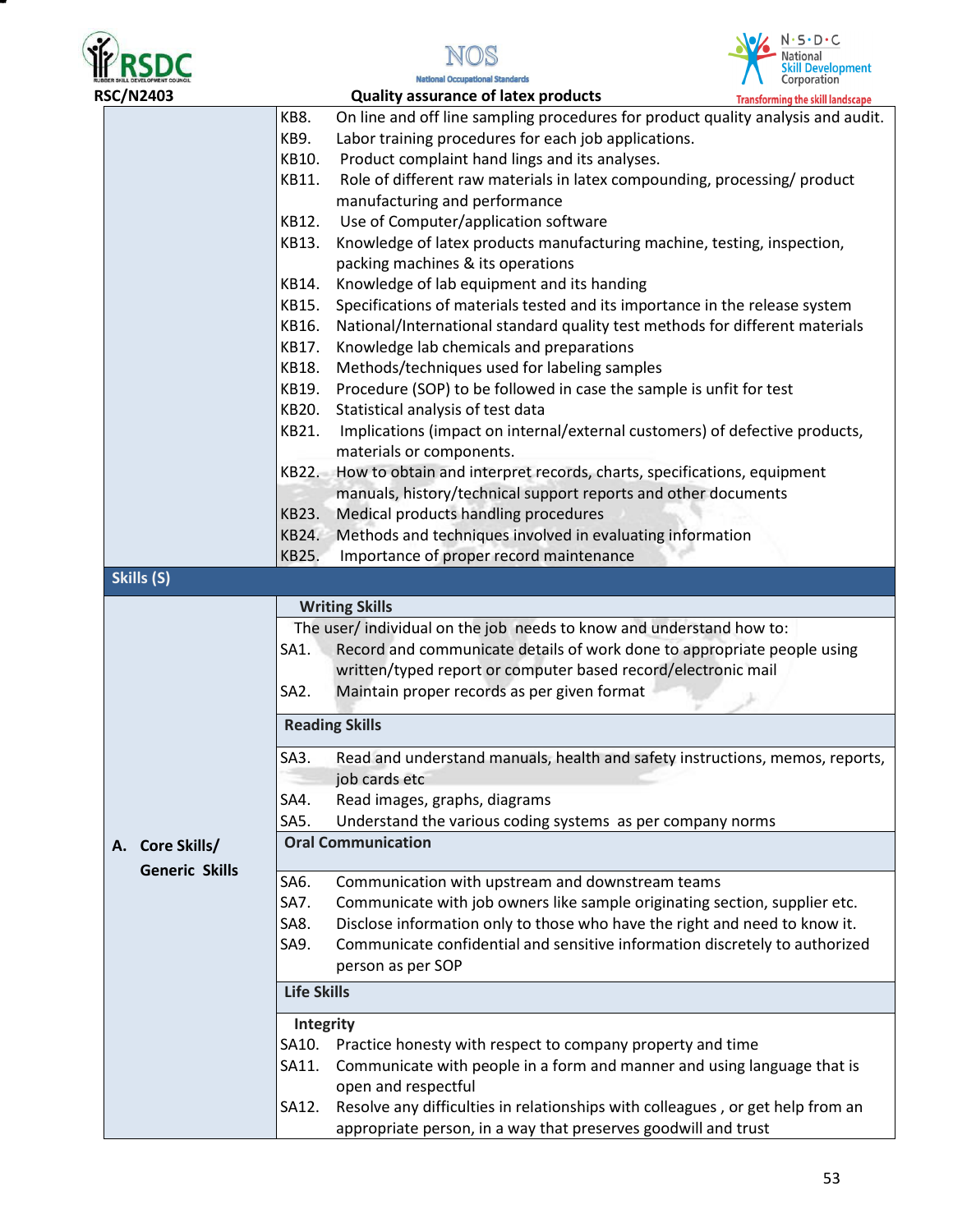| | |
|---|---|
| | KB8. On line and off line sampling procedures for product quality analysis and audit.<br>KB9. Labor training procedures for each job applications.<br>KB10. Product complaint hand lings and its analyses.<br>KB11. Role of different raw materials in latex compounding, processing/ product manufacturing and performance<br>KB12. Use of Computer/application software<br>KB13. Knowledge of latex products manufacturing machine, testing, inspection, packing machines & its operations<br>KB14. Knowledge of lab equipment and its handing<br>KB15. Specifications of materials tested and its importance in the release system<br>KB16. National/International standard quality test methods for different materials<br>KB17. Knowledge lab chemicals and preparations<br>KB18. Methods/techniques used for labeling samples<br>KB19. Procedure (SOP) to be followed in case the sample is unfit for test<br>KB20. Statistical analysis of test data<br>KB21. Implications (impact on internal/external customers) of defective products, materials or components.<br>KB22. How to obtain and interpret records, charts, specifications, equipment manuals, history/technical support reports and other documents<br>KB23. Medical products handling procedures<br>KB24. Methods and techniques involved in evaluating information<br>KB25. Importance of proper record maintenance |
| **Skills (S)** | |
| **A. Core Skills/ Generic Skills** | **Writing Skills**<br>The user/ individual on the job needs to know and understand how to:<br>SA1. Record and communicate details of work done to appropriate people using written/typed report or computer based record/electronic mail<br>SA2. Maintain proper records as per given format |
| | **Reading Skills** |
| | SA3. Read and understand manuals, health and safety instructions, memos, reports, job cards etc<br>SA4. Read images, graphs, diagrams<br>SA5. Understand the various coding systems as per company norms |
| | **Oral Communication** |
| | SA6. Communication with upstream and downstream teams<br>SA7. Communicate with job owners like sample originating section, supplier etc.<br>SA8. Disclose information only to those who have the right and need to know it.<br>SA9. Communicate confidential and sensitive information discretely to authorized person as per SOP |
| | **Life Skills** |
| | **Integrity**<br>SA10. Practice honesty with respect to company property and time<br>SA11. Communicate with people in a form and manner and using language that is open and respectful<br>SA12. Resolve any difficulties in relationships with colleagues , or get help from an appropriate person, in a way that preserves goodwill and trust |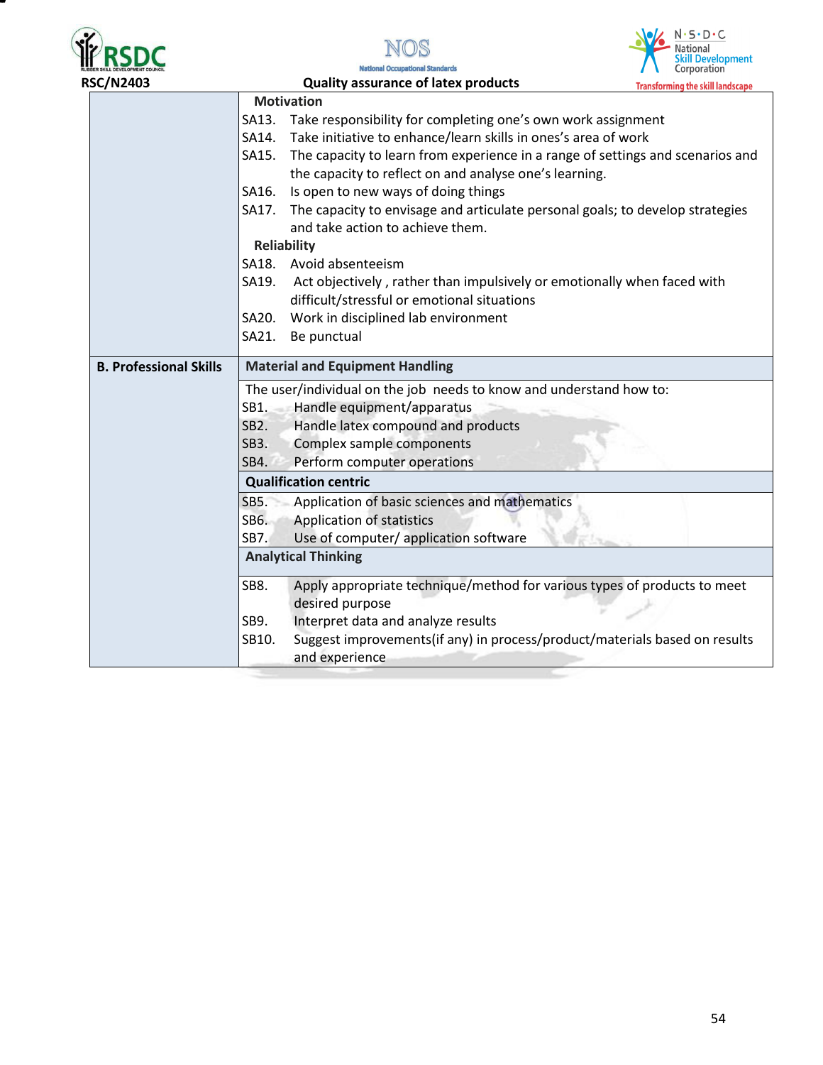| | |
|---|---|
| | **Motivation**<br>SA13. Take responsibility for completing one's own work assignment<br>SA14. Take initiative to enhance/learn skills in ones's area of work<br>SA15. The capacity to learn from experience in a range of settings and scenarios and the capacity to reflect on and analyse one's learning.<br>SA16. Is open to new ways of doing things<br>SA17. The capacity to envisage and articulate personal goals; to develop strategies and take action to achieve them.<br>**Reliability**<br>SA18. Avoid absenteeism<br>SA19. Act objectively , rather than impulsively or emotionally when faced with difficult/stressful or emotional situations<br>SA20. Work in disciplined lab environment<br>SA21. Be punctual |
| **B. Professional Skills** | **Material and Equipment Handling** |
| | The user/individual on the job needs to know and understand how to:<br>SB1. Handle equipment/apparatus<br>SB2. Handle latex compound and products<br>SB3. Complex sample components<br>SB4. Perform computer operations |
| | **Qualification centric** |
| | SB5. Application of basic sciences and mathematics<br>SB6. Application of statistics<br>SB7. Use of computer/ application software |
| | **Analytical Thinking** |
| | SB8. Apply appropriate technique/method for various types of products to meet desired purpose<br>SB9. Interpret data and analyze results<br>SB10. Suggest improvements(if any) in process/product/materials based on results and experience |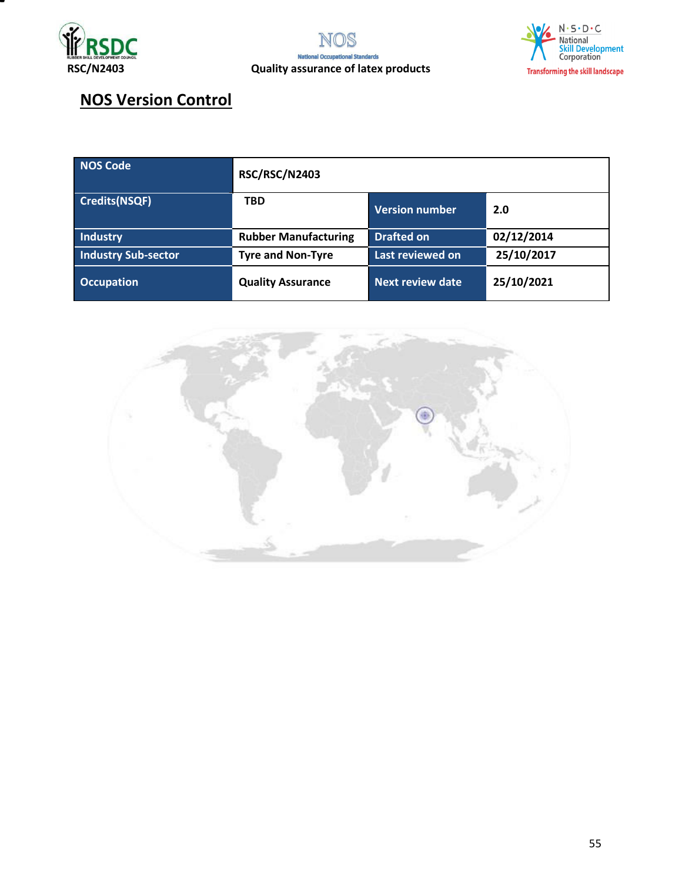## NOS Version Control

| NOS Code | RSC/RSC/N2403 | | |
|---|---|---|---|
| Credits(NSQF) | TBD | Version number | 2.0 |
| Industry | Rubber Manufacturing | Drafted on | 02/12/2014 |
| Industry Sub-sector | Tyre and Non-Tyre | Last reviewed on | 25/10/2017 |
| Occupation | Quality Assurance | Next review date | 25/10/2021 |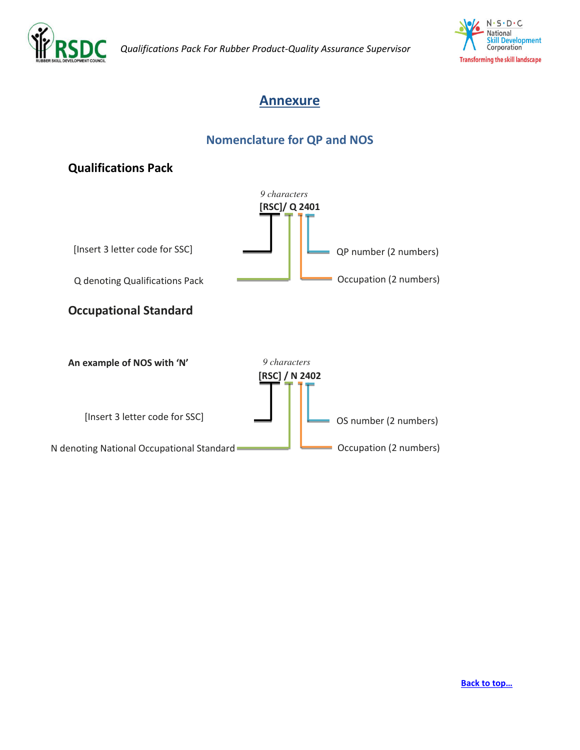# Annexure

## Nomenclature for QP and NOS

### Qualifications Pack

*9 characters*

**[RSC]/ Q 2401**

[Insert 3 letter code for SSC]

QP number (2 numbers)

Q denoting Qualifications Pack

Occupation (2 numbers)

### Occupational Standard

**An example of NOS with 'N'**

*9 characters*

**[RSC] / N 2402**

[Insert 3 letter code for SSC]

OS number (2 numbers)

N denoting National Occupational Standard

Occupation (2 numbers)

[Back to top…]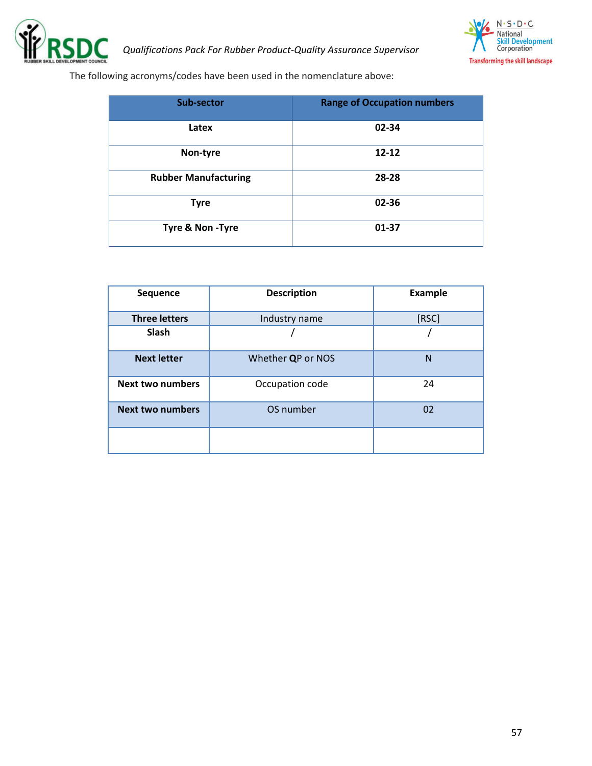The following acronyms/codes have been used in the nomenclature above:

| Sub-sector | Range of Occupation numbers |
|---|---|
| Latex | 02-34 |
| Non-tyre | 12-12 |
| Rubber Manufacturing | 28-28 |
| Tyre | 02-36 |
| Tyre & Non -Tyre | 01-37 |

| Sequence | Description | Example |
|---|---|---|
| Three letters | Industry name | [RSC] |
| Slash | / | / |
| Next letter | Whether **Q**P or NOS | N |
| Next two numbers | Occupation code | 24 |
| Next two numbers | OS number | 02 |
| | | |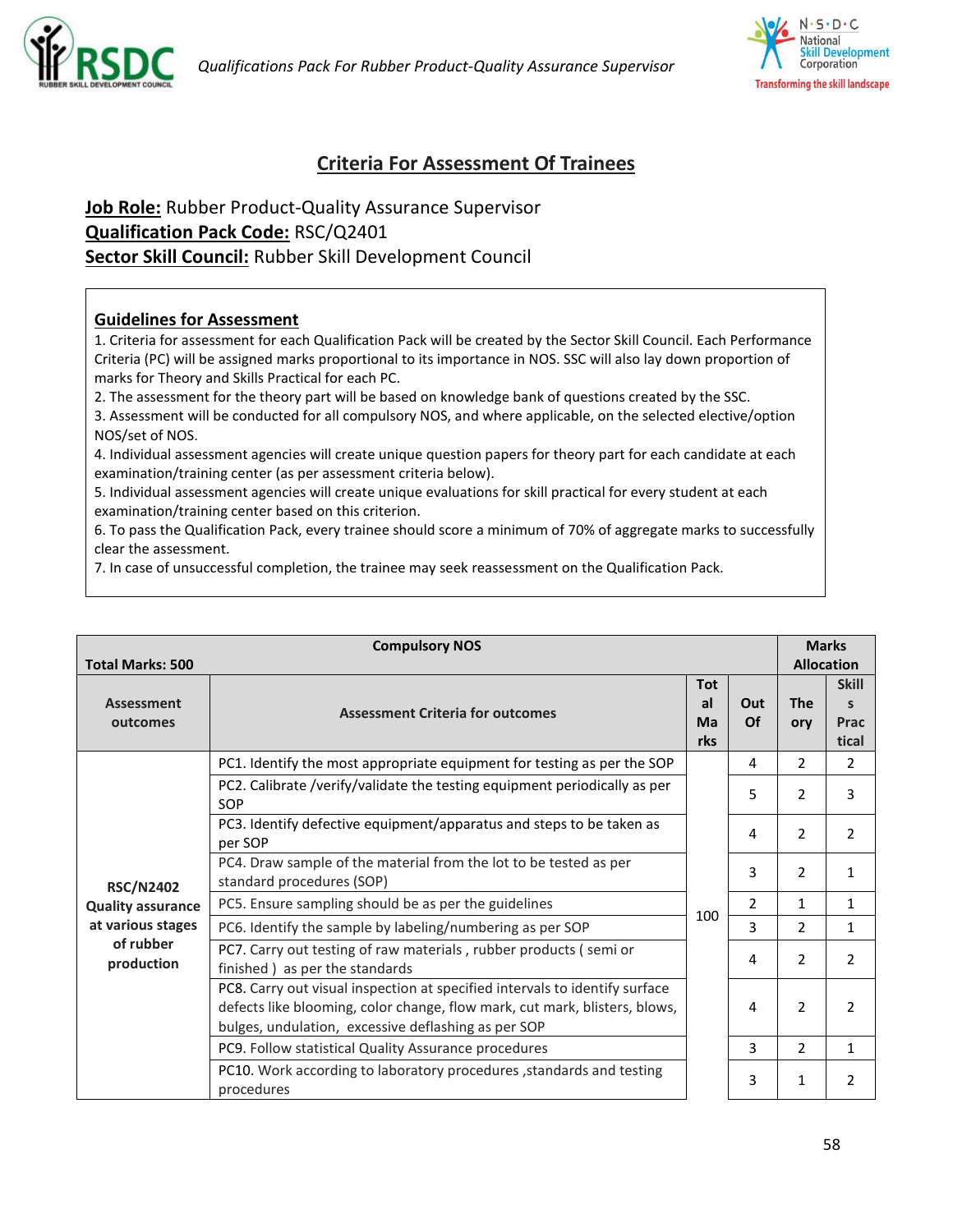## Criteria For Assessment Of Trainees

**Job Role:** Rubber Product-Quality Assurance Supervisor
**Qualification Pack Code:** RSC/Q2401
**Sector Skill Council:** Rubber Skill Development Council

### Guidelines for Assessment

1. Criteria for assessment for each Qualification Pack will be created by the Sector Skill Council. Each Performance Criteria (PC) will be assigned marks proportional to its importance in NOS. SSC will also lay down proportion of marks for Theory and Skills Practical for each PC.
2. The assessment for the theory part will be based on knowledge bank of questions created by the SSC.
3. Assessment will be conducted for all compulsory NOS, and where applicable, on the selected elective/option NOS/set of NOS.
4. Individual assessment agencies will create unique question papers for theory part for each candidate at each examination/training center (as per assessment criteria below).
5. Individual assessment agencies will create unique evaluations for skill practical for every student at each examination/training center based on this criterion.
6. To pass the Qualification Pack, every trainee should score a minimum of 70% of aggregate marks to successfully clear the assessment.
7. In case of unsuccessful completion, the trainee may seek reassessment on the Qualification Pack.

| Total Marks: 500 | Compulsory NOS | | | Marks Allocation | |
|---|---|---|---|---|---|
| Assessment outcomes | Assessment Criteria for outcomes | Total Marks | Out Of | Theory | Skills Practical |
| RSC/N2402 Quality assurance at various stages of rubber production | PC1. Identify the most appropriate equipment for testing as per the SOP | 100 | 4 | 2 | 2 |
| | PC2. Calibrate /verify/validate the testing equipment periodically as per SOP | | 5 | 2 | 3 |
| | PC3. Identify defective equipment/apparatus and steps to be taken as per SOP | | 4 | 2 | 2 |
| | PC4. Draw sample of the material from the lot to be tested as per standard procedures (SOP) | | 3 | 2 | 1 |
| | PC5. Ensure sampling should be as per the guidelines | | 2 | 1 | 1 |
| | PC6. Identify the sample by labeling/numbering as per SOP | | 3 | 2 | 1 |
| | PC7. Carry out testing of raw materials , rubber products ( semi or finished ) as per the standards | | 4 | 2 | 2 |
| | PC8. Carry out visual inspection at specified intervals to identify surface defects like blooming, color change, flow mark, cut mark, blisters, blows, bulges, undulation, excessive deflashing as per SOP | | 4 | 2 | 2 |
| | PC9. Follow statistical Quality Assurance procedures | | 3 | 2 | 1 |
| | PC10. Work according to laboratory procedures ,standards and testing procedures | | 3 | 1 | 2 |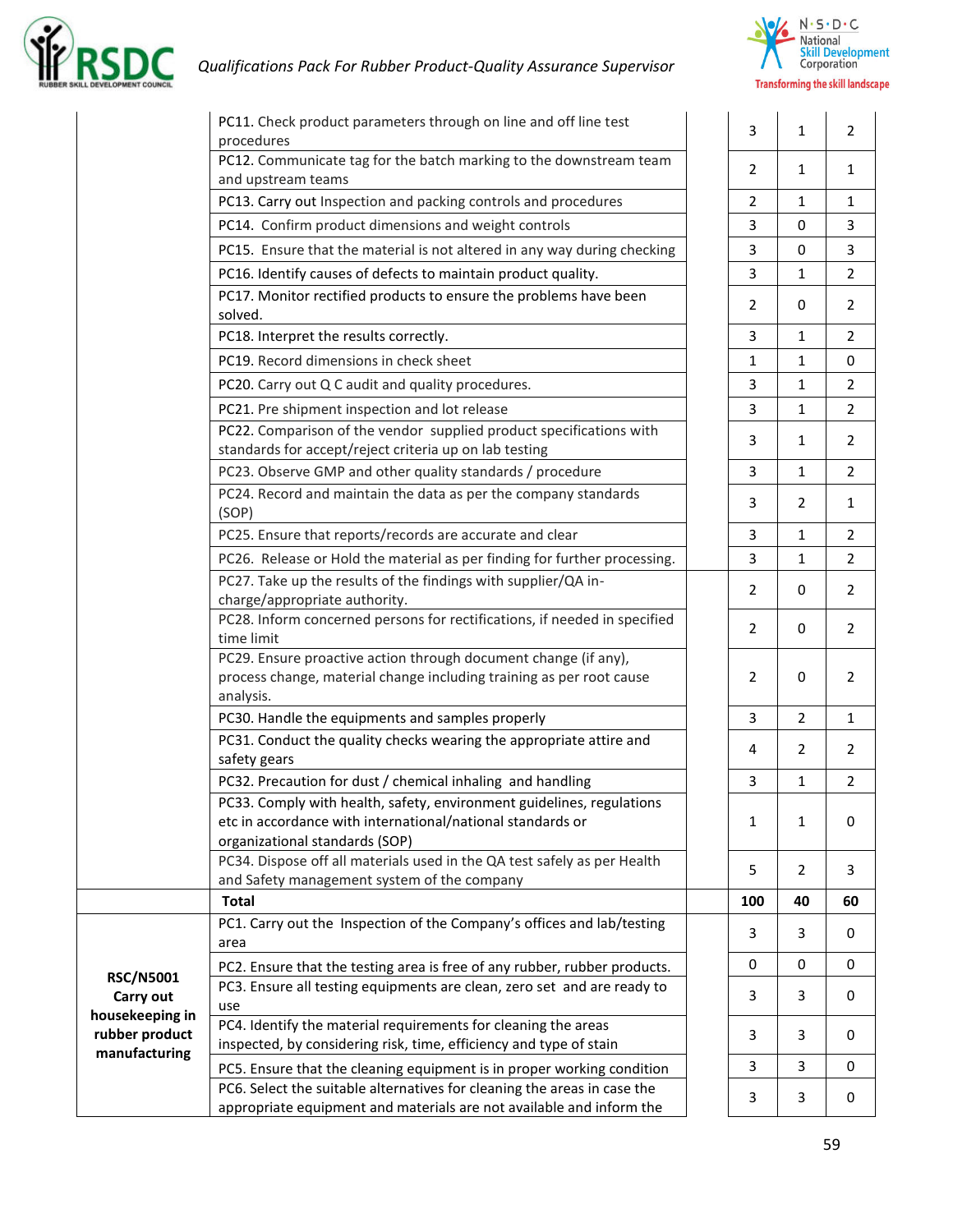| | | | | | |
|---|---|---|---|---|---|
| | PC11. Check product parameters through on line and off line test procedures | | 3 | 1 | 2 |
| | PC12. Communicate tag for the batch marking to the downstream team and upstream teams | | 2 | 1 | 1 |
| | PC13. Carry out Inspection and packing controls and procedures | | 2 | 1 | 1 |
| | PC14. Confirm product dimensions and weight controls | | 3 | 0 | 3 |
| | PC15. Ensure that the material is not altered in any way during checking | | 3 | 0 | 3 |
| | PC16. Identify causes of defects to maintain product quality. | | 3 | 1 | 2 |
| | PC17. Monitor rectified products to ensure the problems have been solved. | | 2 | 0 | 2 |
| | PC18. Interpret the results correctly. | | 3 | 1 | 2 |
| | PC19. Record dimensions in check sheet | | 1 | 1 | 0 |
| | PC20. Carry out Q C audit and quality procedures. | | 3 | 1 | 2 |
| | PC21. Pre shipment inspection and lot release | | 3 | 1 | 2 |
| | PC22. Comparison of the vendor supplied product specifications with standards for accept/reject criteria up on lab testing | | 3 | 1 | 2 |
| | PC23. Observe GMP and other quality standards / procedure | | 3 | 1 | 2 |
| | PC24. Record and maintain the data as per the company standards (SOP) | | 3 | 2 | 1 |
| | PC25. Ensure that reports/records are accurate and clear | | 3 | 1 | 2 |
| | PC26. Release or Hold the material as per finding for further processing. | | 3 | 1 | 2 |
| | PC27. Take up the results of the findings with supplier/QA in-charge/appropriate authority. | | 2 | 0 | 2 |
| | PC28. Inform concerned persons for rectifications, if needed in specified time limit | | 2 | 0 | 2 |
| | PC29. Ensure proactive action through document change (if any), process change, material change including training as per root cause analysis. | | 2 | 0 | 2 |
| | PC30. Handle the equipments and samples properly | | 3 | 2 | 1 |
| | PC31. Conduct the quality checks wearing the appropriate attire and safety gears | | 4 | 2 | 2 |
| | PC32. Precaution for dust / chemical inhaling and handling | | 3 | 1 | 2 |
| | PC33. Comply with health, safety, environment guidelines, regulations etc in accordance with international/national standards or organizational standards (SOP) | | 1 | 1 | 0 |
| | PC34. Dispose off all materials used in the QA test safely as per Health and Safety management system of the company | | 5 | 2 | 3 |
| | **Total** | | **100** | **40** | **60** |
| **RSC/N5001 Carry out housekeeping in rubber product manufacturing** | PC1. Carry out the Inspection of the Company's offices and lab/testing area | | 3 | 3 | 0 |
| | PC2. Ensure that the testing area is free of any rubber, rubber products. | | 0 | 0 | 0 |
| | PC3. Ensure all testing equipments are clean, zero set and are ready to use | | 3 | 3 | 0 |
| | PC4. Identify the material requirements for cleaning the areas inspected, by considering risk, time, efficiency and type of stain | | 3 | 3 | 0 |
| | PC5. Ensure that the cleaning equipment is in proper working condition | | 3 | 3 | 0 |
| | PC6. Select the suitable alternatives for cleaning the areas in case the appropriate equipment and materials are not available and inform the | | 3 | 3 | 0 |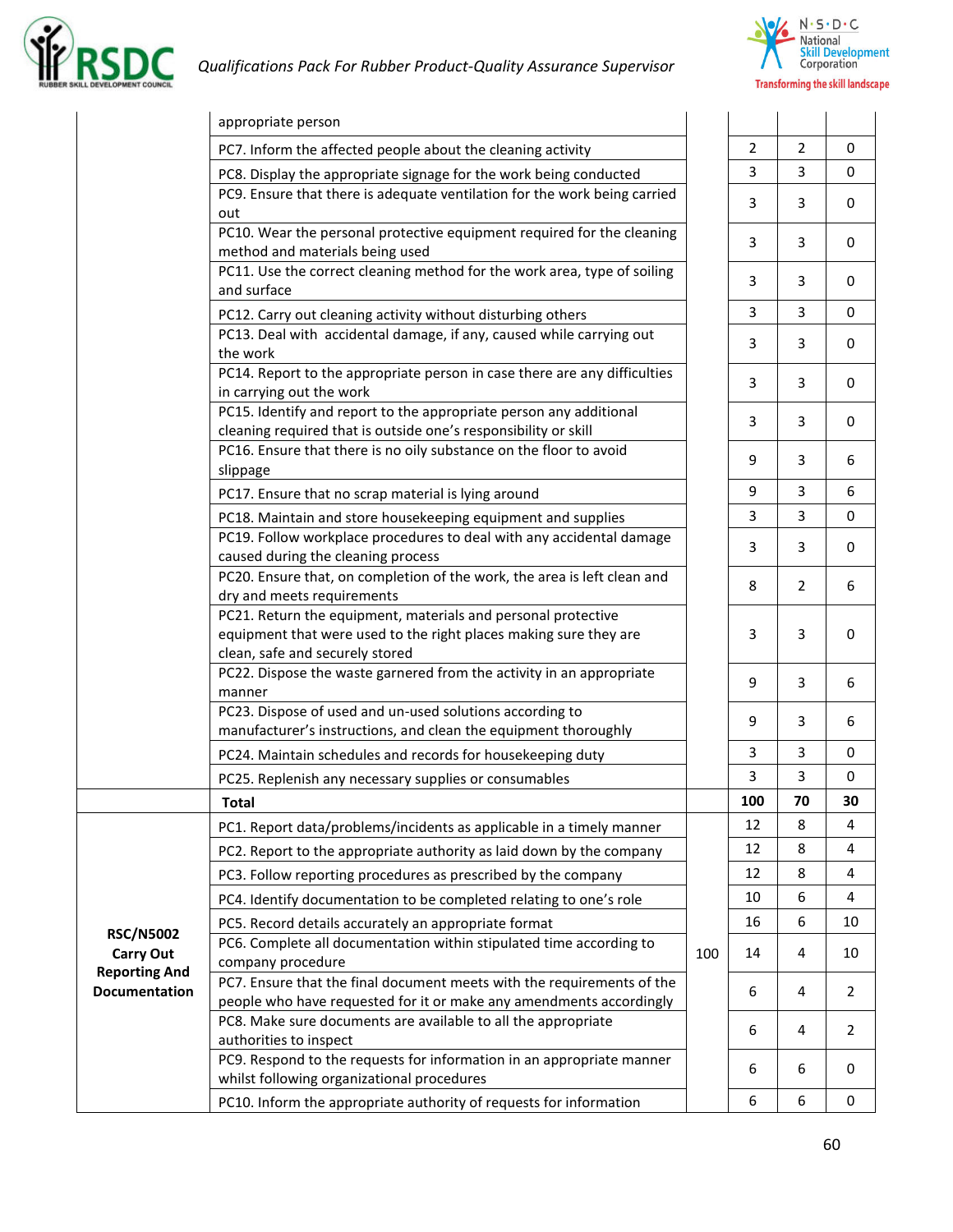| | | | | | |
|---|---|---|---|---|---|
| | appropriate person | | | | |
| | PC7. Inform the affected people about the cleaning activity | | 2 | 2 | 0 |
| | PC8. Display the appropriate signage for the work being conducted | | 3 | 3 | 0 |
| | PC9. Ensure that there is adequate ventilation for the work being carried out | | 3 | 3 | 0 |
| | PC10. Wear the personal protective equipment required for the cleaning method and materials being used | | 3 | 3 | 0 |
| | PC11. Use the correct cleaning method for the work area, type of soiling and surface | | 3 | 3 | 0 |
| | PC12. Carry out cleaning activity without disturbing others | | 3 | 3 | 0 |
| | PC13. Deal with accidental damage, if any, caused while carrying out the work | | 3 | 3 | 0 |
| | PC14. Report to the appropriate person in case there are any difficulties in carrying out the work | | 3 | 3 | 0 |
| | PC15. Identify and report to the appropriate person any additional cleaning required that is outside one's responsibility or skill | | 3 | 3 | 0 |
| | PC16. Ensure that there is no oily substance on the floor to avoid slippage | | 9 | 3 | 6 |
| | PC17. Ensure that no scrap material is lying around | | 9 | 3 | 6 |
| | PC18. Maintain and store housekeeping equipment and supplies | | 3 | 3 | 0 |
| | PC19. Follow workplace procedures to deal with any accidental damage caused during the cleaning process | | 3 | 3 | 0 |
| | PC20. Ensure that, on completion of the work, the area is left clean and dry and meets requirements | | 8 | 2 | 6 |
| | PC21. Return the equipment, materials and personal protective equipment that were used to the right places making sure they are clean, safe and securely stored | | 3 | 3 | 0 |
| | PC22. Dispose the waste garnered from the activity in an appropriate manner | | 9 | 3 | 6 |
| | PC23. Dispose of used and un-used solutions according to manufacturer's instructions, and clean the equipment thoroughly | | 9 | 3 | 6 |
| | PC24. Maintain schedules and records for housekeeping duty | | 3 | 3 | 0 |
| | PC25. Replenish any necessary supplies or consumables | | 3 | 3 | 0 |
| | **Total** | | **100** | **70** | **30** |
| **RSC/N5002 Carry Out Reporting And Documentation** | PC1. Report data/problems/incidents as applicable in a timely manner | 100 | 12 | 8 | 4 |
| | PC2. Report to the appropriate authority as laid down by the company | | 12 | 8 | 4 |
| | PC3. Follow reporting procedures as prescribed by the company | | 12 | 8 | 4 |
| | PC4. Identify documentation to be completed relating to one's role | | 10 | 6 | 4 |
| | PC5. Record details accurately an appropriate format | | 16 | 6 | 10 |
| | PC6. Complete all documentation within stipulated time according to company procedure | | 14 | 4 | 10 |
| | PC7. Ensure that the final document meets with the requirements of the people who have requested for it or make any amendments accordingly | | 6 | 4 | 2 |
| | PC8. Make sure documents are available to all the appropriate authorities to inspect | | 6 | 4 | 2 |
| | PC9. Respond to the requests for information in an appropriate manner whilst following organizational procedures | | 6 | 6 | 0 |
| | PC10. Inform the appropriate authority of requests for information | | 6 | 6 | 0 |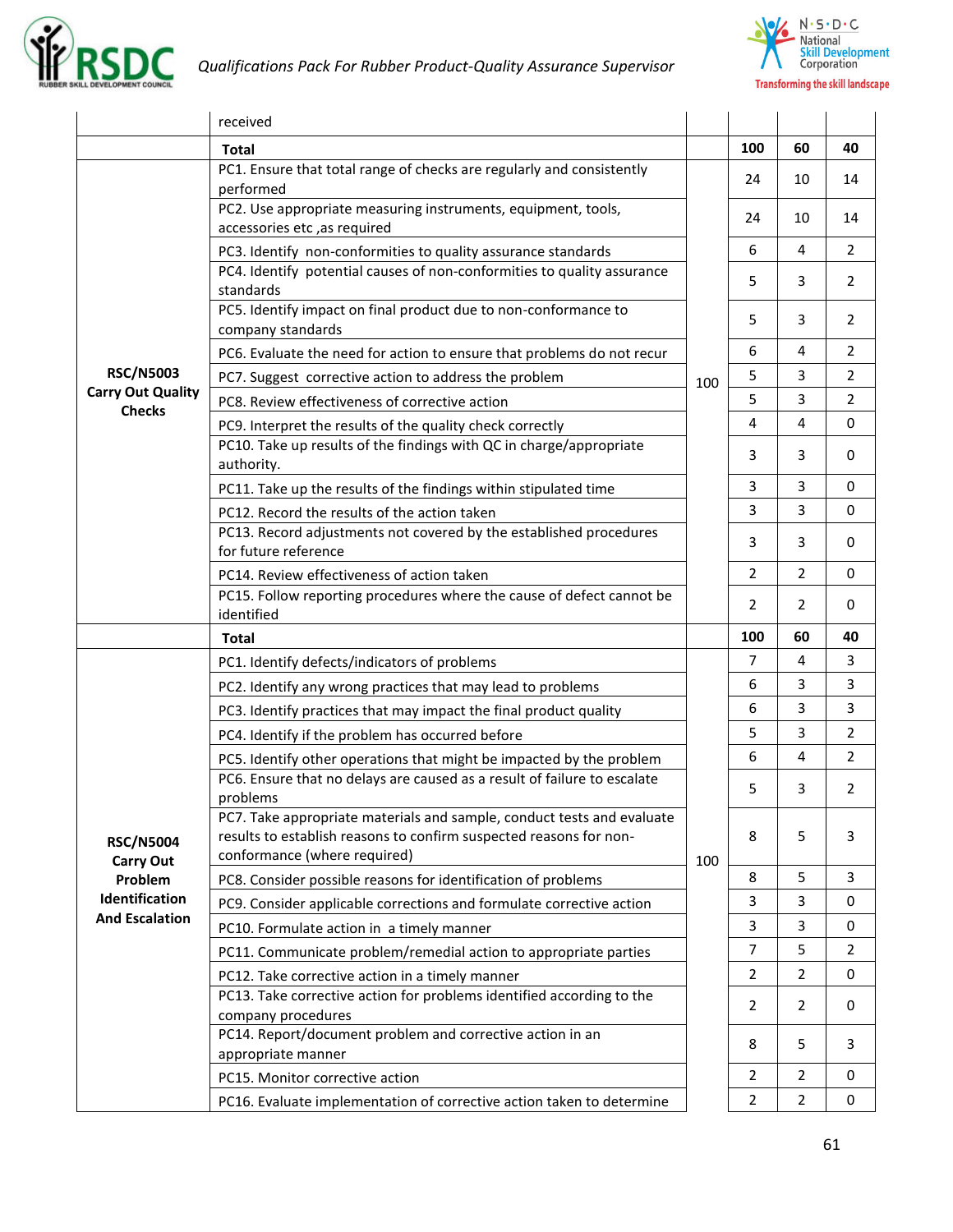| | received | | | | |
|---|---|---|---|---|---|
| | **Total** | | **100** | **60** | **40** |
| **RSC/N5003 Carry Out Quality Checks** | PC1. Ensure that total range of checks are regularly and consistently performed | 100 | 24 | 10 | 14 |
| | PC2. Use appropriate measuring instruments, equipment, tools, accessories etc ,as required | | 24 | 10 | 14 |
| | PC3. Identify non-conformities to quality assurance standards | | 6 | 4 | 2 |
| | PC4. Identify potential causes of non-conformities to quality assurance standards | | 5 | 3 | 2 |
| | PC5. Identify impact on final product due to non-conformance to company standards | | 5 | 3 | 2 |
| | PC6. Evaluate the need for action to ensure that problems do not recur | | 6 | 4 | 2 |
| | PC7. Suggest corrective action to address the problem | | 5 | 3 | 2 |
| | PC8. Review effectiveness of corrective action | | 5 | 3 | 2 |
| | PC9. Interpret the results of the quality check correctly | | 4 | 4 | 0 |
| | PC10. Take up results of the findings with QC in charge/appropriate authority. | | 3 | 3 | 0 |
| | PC11. Take up the results of the findings within stipulated time | | 3 | 3 | 0 |
| | PC12. Record the results of the action taken | | 3 | 3 | 0 |
| | PC13. Record adjustments not covered by the established procedures for future reference | | 3 | 3 | 0 |
| | PC14. Review effectiveness of action taken | | 2 | 2 | 0 |
| | PC15. Follow reporting procedures where the cause of defect cannot be identified | | 2 | 2 | 0 |
| | **Total** | | **100** | **60** | **40** |
| **RSC/N5004 Carry Out Problem Identification And Escalation** | PC1. Identify defects/indicators of problems | 100 | 7 | 4 | 3 |
| | PC2. Identify any wrong practices that may lead to problems | | 6 | 3 | 3 |
| | PC3. Identify practices that may impact the final product quality | | 6 | 3 | 3 |
| | PC4. Identify if the problem has occurred before | | 5 | 3 | 2 |
| | PC5. Identify other operations that might be impacted by the problem | | 6 | 4 | 2 |
| | PC6. Ensure that no delays are caused as a result of failure to escalate problems | | 5 | 3 | 2 |
| | PC7. Take appropriate materials and sample, conduct tests and evaluate results to establish reasons to confirm suspected reasons for non-conformance (where required) | | 8 | 5 | 3 |
| | PC8. Consider possible reasons for identification of problems | | 8 | 5 | 3 |
| | PC9. Consider applicable corrections and formulate corrective action | | 3 | 3 | 0 |
| | PC10. Formulate action in a timely manner | | 3 | 3 | 0 |
| | PC11. Communicate problem/remedial action to appropriate parties | | 7 | 5 | 2 |
| | PC12. Take corrective action in a timely manner | | 2 | 2 | 0 |
| | PC13. Take corrective action for problems identified according to the company procedures | | 2 | 2 | 0 |
| | PC14. Report/document problem and corrective action in an appropriate manner | | 8 | 5 | 3 |
| | PC15. Monitor corrective action | | 2 | 2 | 0 |
| | PC16. Evaluate implementation of corrective action taken to determine | | 2 | 2 | 0 |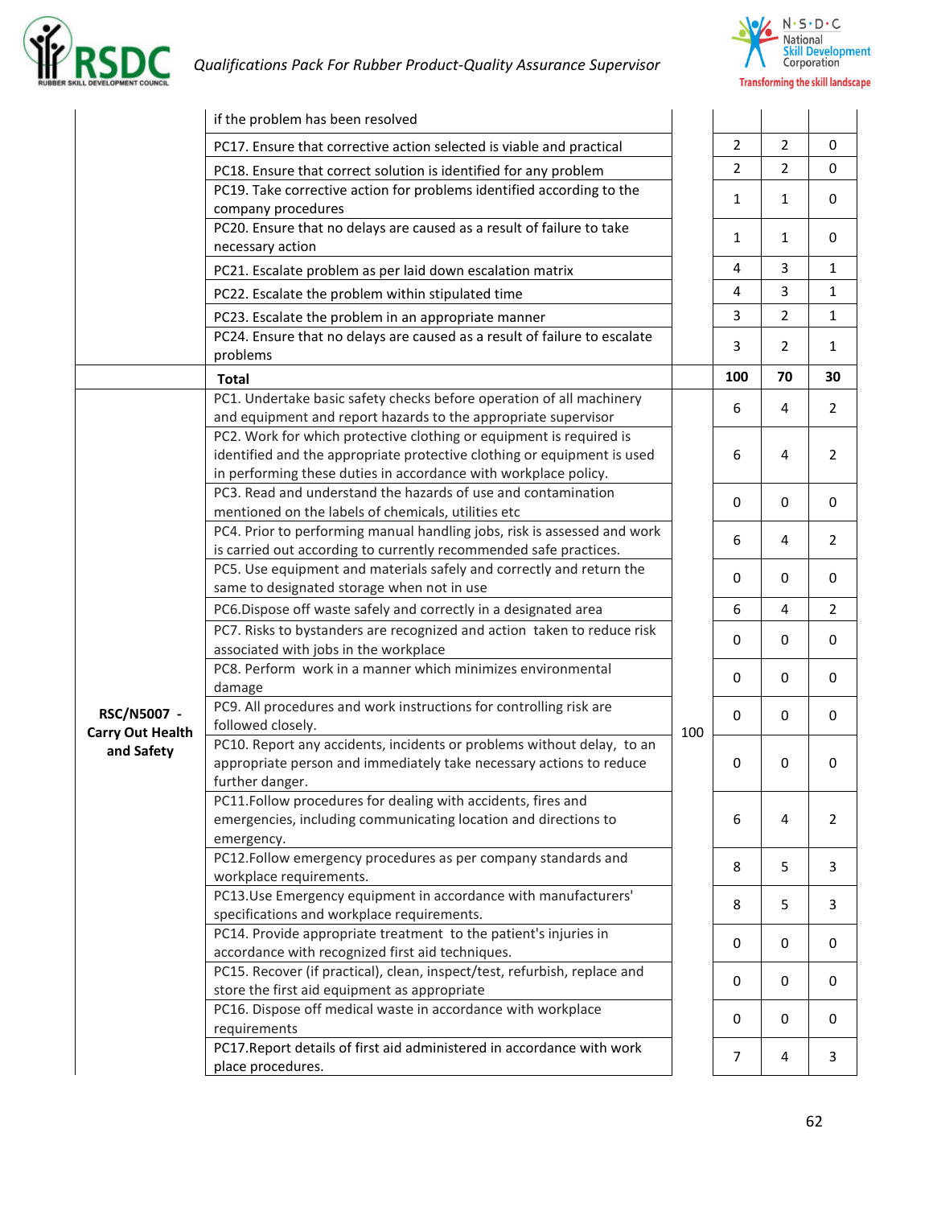| | | | | | |
|---|---|---|---|---|---|
| | if the problem has been resolved | | | | |
| | PC17. Ensure that corrective action selected is viable and practical | | 2 | 2 | 0 |
| | PC18. Ensure that correct solution is identified for any problem | | 2 | 2 | 0 |
| | PC19. Take corrective action for problems identified according to the company procedures | | 1 | 1 | 0 |
| | PC20. Ensure that no delays are caused as a result of failure to take necessary action | | 1 | 1 | 0 |
| | PC21. Escalate problem as per laid down escalation matrix | | 4 | 3 | 1 |
| | PC22. Escalate the problem within stipulated time | | 4 | 3 | 1 |
| | PC23. Escalate the problem in an appropriate manner | | 3 | 2 | 1 |
| | PC24. Ensure that no delays are caused as a result of failure to escalate problems | | 3 | 2 | 1 |
| | **Total** | | **100** | **70** | **30** |
| **RSC/N5007 - Carry Out Health and Safety** | PC1. Undertake basic safety checks before operation of all machinery and equipment and report hazards to the appropriate supervisor | 100 | 6 | 4 | 2 |
| | PC2. Work for which protective clothing or equipment is required is identified and the appropriate protective clothing or equipment is used in performing these duties in accordance with workplace policy. | | 6 | 4 | 2 |
| | PC3. Read and understand the hazards of use and contamination mentioned on the labels of chemicals, utilities etc | | 0 | 0 | 0 |
| | PC4. Prior to performing manual handling jobs, risk is assessed and work is carried out according to currently recommended safe practices. | | 6 | 4 | 2 |
| | PC5. Use equipment and materials safely and correctly and return the same to designated storage when not in use | | 0 | 0 | 0 |
| | PC6.Dispose off waste safely and correctly in a designated area | | 6 | 4 | 2 |
| | PC7. Risks to bystanders are recognized and action taken to reduce risk associated with jobs in the workplace | | 0 | 0 | 0 |
| | PC8. Perform work in a manner which minimizes environmental damage | | 0 | 0 | 0 |
| | PC9. All procedures and work instructions for controlling risk are followed closely. | | 0 | 0 | 0 |
| | PC10. Report any accidents, incidents or problems without delay, to an appropriate person and immediately take necessary actions to reduce further danger. | | 0 | 0 | 0 |
| | PC11.Follow procedures for dealing with accidents, fires and emergencies, including communicating location and directions to emergency. | | 6 | 4 | 2 |
| | PC12.Follow emergency procedures as per company standards and workplace requirements. | | 8 | 5 | 3 |
| | PC13.Use Emergency equipment in accordance with manufacturers' specifications and workplace requirements. | | 8 | 5 | 3 |
| | PC14. Provide appropriate treatment to the patient's injuries in accordance with recognized first aid techniques. | | 0 | 0 | 0 |
| | PC15. Recover (if practical), clean, inspect/test, refurbish, replace and store the first aid equipment as appropriate | | 0 | 0 | 0 |
| | PC16. Dispose off medical waste in accordance with workplace requirements | | 0 | 0 | 0 |
| | PC17.Report details of first aid administered in accordance with work place procedures. | | 7 | 4 | 3 |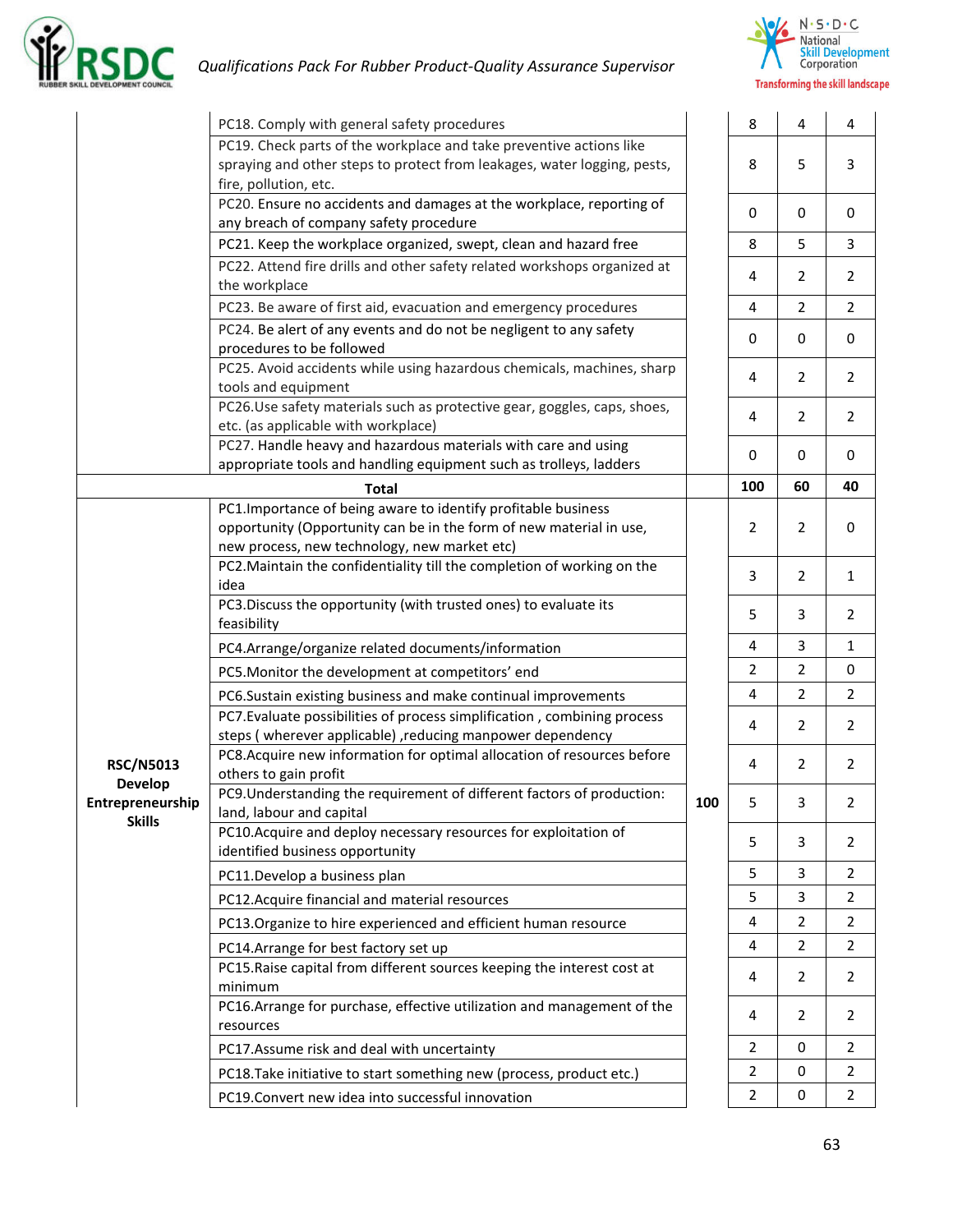| | | | | | |
|---|---|---|---|---|---|
| | PC18. Comply with general safety procedures | | 8 | 4 | 4 |
| | PC19. Check parts of the workplace and take preventive actions like spraying and other steps to protect from leakages, water logging, pests, fire, pollution, etc. | | 8 | 5 | 3 |
| | PC20. Ensure no accidents and damages at the workplace, reporting of any breach of company safety procedure | | 0 | 0 | 0 |
| | PC21. Keep the workplace organized, swept, clean and hazard free | | 8 | 5 | 3 |
| | PC22. Attend fire drills and other safety related workshops organized at the workplace | | 4 | 2 | 2 |
| | PC23. Be aware of first aid, evacuation and emergency procedures | | 4 | 2 | 2 |
| | PC24. Be alert of any events and do not be negligent to any safety procedures to be followed | | 0 | 0 | 0 |
| | PC25. Avoid accidents while using hazardous chemicals, machines, sharp tools and equipment | | 4 | 2 | 2 |
| | PC26.Use safety materials such as protective gear, goggles, caps, shoes, etc. (as applicable with workplace) | | 4 | 2 | 2 |
| | PC27. Handle heavy and hazardous materials with care and using appropriate tools and handling equipment such as trolleys, ladders | | 0 | 0 | 0 |
| **Total** | | | **100** | **60** | **40** |
| **RSC/N5013 Develop Entrepreneurship Skills** | PC1.Importance of being aware to identify profitable business opportunity (Opportunity can be in the form of new material in use, new process, new technology, new market etc) | **100** | 2 | 2 | 0 |
| | PC2.Maintain the confidentiality till the completion of working on the idea | | 3 | 2 | 1 |
| | PC3.Discuss the opportunity (with trusted ones) to evaluate its feasibility | | 5 | 3 | 2 |
| | PC4.Arrange/organize related documents/information | | 4 | 3 | 1 |
| | PC5.Monitor the development at competitors' end | | 2 | 2 | 0 |
| | PC6.Sustain existing business and make continual improvements | | 4 | 2 | 2 |
| | PC7.Evaluate possibilities of process simplification , combining process steps ( wherever applicable) ,reducing manpower dependency | | 4 | 2 | 2 |
| | PC8.Acquire new information for optimal allocation of resources before others to gain profit | | 4 | 2 | 2 |
| | PC9.Understanding the requirement of different factors of production: land, labour and capital | | 5 | 3 | 2 |
| | PC10.Acquire and deploy necessary resources for exploitation of identified business opportunity | | 5 | 3 | 2 |
| | PC11.Develop a business plan | | 5 | 3 | 2 |
| | PC12.Acquire financial and material resources | | 5 | 3 | 2 |
| | PC13.Organize to hire experienced and efficient human resource | | 4 | 2 | 2 |
| | PC14.Arrange for best factory set up | | 4 | 2 | 2 |
| | PC15.Raise capital from different sources keeping the interest cost at minimum | | 4 | 2 | 2 |
| | PC16.Arrange for purchase, effective utilization and management of the resources | | 4 | 2 | 2 |
| | PC17.Assume risk and deal with uncertainty | | 2 | 0 | 2 |
| | PC18.Take initiative to start something new (process, product etc.) | | 2 | 0 | 2 |
| | PC19.Convert new idea into successful innovation | | 2 | 0 | 2 |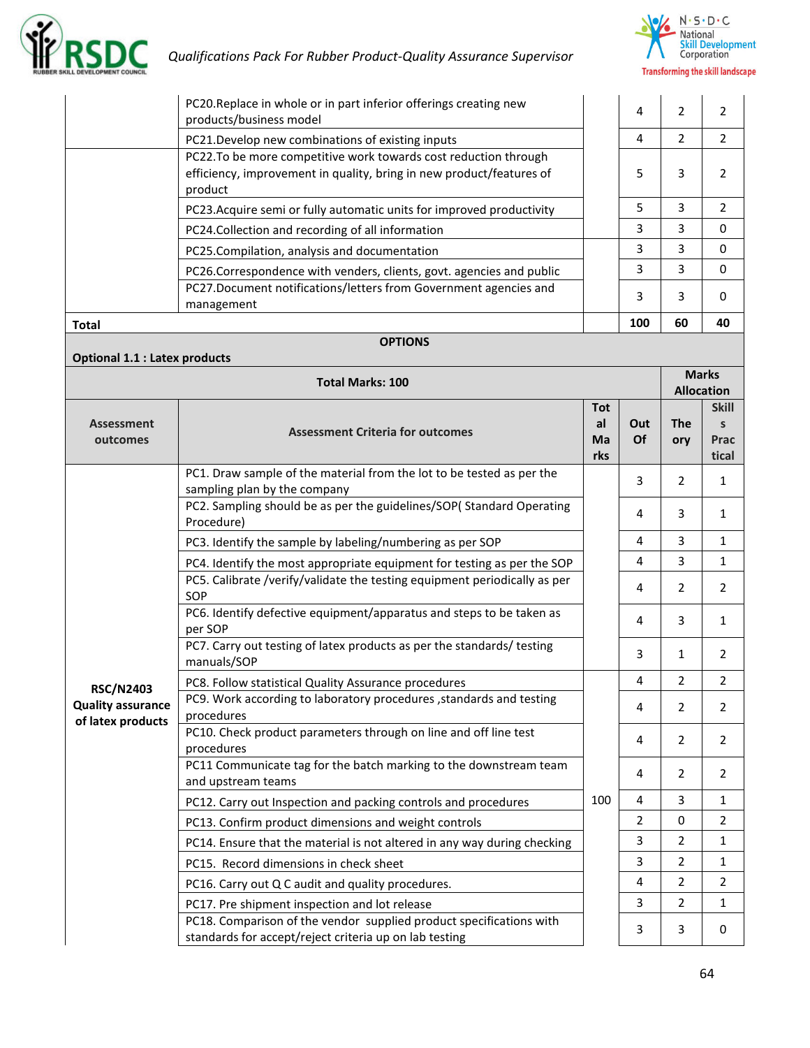| | | | | | |
|---|---|---|---|---|---|
| | PC20.Replace in whole or in part inferior offerings creating new products/business model | | 4 | 2 | 2 |
| | PC21.Develop new combinations of existing inputs | | 4 | 2 | 2 |
| | PC22.To be more competitive work towards cost reduction through efficiency, improvement in quality, bring in new product/features of product | | 5 | 3 | 2 |
| | PC23.Acquire semi or fully automatic units for improved productivity | | 5 | 3 | 2 |
| | PC24.Collection and recording of all information | | 3 | 3 | 0 |
| | PC25.Compilation, analysis and documentation | | 3 | 3 | 0 |
| | PC26.Correspondence with venders, clients, govt. agencies and public | | 3 | 3 | 0 |
| | PC27.Document notifications/letters from Government agencies and management | | 3 | 3 | 0 |
| **Total** | | | **100** | **60** | **40** |

**OPTIONS**

**Optional 1.1 : Latex products**

| **Total Marks: 100** | | | | **Marks Allocation** | |
|---|---|---|---|---|---|
| **Assessment outcomes** | **Assessment Criteria for outcomes** | **Total Marks** | **Out Of** | **Theory** | **Skills Practical** |
| **RSC/N2403 Quality assurance of latex products** | PC1. Draw sample of the material from the lot to be tested as per the sampling plan by the company | 100 | 3 | 2 | 1 |
| | PC2. Sampling should be as per the guidelines/SOP( Standard Operating Procedure) | | 4 | 3 | 1 |
| | PC3. Identify the sample by labeling/numbering as per SOP | | 4 | 3 | 1 |
| | PC4. Identify the most appropriate equipment for testing as per the SOP | | 4 | 3 | 1 |
| | PC5. Calibrate /verify/validate the testing equipment periodically as per SOP | | 4 | 2 | 2 |
| | PC6. Identify defective equipment/apparatus and steps to be taken as per SOP | | 4 | 3 | 1 |
| | PC7. Carry out testing of latex products as per the standards/ testing manuals/SOP | | 3 | 1 | 2 |
| | PC8. Follow statistical Quality Assurance procedures | | 4 | 2 | 2 |
| | PC9. Work according to laboratory procedures ,standards and testing procedures | | 4 | 2 | 2 |
| | PC10. Check product parameters through on line and off line test procedures | | 4 | 2 | 2 |
| | PC11 Communicate tag for the batch marking to the downstream team and upstream teams | | 4 | 2 | 2 |
| | PC12. Carry out Inspection and packing controls and procedures | | 4 | 3 | 1 |
| | PC13. Confirm product dimensions and weight controls | | 2 | 0 | 2 |
| | PC14. Ensure that the material is not altered in any way during checking | | 3 | 2 | 1 |
| | PC15. Record dimensions in check sheet | | 3 | 2 | 1 |
| | PC16. Carry out Q C audit and quality procedures. | | 4 | 2 | 2 |
| | PC17. Pre shipment inspection and lot release | | 3 | 2 | 1 |
| | PC18. Comparison of the vendor supplied product specifications with standards for accept/reject criteria up on lab testing | | 3 | 3 | 0 |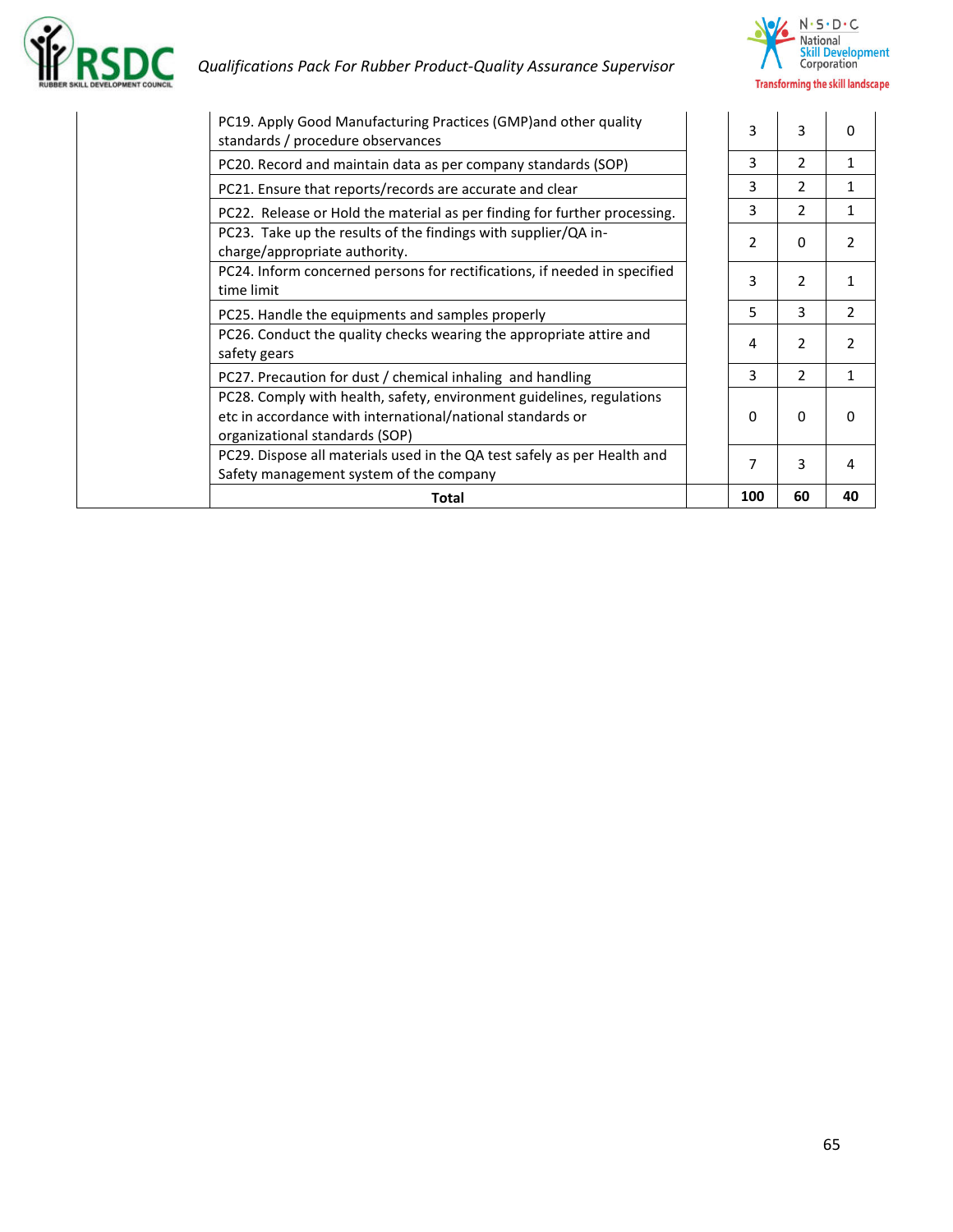| | | | | | |
|---|---|---|---|---|---|
| | PC19. Apply Good Manufacturing Practices (GMP)and other quality standards / procedure observances | | 3 | 3 | 0 |
| | PC20. Record and maintain data as per company standards (SOP) | | 3 | 2 | 1 |
| | PC21. Ensure that reports/records are accurate and clear | | 3 | 2 | 1 |
| | PC22. Release or Hold the material as per finding for further processing. | | 3 | 2 | 1 |
| | PC23. Take up the results of the findings with supplier/QA in-charge/appropriate authority. | | 2 | 0 | 2 |
| | PC24. Inform concerned persons for rectifications, if needed in specified time limit | | 3 | 2 | 1 |
| | PC25. Handle the equipments and samples properly | | 5 | 3 | 2 |
| | PC26. Conduct the quality checks wearing the appropriate attire and safety gears | | 4 | 2 | 2 |
| | PC27. Precaution for dust / chemical inhaling and handling | | 3 | 2 | 1 |
| | PC28. Comply with health, safety, environment guidelines, regulations etc in accordance with international/national standards or organizational standards (SOP) | | 0 | 0 | 0 |
| | PC29. Dispose all materials used in the QA test safely as per Health and Safety management system of the company | | 7 | 3 | 4 |
| | **Total** | | **100** | **60** | **40** |